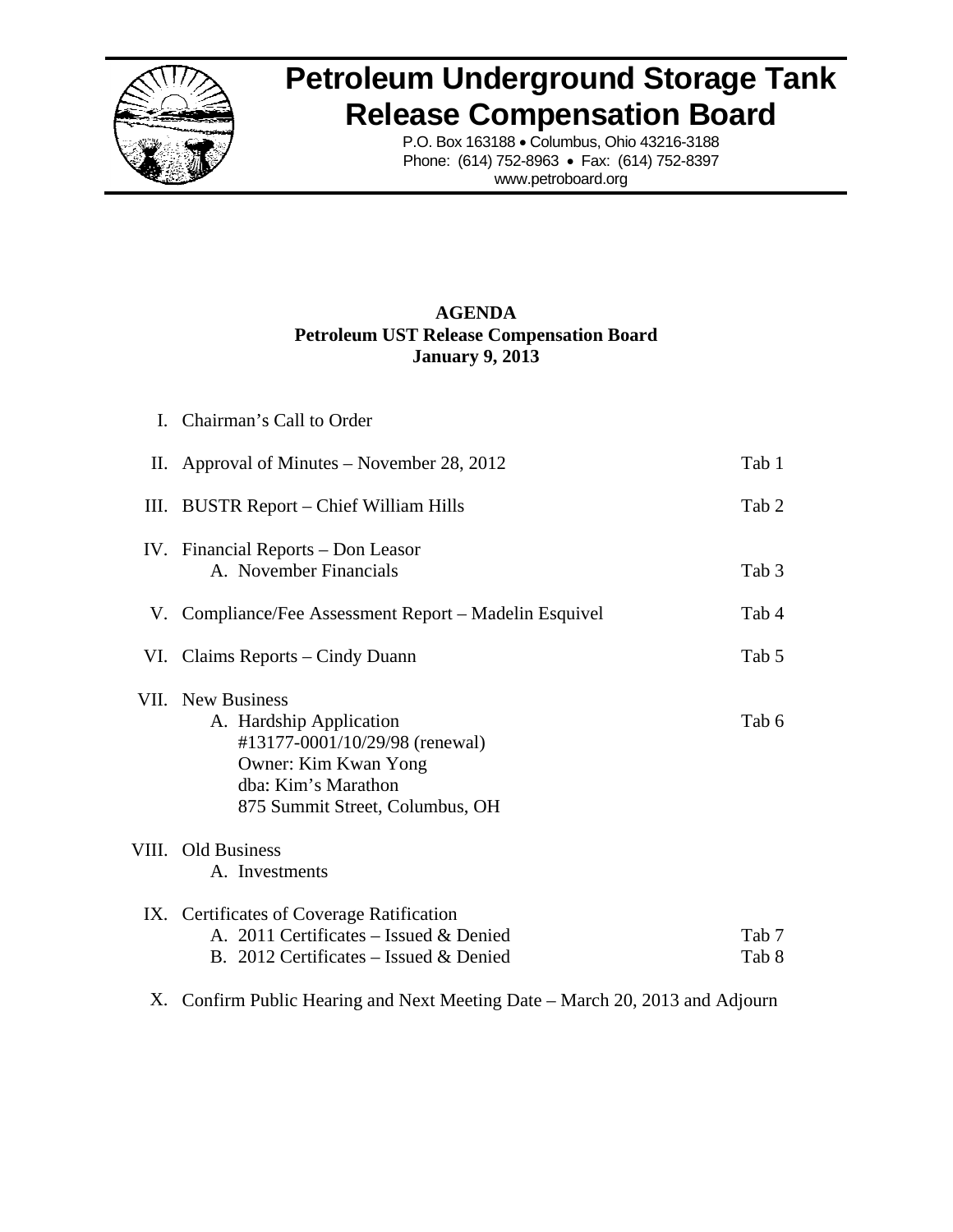# Petroleum Underground Storage Tank Release Compensation Board

P.O. Box 163188 • Columbus, Ohio 43216-3188
Phone: (614) 752-8963 • Fax: (614) 752-8397
www.petroboard.org

**AGENDA**
**Petroleum UST Release Compensation Board**
**January 9, 2013**

| | | |
|---|---|---|
| I. | Chairman's Call to Order | |
| II. | Approval of Minutes – November 28, 2012 | Tab 1 |
| III. | BUSTR Report – Chief William Hills | Tab 2 |
| IV. | Financial Reports – Don Leasor<br>A. November Financials | <br>Tab 3 |
| V. | Compliance/Fee Assessment Report – Madelin Esquivel | Tab 4 |
| VI. | Claims Reports – Cindy Duann | Tab 5 |
| VII. | New Business<br>A. Hardship Application<br>#13177-0001/10/29/98 (renewal)<br>Owner: Kim Kwan Yong<br>dba: Kim's Marathon<br>875 Summit Street, Columbus, OH | <br>Tab 6 |
| VIII. | Old Business<br>A. Investments | |
| IX. | Certificates of Coverage Ratification<br>A. 2011 Certificates – Issued & Denied<br>B. 2012 Certificates – Issued & Denied | <br>Tab 7<br>Tab 8 |
| X. | Confirm Public Hearing and Next Meeting Date – March 20, 2013 and Adjourn | |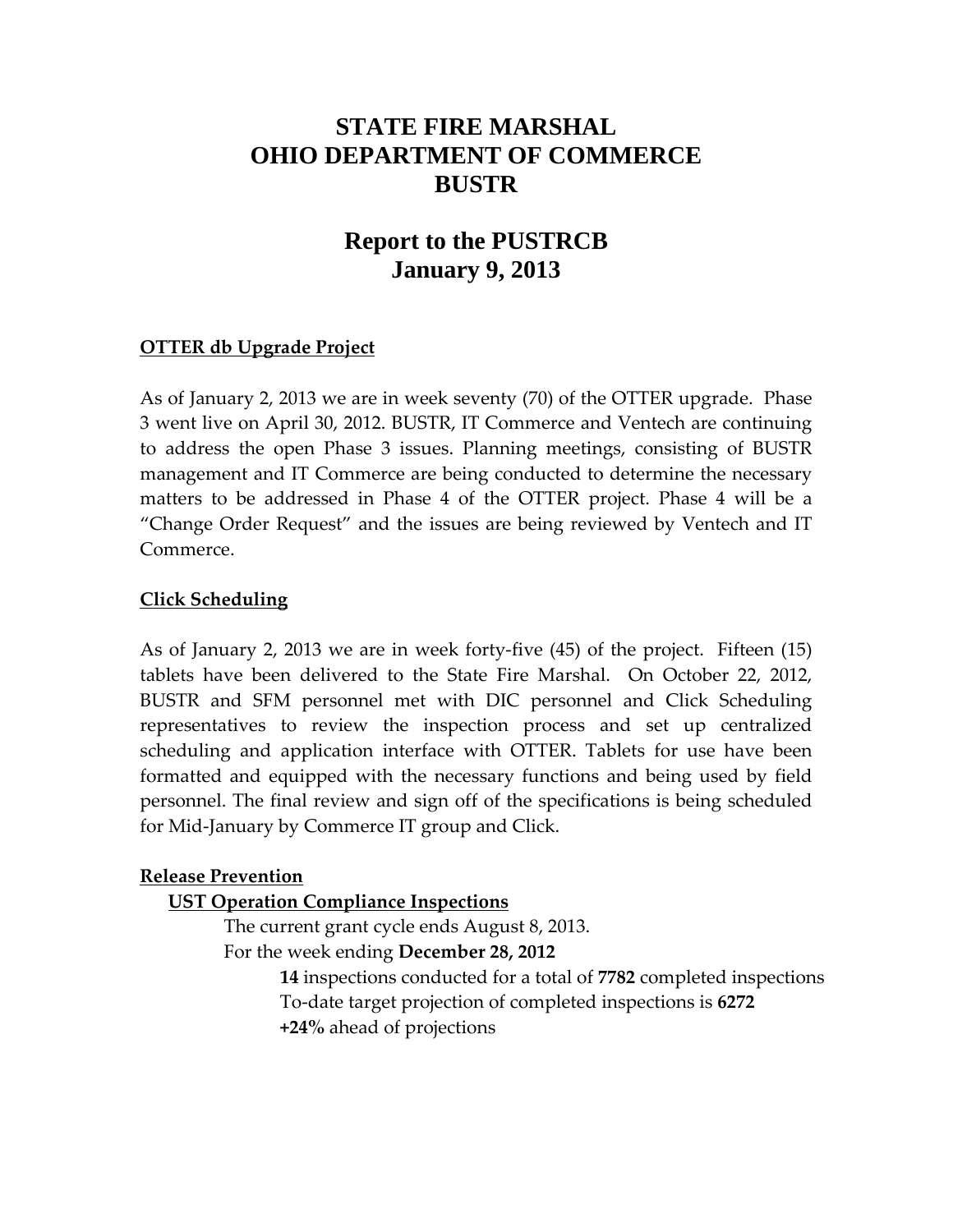# STATE FIRE MARSHAL
# OHIO DEPARTMENT OF COMMERCE
# BUSTR

## Report to the PUSTRCB
## January 9, 2013

**OTTER db Upgrade Project**

As of January 2, 2013 we are in week seventy (70) of the OTTER upgrade. Phase 3 went live on April 30, 2012. BUSTR, IT Commerce and Ventech are continuing to address the open Phase 3 issues. Planning meetings, consisting of BUSTR management and IT Commerce are being conducted to determine the necessary matters to be addressed in Phase 4 of the OTTER project. Phase 4 will be a "Change Order Request" and the issues are being reviewed by Ventech and IT Commerce.

**Click Scheduling**

As of January 2, 2013 we are in week forty-five (45) of the project. Fifteen (15) tablets have been delivered to the State Fire Marshal. On October 22, 2012, BUSTR and SFM personnel met with DIC personnel and Click Scheduling representatives to review the inspection process and set up centralized scheduling and application interface with OTTER. Tablets for use have been formatted and equipped with the necessary functions and being used by field personnel. The final review and sign off of the specifications is being scheduled for Mid-January by Commerce IT group and Click.

**Release Prevention**

**UST Operation Compliance Inspections**

The current grant cycle ends August 8, 2013.

For the week ending **December 28, 2012**

**14** inspections conducted for a total of **7782** completed inspections

To-date target projection of completed inspections is **6272**

**+24%** ahead of projections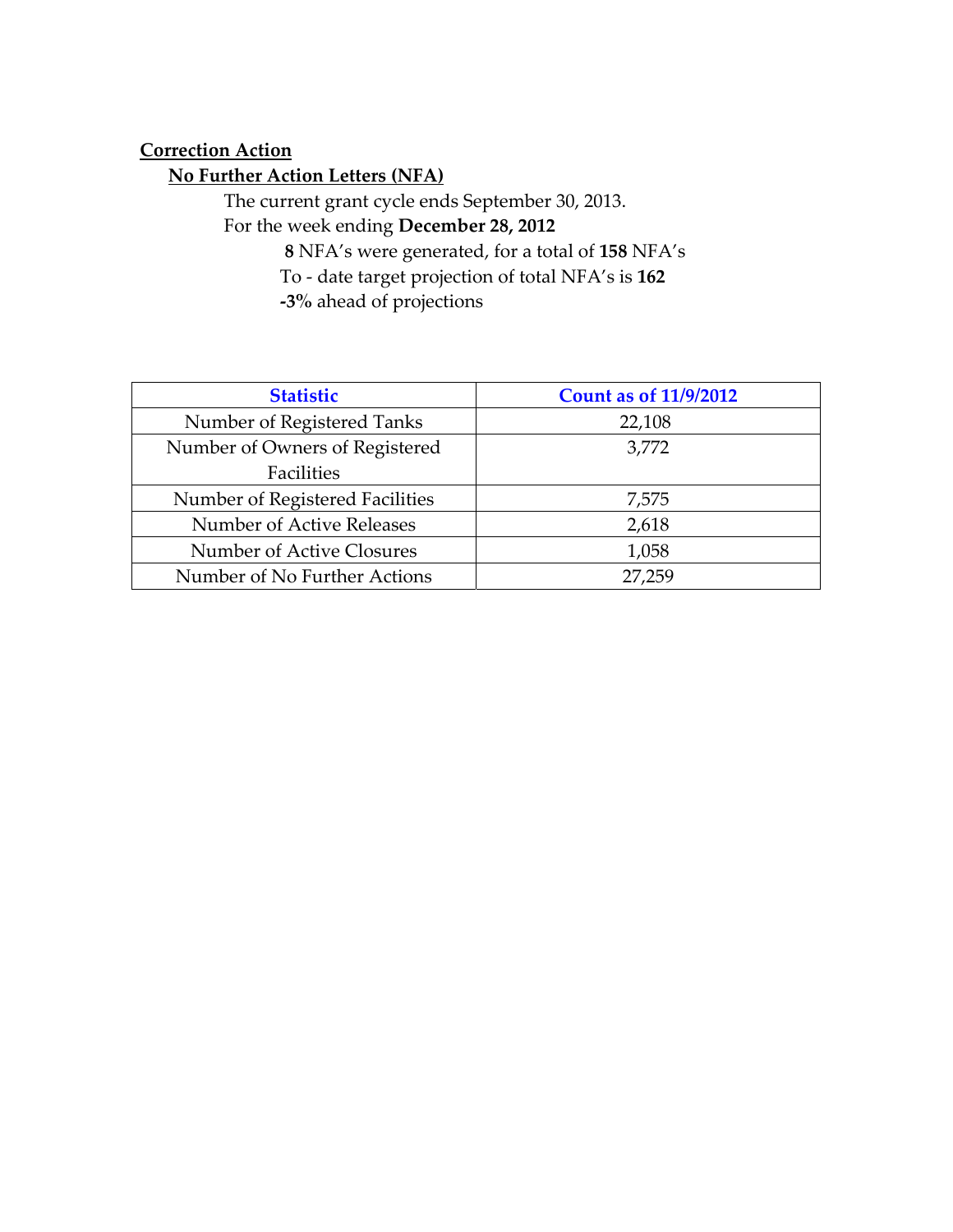## Correction Action

### No Further Action Letters (NFA)

The current grant cycle ends September 30, 2013.

For the week ending **December 28, 2012**

**8** NFA's were generated, for a total of **158** NFA's

To - date target projection of total NFA's is **162**

**-3%** ahead of projections

| Statistic | Count as of 11/9/2012 |
|---|---|
| Number of Registered Tanks | 22,108 |
| Number of Owners of Registered Facilities | 3,772 |
| Number of Registered Facilities | 7,575 |
| Number of Active Releases | 2,618 |
| Number of Active Closures | 1,058 |
| Number of No Further Actions | 27,259 |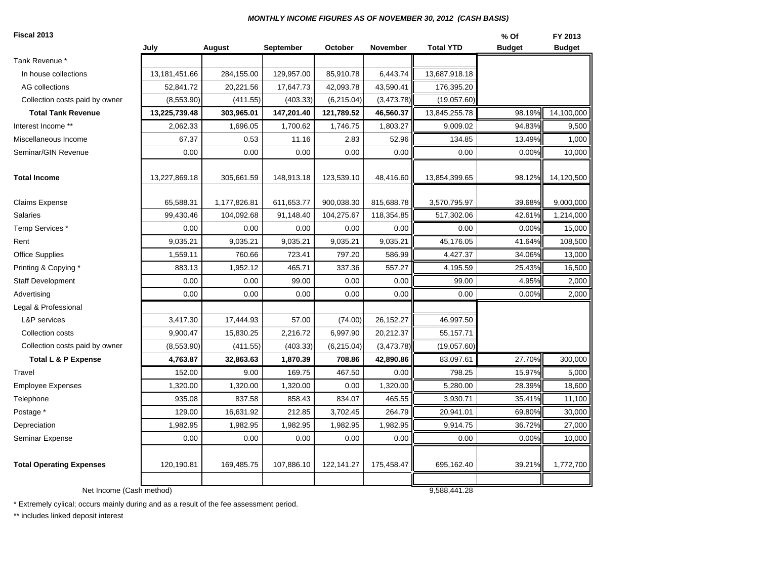***MONTHLY INCOME FIGURES AS OF NOVEMBER 30, 2012 (CASH BASIS)***

**Fiscal 2013**

| | July | August | September | October | November | Total YTD | % Of Budget | FY 2013 Budget |
|---|---|---|---|---|---|---|---|---|
| Tank Revenue * | | | | | | | | |
| In house collections | 13,181,451.66 | 284,155.00 | 129,957.00 | 85,910.78 | 6,443.74 | 13,687,918.18 | | |
| AG collections | 52,841.72 | 20,221.56 | 17,647.73 | 42,093.78 | 43,590.41 | 176,395.20 | | |
| Collection costs paid by owner | (8,553.90) | (411.55) | (403.33) | (6,215.04) | (3,473.78) | (19,057.60) | | |
| **Total Tank Revenue** | **13,225,739.48** | **303,965.01** | **147,201.40** | **121,789.52** | **46,560.37** | 13,845,255.78 | 98.19% | 14,100,000 |
| Interest Income ** | 2,062.33 | 1,696.05 | 1,700.62 | 1,746.75 | 1,803.27 | 9,009.02 | 94.83% | 9,500 |
| Miscellaneous Income | 67.37 | 0.53 | 11.16 | 2.83 | 52.96 | 134.85 | 13.49% | 1,000 |
| Seminar/GIN Revenue | 0.00 | 0.00 | 0.00 | 0.00 | 0.00 | 0.00 | 0.00% | 10,000 |
| **Total Income** | 13,227,869.18 | 305,661.59 | 148,913.18 | 123,539.10 | 48,416.60 | 13,854,399.65 | 98.12% | 14,120,500 |
| Claims Expense | 65,588.31 | 1,177,826.81 | 611,653.77 | 900,038.30 | 815,688.78 | 3,570,795.97 | 39.68% | 9,000,000 |
| Salaries | 99,430.46 | 104,092.68 | 91,148.40 | 104,275.67 | 118,354.85 | 517,302.06 | 42.61% | 1,214,000 |
| Temp Services * | 0.00 | 0.00 | 0.00 | 0.00 | 0.00 | 0.00 | 0.00% | 15,000 |
| Rent | 9,035.21 | 9,035.21 | 9,035.21 | 9,035.21 | 9,035.21 | 45,176.05 | 41.64% | 108,500 |
| Office Supplies | 1,559.11 | 760.66 | 723.41 | 797.20 | 586.99 | 4,427.37 | 34.06% | 13,000 |
| Printing & Copying * | 883.13 | 1,952.12 | 465.71 | 337.36 | 557.27 | 4,195.59 | 25.43% | 16,500 |
| Staff Development | 0.00 | 0.00 | 99.00 | 0.00 | 0.00 | 99.00 | 4.95% | 2,000 |
| Advertising | 0.00 | 0.00 | 0.00 | 0.00 | 0.00 | 0.00 | 0.00% | 2,000 |
| Legal & Professional | | | | | | | | |
| L&P services | 3,417.30 | 17,444.93 | 57.00 | (74.00) | 26,152.27 | 46,997.50 | | |
| Collection costs | 9,900.47 | 15,830.25 | 2,216.72 | 6,997.90 | 20,212.37 | 55,157.71 | | |
| Collection costs paid by owner | (8,553.90) | (411.55) | (403.33) | (6,215.04) | (3,473.78) | (19,057.60) | | |
| **Total L & P Expense** | **4,763.87** | **32,863.63** | **1,870.39** | **708.86** | **42,890.86** | 83,097.61 | 27.70% | 300,000 |
| Travel | 152.00 | 9.00 | 169.75 | 467.50 | 0.00 | 798.25 | 15.97% | 5,000 |
| Employee Expenses | 1,320.00 | 1,320.00 | 1,320.00 | 0.00 | 1,320.00 | 5,280.00 | 28.39% | 18,600 |
| Telephone | 935.08 | 837.58 | 858.43 | 834.07 | 465.55 | 3,930.71 | 35.41% | 11,100 |
| Postage * | 129.00 | 16,631.92 | 212.85 | 3,702.45 | 264.79 | 20,941.01 | 69.80% | 30,000 |
| Depreciation | 1,982.95 | 1,982.95 | 1,982.95 | 1,982.95 | 1,982.95 | 9,914.75 | 36.72% | 27,000 |
| Seminar Expense | 0.00 | 0.00 | 0.00 | 0.00 | 0.00 | 0.00 | 0.00% | 10,000 |
| **Total Operating Expenses** | 120,190.81 | 169,485.75 | 107,886.10 | 122,141.27 | 175,458.47 | 695,162.40 | 39.21% | 1,772,700 |
| Net Income (Cash method) | | | | | | 9,588,441.28 | | |

\* Extremely cylical; occurs mainly during and as a result of the fee assessment period.

** includes linked deposit interest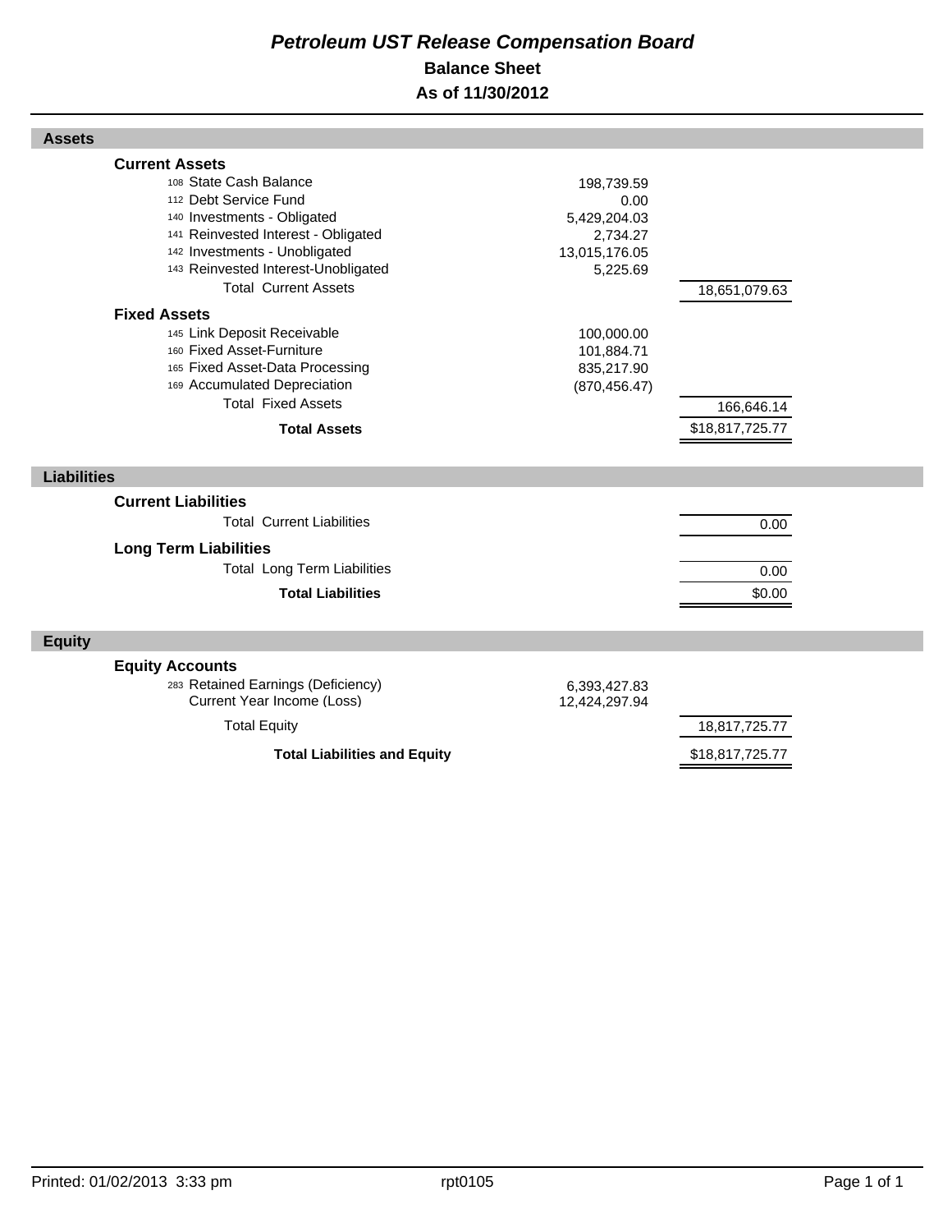# *Petroleum UST Release Compensation Board*

## Balance Sheet

## As of 11/30/2012

| | | |
|---|---|---|
| **Assets** | | |
| **Current Assets** | | |
| 108 State Cash Balance | 198,739.59 | |
| 112 Debt Service Fund | 0.00 | |
| 140 Investments - Obligated | 5,429,204.03 | |
| 141 Reinvested Interest - Obligated | 2,734.27 | |
| 142 Investments - Unobligated | 13,015,176.05 | |
| 143 Reinvested Interest-Unobligated | 5,225.69 | |
| Total Current Assets | | 18,651,079.63 |
| **Fixed Assets** | | |
| 145 Link Deposit Receivable | 100,000.00 | |
| 160 Fixed Asset-Furniture | 101,884.71 | |
| 165 Fixed Asset-Data Processing | 835,217.90 | |
| 169 Accumulated Depreciation | (870,456.47) | |
| Total Fixed Assets | | 166,646.14 |
| **Total Assets** | | $18,817,725.77 |
| **Liabilities** | | |
| **Current Liabilities** | | |
| Total Current Liabilities | | 0.00 |
| **Long Term Liabilities** | | |
| Total Long Term Liabilities | | 0.00 |
| **Total Liabilities** | | $0.00 |
| **Equity** | | |
| **Equity Accounts** | | |
| 283 Retained Earnings (Deficiency) | 6,393,427.83 | |
| Current Year Income (Loss) | 12,424,297.94 | |
| Total Equity | | 18,817,725.77 |
| **Total Liabilities and Equity** | | $18,817,725.77 |

Printed: 01/02/2013 3:33 pm rpt0105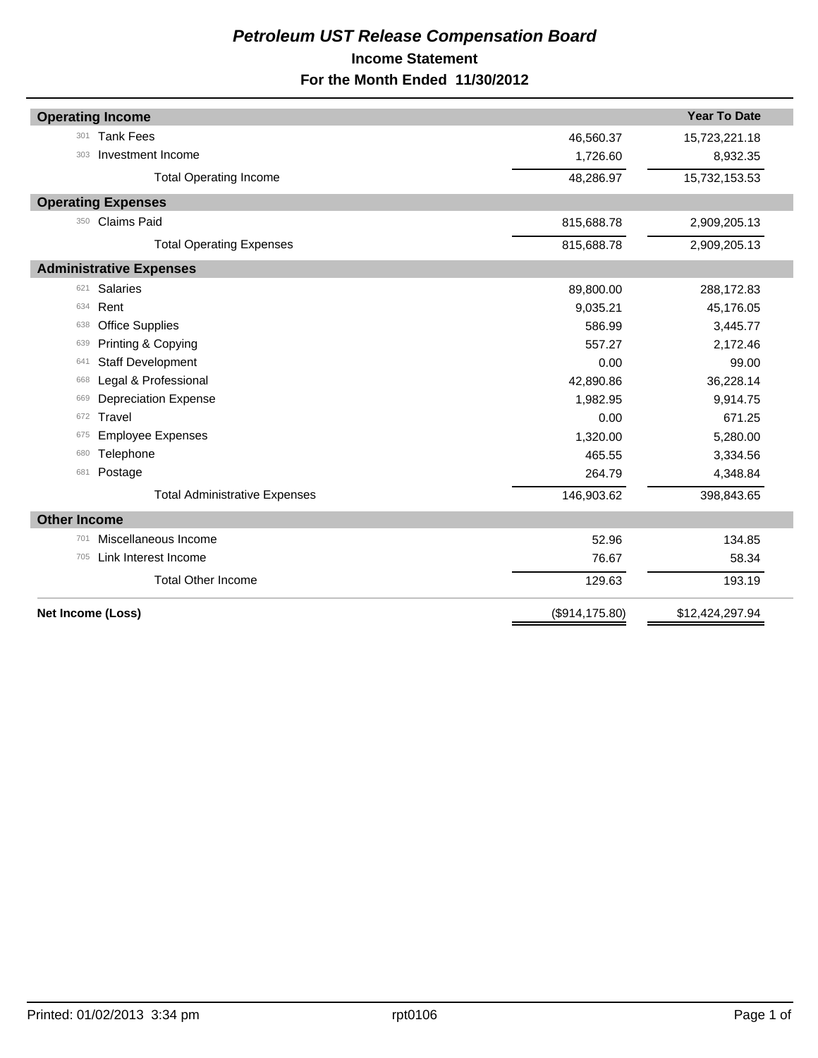# *Petroleum UST Release Compensation Board*

## Income Statement

## For the Month Ended 11/30/2012

| | | | Year To Date |
|---|---|---|---|
| **Operating Income** | | | |
| 301 | Tank Fees | 46,560.37 | 15,723,221.18 |
| 303 | Investment Income | 1,726.60 | 8,932.35 |
| | Total Operating Income | 48,286.97 | 15,732,153.53 |
| **Operating Expenses** | | | |
| 350 | Claims Paid | 815,688.78 | 2,909,205.13 |
| | Total Operating Expenses | 815,688.78 | 2,909,205.13 |
| **Administrative Expenses** | | | |
| 621 | Salaries | 89,800.00 | 288,172.83 |
| 634 | Rent | 9,035.21 | 45,176.05 |
| 638 | Office Supplies | 586.99 | 3,445.77 |
| 639 | Printing & Copying | 557.27 | 2,172.46 |
| 641 | Staff Development | 0.00 | 99.00 |
| 668 | Legal & Professional | 42,890.86 | 36,228.14 |
| 669 | Depreciation Expense | 1,982.95 | 9,914.75 |
| 672 | Travel | 0.00 | 671.25 |
| 675 | Employee Expenses | 1,320.00 | 5,280.00 |
| 680 | Telephone | 465.55 | 3,334.56 |
| 681 | Postage | 264.79 | 4,348.84 |
| | Total Administrative Expenses | 146,903.62 | 398,843.65 |
| **Other Income** | | | |
| 701 | Miscellaneous Income | 52.96 | 134.85 |
| 705 | Link Interest Income | 76.67 | 58.34 |
| | Total Other Income | 129.63 | 193.19 |
| **Net Income (Loss)** | | ($914,175.80) | $12,424,297.94 |

Printed: 01/02/2013 3:34 pm rpt0106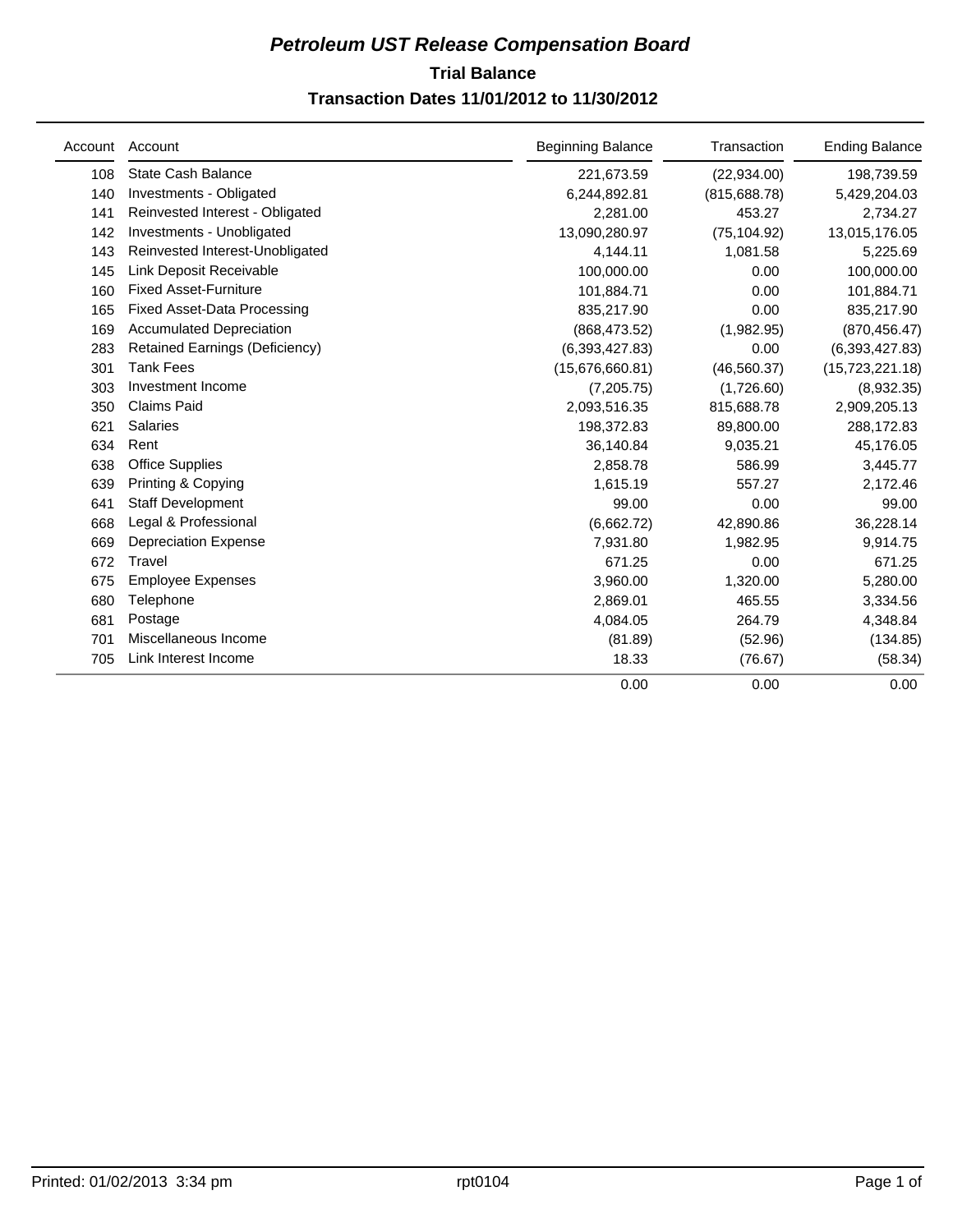# *Petroleum UST Release Compensation Board*

## Trial Balance

### Transaction Dates 11/01/2012 to 11/30/2012

| Account | Account | Beginning Balance | Transaction | Ending Balance |
|---|---|---|---|---|
| 108 | State Cash Balance | 221,673.59 | (22,934.00) | 198,739.59 |
| 140 | Investments - Obligated | 6,244,892.81 | (815,688.78) | 5,429,204.03 |
| 141 | Reinvested Interest - Obligated | 2,281.00 | 453.27 | 2,734.27 |
| 142 | Investments - Unobligated | 13,090,280.97 | (75,104.92) | 13,015,176.05 |
| 143 | Reinvested Interest-Unobligated | 4,144.11 | 1,081.58 | 5,225.69 |
| 145 | Link Deposit Receivable | 100,000.00 | 0.00 | 100,000.00 |
| 160 | Fixed Asset-Furniture | 101,884.71 | 0.00 | 101,884.71 |
| 165 | Fixed Asset-Data Processing | 835,217.90 | 0.00 | 835,217.90 |
| 169 | Accumulated Depreciation | (868,473.52) | (1,982.95) | (870,456.47) |
| 283 | Retained Earnings (Deficiency) | (6,393,427.83) | 0.00 | (6,393,427.83) |
| 301 | Tank Fees | (15,676,660.81) | (46,560.37) | (15,723,221.18) |
| 303 | Investment Income | (7,205.75) | (1,726.60) | (8,932.35) |
| 350 | Claims Paid | 2,093,516.35 | 815,688.78 | 2,909,205.13 |
| 621 | Salaries | 198,372.83 | 89,800.00 | 288,172.83 |
| 634 | Rent | 36,140.84 | 9,035.21 | 45,176.05 |
| 638 | Office Supplies | 2,858.78 | 586.99 | 3,445.77 |
| 639 | Printing & Copying | 1,615.19 | 557.27 | 2,172.46 |
| 641 | Staff Development | 99.00 | 0.00 | 99.00 |
| 668 | Legal & Professional | (6,662.72) | 42,890.86 | 36,228.14 |
| 669 | Depreciation Expense | 7,931.80 | 1,982.95 | 9,914.75 |
| 672 | Travel | 671.25 | 0.00 | 671.25 |
| 675 | Employee Expenses | 3,960.00 | 1,320.00 | 5,280.00 |
| 680 | Telephone | 2,869.01 | 465.55 | 3,334.56 |
| 681 | Postage | 4,084.05 | 264.79 | 4,348.84 |
| 701 | Miscellaneous Income | (81.89) | (52.96) | (134.85) |
| 705 | Link Interest Income | 18.33 | (76.67) | (58.34) |
| | | 0.00 | 0.00 | 0.00 |

Printed: 01/02/2013 3:34 pm rpt0104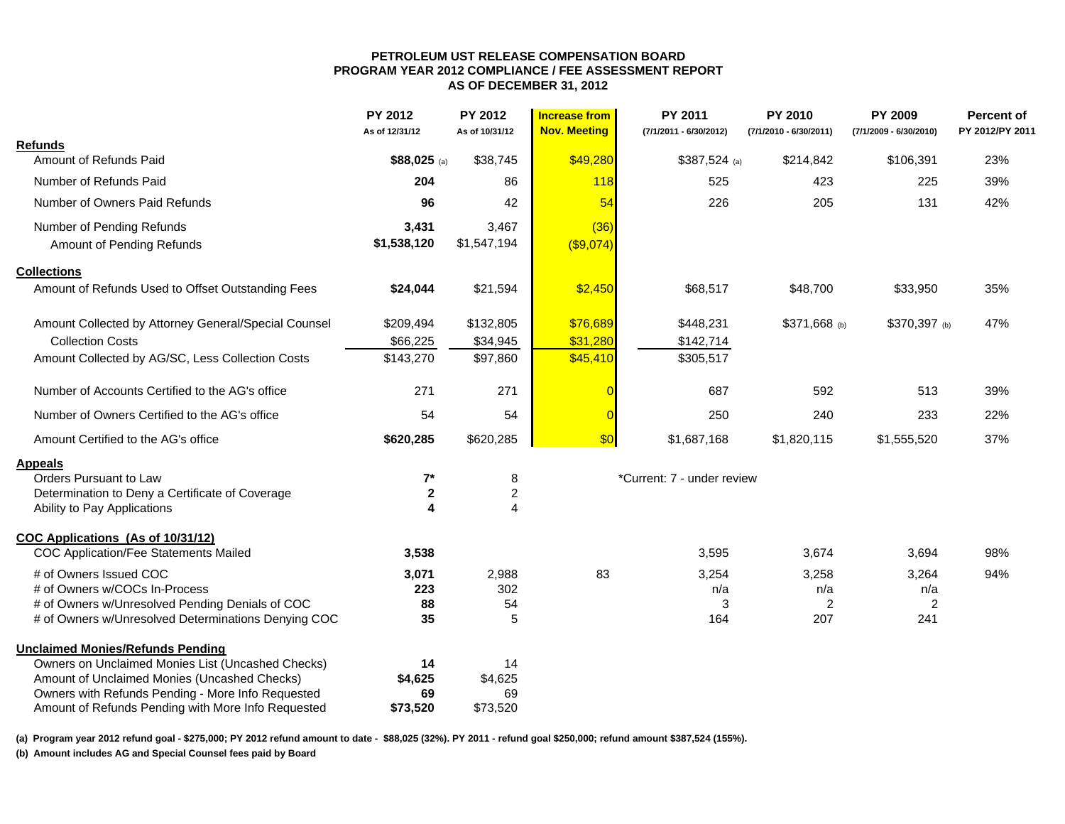**PETROLEUM UST RELEASE COMPENSATION BOARD**
**PROGRAM YEAR 2012 COMPLIANCE / FEE ASSESSMENT REPORT**
**AS OF DECEMBER 31, 2012**

| | PY 2012 As of 12/31/12 | PY 2012 As of 10/31/12 | Increase from Nov. Meeting | PY 2011 (7/1/2011 - 6/30/2012) | PY 2010 (7/1/2010 - 6/30/2011) | PY 2009 (7/1/2009 - 6/30/2010) | Percent of PY 2012/PY 2011 |
|---|---|---|---|---|---|---|---|
| **Refunds** | | | | | | | |
| Amount of Refunds Paid | **$88,025** (a) | $38,745 | $49,280 | $387,524 (a) | $214,842 | $106,391 | 23% |
| Number of Refunds Paid | **204** | 86 | 118 | 525 | 423 | 225 | 39% |
| Number of Owners Paid Refunds | **96** | 42 | 54 | 226 | 205 | 131 | 42% |
| Number of Pending Refunds | **3,431** | 3,467 | (36) | | | | |
| Amount of Pending Refunds | **$1,538,120** | $1,547,194 | ($9,074) | | | | |
| **Collections** | | | | | | | |
| Amount of Refunds Used to Offset Outstanding Fees | **$24,044** | $21,594 | $2,450 | $68,517 | $48,700 | $33,950 | 35% |
| Amount Collected by Attorney General/Special Counsel | $209,494 | $132,805 | $76,689 | $448,231 | $371,668 (b) | $370,397 (b) | 47% |
| Collection Costs | $66,225 | $34,945 | $31,280 | $142,714 | | | |
| Amount Collected by AG/SC, Less Collection Costs | $143,270 | $97,860 | $45,410 | $305,517 | | | |
| Number of Accounts Certified to the AG's office | 271 | 271 | 0 | 687 | 592 | 513 | 39% |
| Number of Owners Certified to the AG's office | 54 | 54 | 0 | 250 | 240 | 233 | 22% |
| Amount Certified to the AG's office | **$620,285** | $620,285 | $0 | $1,687,168 | $1,820,115 | $1,555,520 | 37% |
| **Appeals** | | | | | | | |
| Orders Pursuant to Law | **7*** | 8 | | *Current: 7 - under review | | | |
| Determination to Deny a Certificate of Coverage | **2** | 2 | | | | | |
| Ability to Pay Applications | **4** | 4 | | | | | |
| **COC Applications (As of 10/31/12)** | | | | | | | |
| COC Application/Fee Statements Mailed | **3,538** | | | 3,595 | 3,674 | 3,694 | 98% |
| # of Owners Issued COC | **3,071** | 2,988 | 83 | 3,254 | 3,258 | 3,264 | 94% |
| # of Owners w/COCs In-Process | **223** | 302 | | n/a | n/a | n/a | |
| # of Owners w/Unresolved Pending Denials of COC | **88** | 54 | | 3 | 2 | 2 | |
| # of Owners w/Unresolved Determinations Denying COC | **35** | 5 | | 164 | 207 | 241 | |
| **Unclaimed Monies/Refunds Pending** | | | | | | | |
| Owners on Unclaimed Monies List (Uncashed Checks) | **14** | 14 | | | | | |
| Amount of Unclaimed Monies (Uncashed Checks) | **$4,625** | $4,625 | | | | | |
| Owners with Refunds Pending - More Info Requested | **69** | 69 | | | | | |
| Amount of Refunds Pending with More Info Requested | **$73,520** | $73,520 | | | | | |

**(a) Program year 2012 refund goal - $275,000; PY 2012 refund amount to date - $88,025 (32%). PY 2011 - refund goal $250,000; refund amount $387,524 (155%).**

**(b) Amount includes AG and Special Counsel fees paid by Board**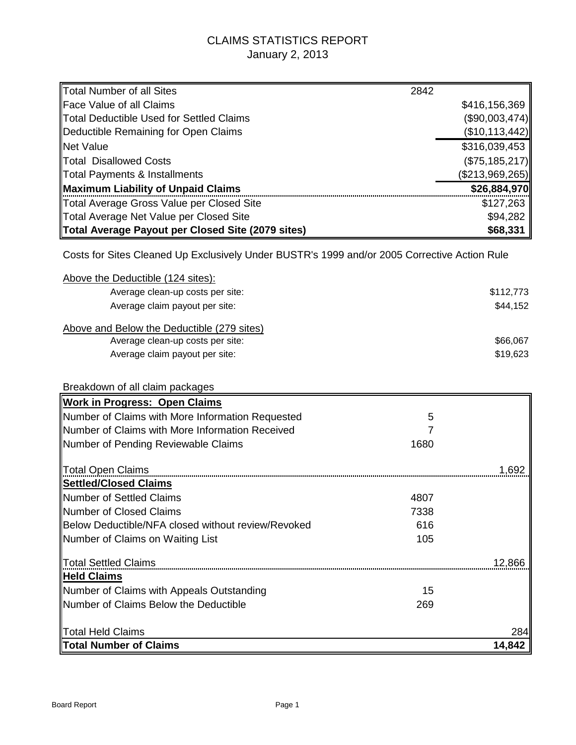# CLAIMS STATISTICS REPORT

January 2, 2013

| | | |
|---|---|---|
| Total Number of all Sites | 2842 | |
| Face Value of all Claims | | $416,156,369 |
| Total Deductible Used for Settled Claims | | ($90,003,474) |
| Deductible Remaining for Open Claims | | ($10,113,442) |
| Net Value | | $316,039,453 |
| Total Disallowed Costs | | ($75,185,217) |
| Total Payments & Installments | | ($213,969,265) |
| **Maximum Liability of Unpaid Claims** | | **$26,884,970** |
| Total Average Gross Value per Closed Site | | $127,263 |
| Total Average Net Value per Closed Site | | $94,282 |
| **Total Average Payout per Closed Site (2079 sites)** | | **$68,331** |

Costs for Sites Cleaned Up Exclusively Under BUSTR's 1999 and/or 2005 Corrective Action Rule

Above the Deductible (124 sites):

| | |
|---|---|
| Average clean-up costs per site: | $112,773 |
| Average claim payout per site: | $44,152 |

Above and Below the Deductible (279 sites)

| | |
|---|---|
| Average clean-up costs per site: | $66,067 |
| Average claim payout per site: | $19,623 |

Breakdown of all claim packages

| | | |
|---|---|---|
| **Work in Progress: Open Claims** | | |
| Number of Claims with More Information Requested | 5 | |
| Number of Claims with More Information Received | 7 | |
| Number of Pending Reviewable Claims | 1680 | |
| Total Open Claims | | 1,692 |
| **Settled/Closed Claims** | | |
| Number of Settled Claims | 4807 | |
| Number of Closed Claims | 7338 | |
| Below Deductible/NFA closed without review/Revoked | 616 | |
| Number of Claims on Waiting List | 105 | |
| Total Settled Claims | | 12,866 |
| **Held Claims** | | |
| Number of Claims with Appeals Outstanding | 15 | |
| Number of Claims Below the Deductible | 269 | |
| Total Held Claims | | 284 |
| **Total Number of Claims** | | **14,842** |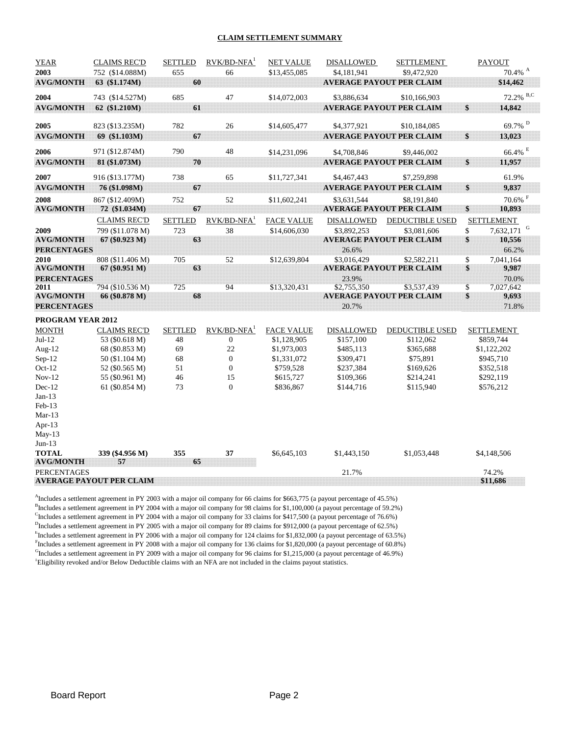## CLAIM SETTLEMENT SUMMARY

| YEAR | CLAIMS REC'D | SETTLED | RVK/BD-NFA[1] | NET VALUE | DISALLOWED | SETTLEMENT | PAYOUT |
|---|---|---|---|---|---|---|---|
| **2003** | 752 ($14.088M) | 655 | 66 | $13,455,085 | $4,181,941 | $9,472,920 | 70.4% [A] |
| **AVG/MONTH** | **63 ($1.174M)** | **60** | | | **AVERAGE PAYOUT PER CLAIM** | | **$14,462** |
| **2004** | 743 ($14.527M) | 685 | 47 | $14,072,003 | $3,886,634 | $10,166,903 | 72.2% [B,C] |
| **AVG/MONTH** | **62 ($1.210M)** | **61** | | | **AVERAGE PAYOUT PER CLAIM** | | **$ 14,842** |
| **2005** | 823 ($13.235M) | 782 | 26 | $14,605,477 | $4,377,921 | $10,184,085 | 69.7% [D] |
| **AVG/MONTH** | **69 ($1.103M)** | **67** | | | **AVERAGE PAYOUT PER CLAIM** | | **$ 13,023** |
| **2006** | 971 ($12.874M) | 790 | 48 | $14,231,096 | $4,708,846 | $9,446,002 | 66.4% [E] |
| **AVG/MONTH** | **81 ($1.073M)** | **70** | | | **AVERAGE PAYOUT PER CLAIM** | | **$ 11,957** |
| **2007** | 916 ($13.177M) | 738 | 65 | $11,727,341 | $4,467,443 | $7,259,898 | 61.9% |
| **AVG/MONTH** | **76 ($1.098M)** | **67** | | | **AVERAGE PAYOUT PER CLAIM** | | **$ 9,837** |
| **2008** | 867 ($12.409M) | 752 | 52 | $11,602,241 | $3,631,544 | $8,191,840 | 70.6% [F] |
| **AVG/MONTH** | **72 ($1.034M)** | **67** | | | **AVERAGE PAYOUT PER CLAIM** | | **$ 10,893** |

| YEAR | CLAIMS REC'D | SETTLED | RVK/BD-NFA[1] | FACE VALUE | DISALLOWED | DEDUCTIBLE USED | SETTLEMENT |
|---|---|---|---|---|---|---|---|
| **2009** | 799 ($11.078 M) | 723 | 38 | $14,606,030 | $3,892,253 | $3,081,606 | $ 7,632,171 [G] |
| **AVG/MONTH** | **67 ($0.923 M)** | **63** | | | **AVERAGE PAYOUT PER CLAIM** | | **$ 10,556** |
| **PERCENTAGES** | | | | | 26.6% | | 66.2% |
| **2010** | 808 ($11.406 M) | 705 | 52 | $12,639,804 | $3,016,429 | $2,582,211 | $ 7,041,164 |
| **AVG/MONTH** | **67 ($0.951 M)** | **63** | | | **AVERAGE PAYOUT PER CLAIM** | | **$ 9,987** |
| **PERCENTAGES** | | | | | 23.9% | | 70.0% |
| **2011** | 794 ($10.536 M) | 725 | 94 | $13,320,431 | $2,755,350 | $3,537,439 | $ 7,027,642 |
| **AVG/MONTH** | **66 ($0.878 M)** | **68** | | | **AVERAGE PAYOUT PER CLAIM** | | **$ 9,693** |
| **PERCENTAGES** | | | | | 20.7% | | 71.8% |

**PROGRAM YEAR 2012**

| MONTH | CLAIMS REC'D | SETTLED | RVK/BD-NFA[1] | FACE VALUE | DISALLOWED | DEDUCTIBLE USED | SETTLEMENT |
|---|---|---|---|---|---|---|---|
| Jul-12 | 53 ($0.618 M) | 48 | 0 | $1,128,905 | $157,100 | $112,062 | $859,744 |
| Aug-12 | 68 ($0.853 M) | 69 | 22 | $1,973,003 | $485,113 | $365,688 | $1,122,202 |
| Sep-12 | 50 ($1.104 M) | 68 | 0 | $1,331,072 | $309,471 | $75,891 | $945,710 |
| Oct-12 | 52 ($0.565 M) | 51 | 0 | $759,528 | $237,384 | $169,626 | $352,518 |
| Nov-12 | 55 ($0.961 M) | 46 | 15 | $615,727 | $109,366 | $214,241 | $292,119 |
| Dec-12 | 61 ($0.854 M) | 73 | 0 | $836,867 | $144,716 | $115,940 | $576,212 |
| Jan-13 | | | | | | | |
| Feb-13 | | | | | | | |
| Mar-13 | | | | | | | |
| Apr-13 | | | | | | | |
| May-13 | | | | | | | |
| Jun-13 | | | | | | | |
| **TOTAL** | **339 ($4.956 M)** | **355** | **37** | $6,645,103 | $1,443,150 | $1,053,448 | $4,148,506 |
| **AVG/MONTH** | **57** | **65** | | | | | |
| PERCENTAGES | | | | | 21.7% | | 74.2% |
| **AVERAGE PAYOUT PER CLAIM** | | | | | | | **$11,686** |

[A]Includes a settlement agreement in PY 2003 with a major oil company for 66 claims for $663,775 (a payout percentage of 45.5%)
[B]Includes a settlement agreement in PY 2004 with a major oil company for 98 claims for $1,100,000 (a payout percentage of 59.2%)
[C]Includes a settlement agreement in PY 2004 with a major oil company for 33 claims for $417,500 (a payout percentage of 76.6%)
[D]Includes a settlement agreement in PY 2005 with a major oil company for 89 claims for $912,000 (a payout percentage of 62.5%)
[E]Includes a settlement agreement in PY 2006 with a major oil company for 124 claims for $1,832,000 (a payout percentage of 63.5%)
[F]Includes a settlement agreement in PY 2008 with a major oil company for 136 claims for $1,820,000 (a payout percentage of 60.8%)
[G]Includes a settlement agreement in PY 2009 with a major oil company for 96 claims for $1,215,000 (a payout percentage of 46.9%)
[1]Eligibility revoked and/or Below Deductible claims with an NFA are not included in the claims payout statistics.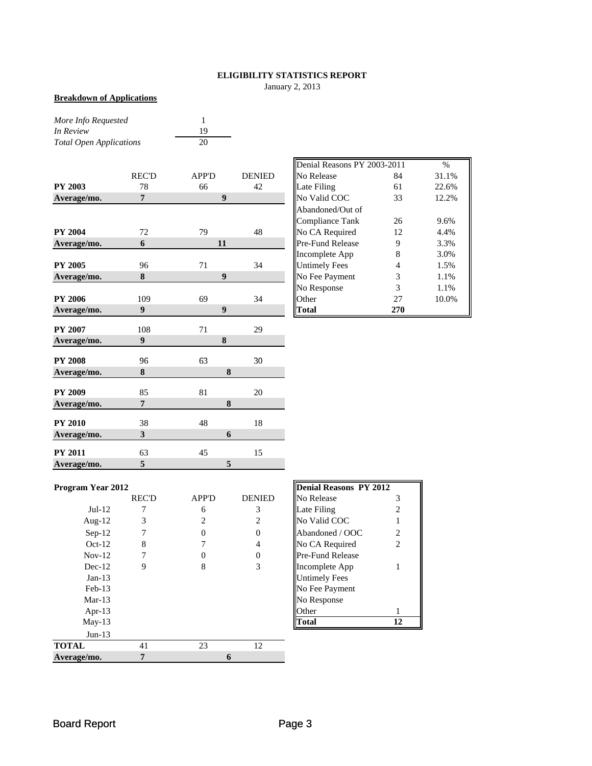**ELIGIBILITY STATISTICS REPORT**

January 2, 2013

**Breakdown of Applications**

| | |
|---|---|
| *More Info Requested* | 1 |
| *In Review* | 19 |
| *Total Open Applications* | 20 |

| | REC'D | APP'D | DENIED |
|---|---|---|---|
| **PY 2003** | 78 | 66 | 42 |
| **Average/mo.** | **7** | **9** | |
| **PY 2004** | 72 | 79 | 48 |
| **Average/mo.** | **6** | **11** | |
| **PY 2005** | 96 | 71 | 34 |
| **Average/mo.** | **8** | **9** | |
| **PY 2006** | 109 | 69 | 34 |
| **Average/mo.** | **9** | **9** | |
| **PY 2007** | 108 | 71 | 29 |
| **Average/mo.** | **9** | **8** | |
| **PY 2008** | 96 | 63 | 30 |
| **Average/mo.** | **8** | **8** | |
| **PY 2009** | 85 | 81 | 20 |
| **Average/mo.** | **7** | **8** | |
| **PY 2010** | 38 | 48 | 18 |
| **Average/mo.** | **3** | **6** | |
| **PY 2011** | 63 | 45 | 15 |
| **Average/mo.** | **5** | **5** | |

| Denial Reasons PY 2003-2011 | | % |
|---|---|---|
| No Release | 84 | 31.1% |
| Late Filing | 61 | 22.6% |
| No Valid COC | 33 | 12.2% |
| Abandoned/Out of Compliance Tank | 26 | 9.6% |
| No CA Required | 12 | 4.4% |
| Pre-Fund Release | 9 | 3.3% |
| Incomplete App | 8 | 3.0% |
| Untimely Fees | 4 | 1.5% |
| No Fee Payment | 3 | 1.1% |
| No Response | 3 | 1.1% |
| Other | 27 | 10.0% |
| **Total** | **270** | |

**Program Year 2012**

| | REC'D | APP'D | DENIED |
|---|---|---|---|
| Jul-12 | 7 | 6 | 3 |
| Aug-12 | 3 | 2 | 2 |
| Sep-12 | 7 | 0 | 0 |
| Oct-12 | 8 | 7 | 4 |
| Nov-12 | 7 | 0 | 0 |
| Dec-12 | 9 | 8 | 3 |
| Jan-13 | | | |
| Feb-13 | | | |
| Mar-13 | | | |
| Apr-13 | | | |
| May-13 | | | |
| Jun-13 | | | |
| **TOTAL** | 41 | 23 | 12 |
| **Average/mo.** | **7** | **6** | |

| **Denial Reasons PY 2012** | |
|---|---|
| No Release | 3 |
| Late Filing | 2 |
| No Valid COC | 1 |
| Abandoned / OOC | 2 |
| No CA Required | 2 |
| Pre-Fund Release | |
| Incomplete App | 1 |
| Untimely Fees | |
| No Fee Payment | |
| No Response | |
| Other | 1 |
| **Total** | **12** |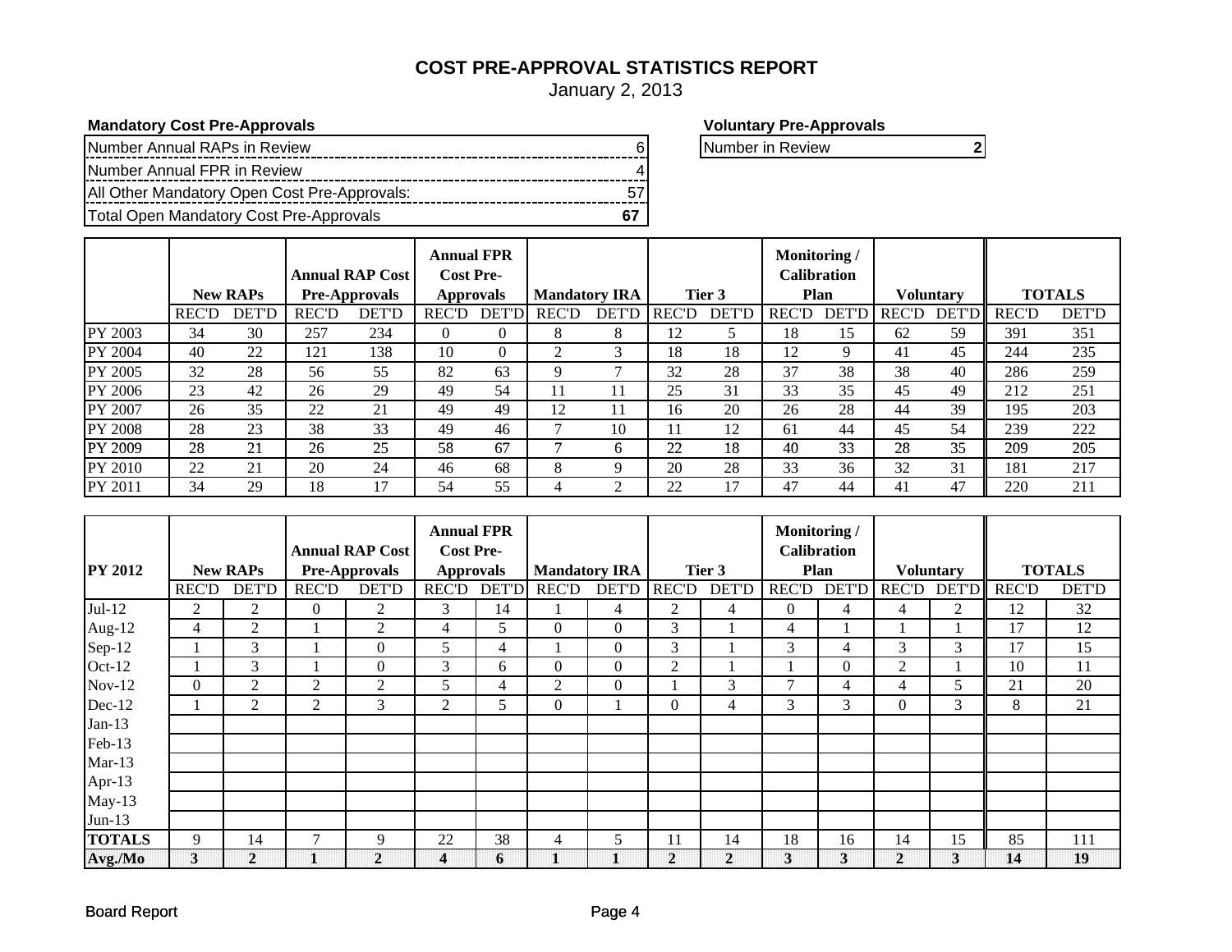# COST PRE-APPROVAL STATISTICS REPORT

January 2, 2013

**Mandatory Cost Pre-Approvals**

| | |
|---|---|
| Number Annual RAPs in Review | 6 |
| Number Annual FPR in Review | 4 |
| All Other Mandatory Open Cost Pre-Approvals: | 57 |
| Total Open Mandatory Cost Pre-Approvals | **67** |

**Voluntary Pre-Approvals**

| | |
|---|---|
| Number in Review | **2** |

| | New RAPs | | Annual RAP Cost Pre-Approvals | | Annual FPR Cost Pre-Approvals | | Mandatory IRA | | Tier 3 | | Monitoring / Calibration Plan | | Voluntary | | TOTALS | |
|---|---|---|---|---|---|---|---|---|---|---|---|---|---|---|---|---|
| | REC'D | DET'D | REC'D | DET'D | REC'D | DET'D | REC'D | DET'D | REC'D | DET'D | REC'D | DET'D | REC'D | DET'D | REC'D | DET'D |
| PY 2003 | 34 | 30 | 257 | 234 | 0 | 0 | 8 | 8 | 12 | 5 | 18 | 15 | 62 | 59 | 391 | 351 |
| PY 2004 | 40 | 22 | 121 | 138 | 10 | 0 | 2 | 3 | 18 | 18 | 12 | 9 | 41 | 45 | 244 | 235 |
| PY 2005 | 32 | 28 | 56 | 55 | 82 | 63 | 9 | 7 | 32 | 28 | 37 | 38 | 38 | 40 | 286 | 259 |
| PY 2006 | 23 | 42 | 26 | 29 | 49 | 54 | 11 | 11 | 25 | 31 | 33 | 35 | 45 | 49 | 212 | 251 |
| PY 2007 | 26 | 35 | 22 | 21 | 49 | 49 | 12 | 11 | 16 | 20 | 26 | 28 | 44 | 39 | 195 | 203 |
| PY 2008 | 28 | 23 | 38 | 33 | 49 | 46 | 7 | 10 | 11 | 12 | 61 | 44 | 45 | 54 | 239 | 222 |
| PY 2009 | 28 | 21 | 26 | 25 | 58 | 67 | 7 | 6 | 22 | 18 | 40 | 33 | 28 | 35 | 209 | 205 |
| PY 2010 | 22 | 21 | 20 | 24 | 46 | 68 | 8 | 9 | 20 | 28 | 33 | 36 | 32 | 31 | 181 | 217 |
| PY 2011 | 34 | 29 | 18 | 17 | 54 | 55 | 4 | 2 | 22 | 17 | 47 | 44 | 41 | 47 | 220 | 211 |

| PY 2012 | New RAPs | | Annual RAP Cost Pre-Approvals | | Annual FPR Cost Pre-Approvals | | Mandatory IRA | | Tier 3 | | Monitoring / Calibration Plan | | Voluntary | | TOTALS | |
|---|---|---|---|---|---|---|---|---|---|---|---|---|---|---|---|---|
| | REC'D | DET'D | REC'D | DET'D | REC'D | DET'D | REC'D | DET'D | REC'D | DET'D | REC'D | DET'D | REC'D | DET'D | REC'D | DET'D |
| Jul-12 | 2 | 2 | 0 | 2 | 3 | 14 | 1 | 4 | 2 | 4 | 0 | 4 | 4 | 2 | 12 | 32 |
| Aug-12 | 4 | 2 | 1 | 2 | 4 | 5 | 0 | 0 | 3 | 1 | 4 | 1 | 1 | 1 | 17 | 12 |
| Sep-12 | 1 | 3 | 1 | 0 | 5 | 4 | 1 | 0 | 3 | 1 | 3 | 4 | 3 | 3 | 17 | 15 |
| Oct-12 | 1 | 3 | 1 | 0 | 3 | 6 | 0 | 0 | 2 | 1 | 1 | 0 | 2 | 1 | 10 | 11 |
| Nov-12 | 0 | 2 | 2 | 2 | 5 | 4 | 2 | 0 | 1 | 3 | 7 | 4 | 4 | 5 | 21 | 20 |
| Dec-12 | 1 | 2 | 2 | 3 | 2 | 5 | 0 | 1 | 0 | 4 | 3 | 3 | 0 | 3 | 8 | 21 |
| Jan-13 | | | | | | | | | | | | | | | | |
| Feb-13 | | | | | | | | | | | | | | | | |
| Mar-13 | | | | | | | | | | | | | | | | |
| Apr-13 | | | | | | | | | | | | | | | | |
| May-13 | | | | | | | | | | | | | | | | |
| Jun-13 | | | | | | | | | | | | | | | | |
| **TOTALS** | 9 | 14 | 7 | 9 | 22 | 38 | 4 | 5 | 11 | 14 | 18 | 16 | 14 | 15 | 85 | 111 |
| **Avg./Mo** | **3** | **2** | **1** | **2** | **4** | **6** | **1** | **1** | **2** | **2** | **3** | **3** | **2** | **3** | **14** | **19** |

Board Report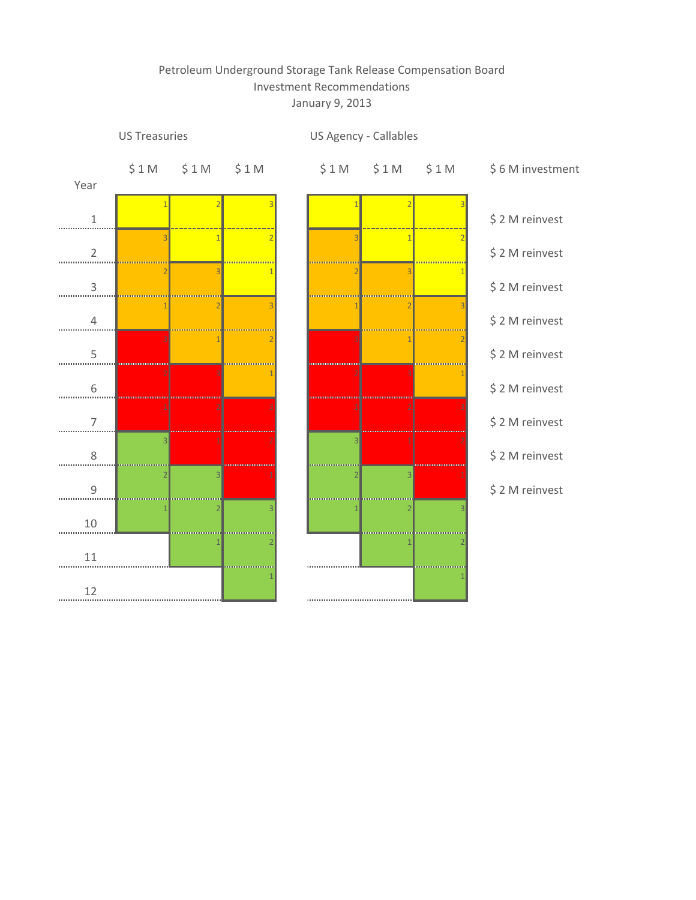Petroleum Underground Storage Tank Release Compensation Board
Investment Recommendations
January 9, 2013

| Year | US Treasuries $ 1 M | US Treasuries $ 1 M | US Treasuries $ 1 M | US Agency - Callables $ 1 M | US Agency - Callables $ 1 M | US Agency - Callables $ 1 M | $ 6 M investment |
|---|---|---|---|---|---|---|---|
| 1 | 1 | 2 | 3 | 1 | 2 | 3 | $ 2 M reinvest |
| 2 | 3 | 1 | 2 | 3 | 1 | 2 | $ 2 M reinvest |
| 3 | 2 | 3 | 1 | 2 | 3 | 1 | $ 2 M reinvest |
| 4 | 1 | 2 | 3 | 1 | 2 | 3 | $ 2 M reinvest |
| 5 | 3 | 1 | 2 | 3 | 1 | 2 | $ 2 M reinvest |
| 6 | 2 | 3 | 1 | 2 | 3 | 1 | $ 2 M reinvest |
| 7 | 1 | 2 | 3 | 1 | 2 | 3 | $ 2 M reinvest |
| 8 | 3 | 1 | 2 | 3 | 1 | 2 | $ 2 M reinvest |
| 9 | 2 | 3 | 1 | 2 | 3 | 1 | $ 2 M reinvest |
| 10 | 1 | 2 | 3 | 1 | 2 | 3 | |
| 11 | | 1 | 2 | | 1 | 2 | |
| 12 | | | 1 | | | 1 | |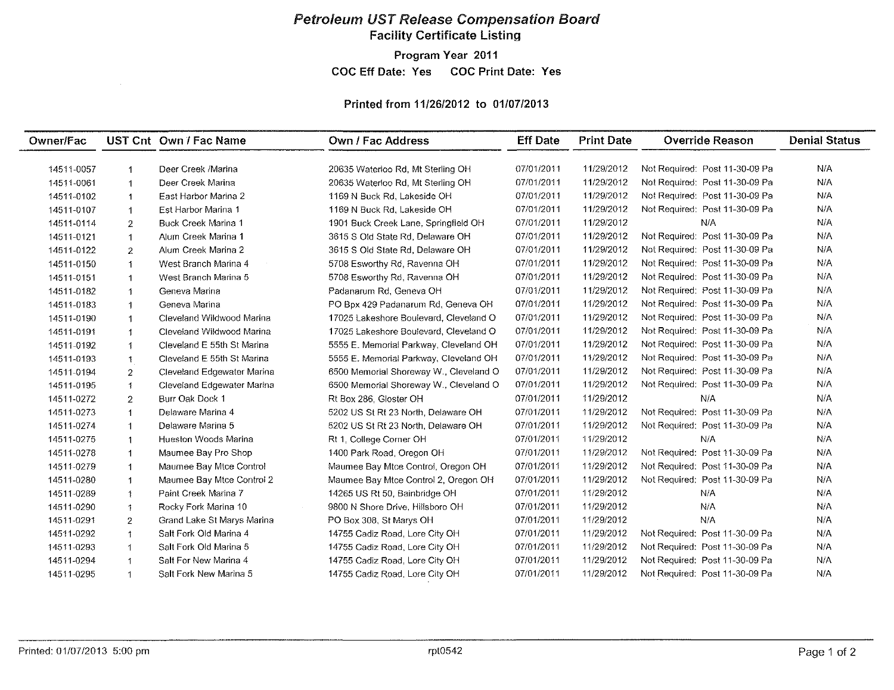# *Petroleum UST Release Compensation Board*

## Facility Certificate Listing

### Program Year 2011

**COC Eff Date: Yes COC Print Date: Yes**

**Printed from 11/26/2012 to 01/07/2013**

| Owner/Fac | UST Cnt | Own / Fac Name | Own / Fac Address | Eff Date | Print Date | Override Reason | Denial Status |
|---|---|---|---|---|---|---|---|
| 14511-0057 | 1 | Deer Creek /Marina | 20635 Waterloo Rd, Mt Sterling OH | 07/01/2011 | 11/29/2012 | Not Required: Post 11-30-09 Pa | N/A |
| 14511-0061 | 1 | Deer Creek Marina | 20635 Waterloo Rd, Mt Sterling OH | 07/01/2011 | 11/29/2012 | Not Required: Post 11-30-09 Pa | N/A |
| 14511-0102 | 1 | East Harbor Marina 2 | 1169 N Buck Rd, Lakeside OH | 07/01/2011 | 11/29/2012 | Not Required: Post 11-30-09 Pa | N/A |
| 14511-0107 | 1 | Est Harbor Marina 1 | 1169 N Buck Rd, Lakeside OH | 07/01/2011 | 11/29/2012 | Not Required: Post 11-30-09 Pa | N/A |
| 14511-0114 | 2 | Buck Creek Marina 1 | 1901 Buck Creek Lane, Springfield OH | 07/01/2011 | 11/29/2012 | N/A | N/A |
| 14511-0121 | 1 | Alum Creek Marina 1 | 3615 S Old State Rd, Delaware OH | 07/01/2011 | 11/29/2012 | Not Required: Post 11-30-09 Pa | N/A |
| 14511-0122 | 2 | Alum Creek Marina 2 | 3615 S Old State Rd, Delaware OH | 07/01/2011 | 11/29/2012 | Not Required: Post 11-30-09 Pa | N/A |
| 14511-0150 | 1 | West Branch Marina 4 | 5708 Esworthy Rd, Ravenna OH | 07/01/2011 | 11/29/2012 | Not Required: Post 11-30-09 Pa | N/A |
| 14511-0151 | 1 | West Branch Marina 5 | 5708 Esworthy Rd, Ravenna OH | 07/01/2011 | 11/29/2012 | Not Required: Post 11-30-09 Pa | N/A |
| 14511-0182 | 1 | Geneva Marina | Padanarum Rd, Geneva OH | 07/01/2011 | 11/29/2012 | Not Required: Post 11-30-09 Pa | N/A |
| 14511-0183 | 1 | Geneva Marina | PO Bpx 429 Padanarum Rd, Geneva OH | 07/01/2011 | 11/29/2012 | Not Required: Post 11-30-09 Pa | N/A |
| 14511-0190 | 1 | Cleveland Wildwood Marina | 17025 Lakeshore Boulevard, Cleveland O | 07/01/2011 | 11/29/2012 | Not Required: Post 11-30-09 Pa | N/A |
| 14511-0191 | 1 | Cleveland Wildwood Marina | 17025 Lakeshore Boulevard, Cleveland O | 07/01/2011 | 11/29/2012 | Not Required: Post 11-30-09 Pa | N/A |
| 14511-0192 | 1 | Cleveland E 55th St Marina | 5555 E. Memorial Parkway, Cleveland OH | 07/01/2011 | 11/29/2012 | Not Required: Post 11-30-09 Pa | N/A |
| 14511-0193 | 1 | Cleveland E 55th St Marina | 5555 E. Memorial Parkway, Cleveland OH | 07/01/2011 | 11/29/2012 | Not Required: Post 11-30-09 Pa | N/A |
| 14511-0194 | 2 | Cleveland Edgewater Marina | 6500 Memorial Shoreway W., Cleveland O | 07/01/2011 | 11/29/2012 | Not Required: Post 11-30-09 Pa | N/A |
| 14511-0195 | 1 | Cleveland Edgewater Marina | 6500 Memorial Shoreway W., Cleveland O | 07/01/2011 | 11/29/2012 | Not Required: Post 11-30-09 Pa | N/A |
| 14511-0272 | 2 | Burr Oak Dock 1 | Rt Box 286, Gloster OH | 07/01/2011 | 11/29/2012 | N/A | N/A |
| 14511-0273 | 1 | Delaware Marina 4 | 5202 US St Rt 23 North, Delaware OH | 07/01/2011 | 11/29/2012 | Not Required: Post 11-30-09 Pa | N/A |
| 14511-0274 | 1 | Delaware Marina 5 | 5202 US St Rt 23 North, Delaware OH | 07/01/2011 | 11/29/2012 | Not Required: Post 11-30-09 Pa | N/A |
| 14511-0275 | 1 | Hueston Woods Marina | Rt 1, College Corner OH | 07/01/2011 | 11/29/2012 | N/A | N/A |
| 14511-0278 | 1 | Maumee Bay Pro Shop | 1400 Park Road, Oregon OH | 07/01/2011 | 11/29/2012 | Not Required: Post 11-30-09 Pa | N/A |
| 14511-0279 | 1 | Maumee Bay Mtce Control | Maumee Bay Mtce Control, Oregon OH | 07/01/2011 | 11/29/2012 | Not Required: Post 11-30-09 Pa | N/A |
| 14511-0280 | 1 | Maumee Bay Mtce Control 2 | Maumee Bay Mtce Control 2, Oregon OH | 07/01/2011 | 11/29/2012 | Not Required: Post 11-30-09 Pa | N/A |
| 14511-0289 | 1 | Paint Creek Marina 7 | 14265 US Rt 50, Bainbridge OH | 07/01/2011 | 11/29/2012 | N/A | N/A |
| 14511-0290 | 1 | Rocky Fork Marina 10 | 9800 N Shore Drive, Hillsboro OH | 07/01/2011 | 11/29/2012 | N/A | N/A |
| 14511-0291 | 2 | Grand Lake St Marys Marina | PO Box 308, St Marys OH | 07/01/2011 | 11/29/2012 | N/A | N/A |
| 14511-0292 | 1 | Salt Fork Old Marina 4 | 14755 Cadiz Road, Lore City OH | 07/01/2011 | 11/29/2012 | Not Required: Post 11-30-09 Pa | N/A |
| 14511-0293 | 1 | Salt Fork Old Marina 5 | 14755 Cadiz Road, Lore City OH | 07/01/2011 | 11/29/2012 | Not Required: Post 11-30-09 Pa | N/A |
| 14511-0294 | 1 | Salt For New Marina 4 | 14755 Cadiz Road, Lore City OH | 07/01/2011 | 11/29/2012 | Not Required: Post 11-30-09 Pa | N/A |
| 14511-0295 | 1 | Salt Fork New Marina 5 | 14755 Cadiz Road, Lore City OH | 07/01/2011 | 11/29/2012 | Not Required: Post 11-30-09 Pa | N/A |

Printed: 01/07/2013 5:00 pm    rpt0542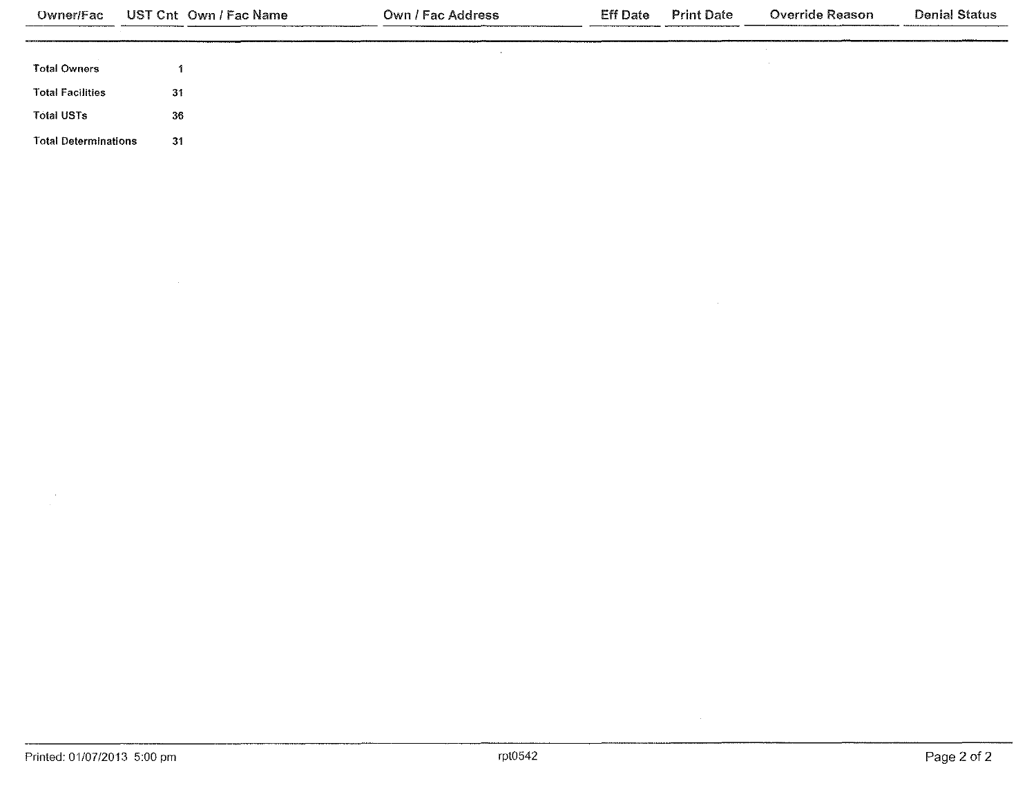| Owner/Fac | UST Cnt | Own / Fac Name | Own / Fac Address | Eff Date | Print Date | Override Reason | Denial Status |
| --- | --- | --- | --- | --- | --- | --- | --- |

| | |
| --- | --- |
| **Total Owners** | 1 |
| **Total Facilities** | 31 |
| **Total USTs** | 36 |
| **Total Determinations** | 31 |

Printed: 01/07/2013 5:00 pm

rpt0542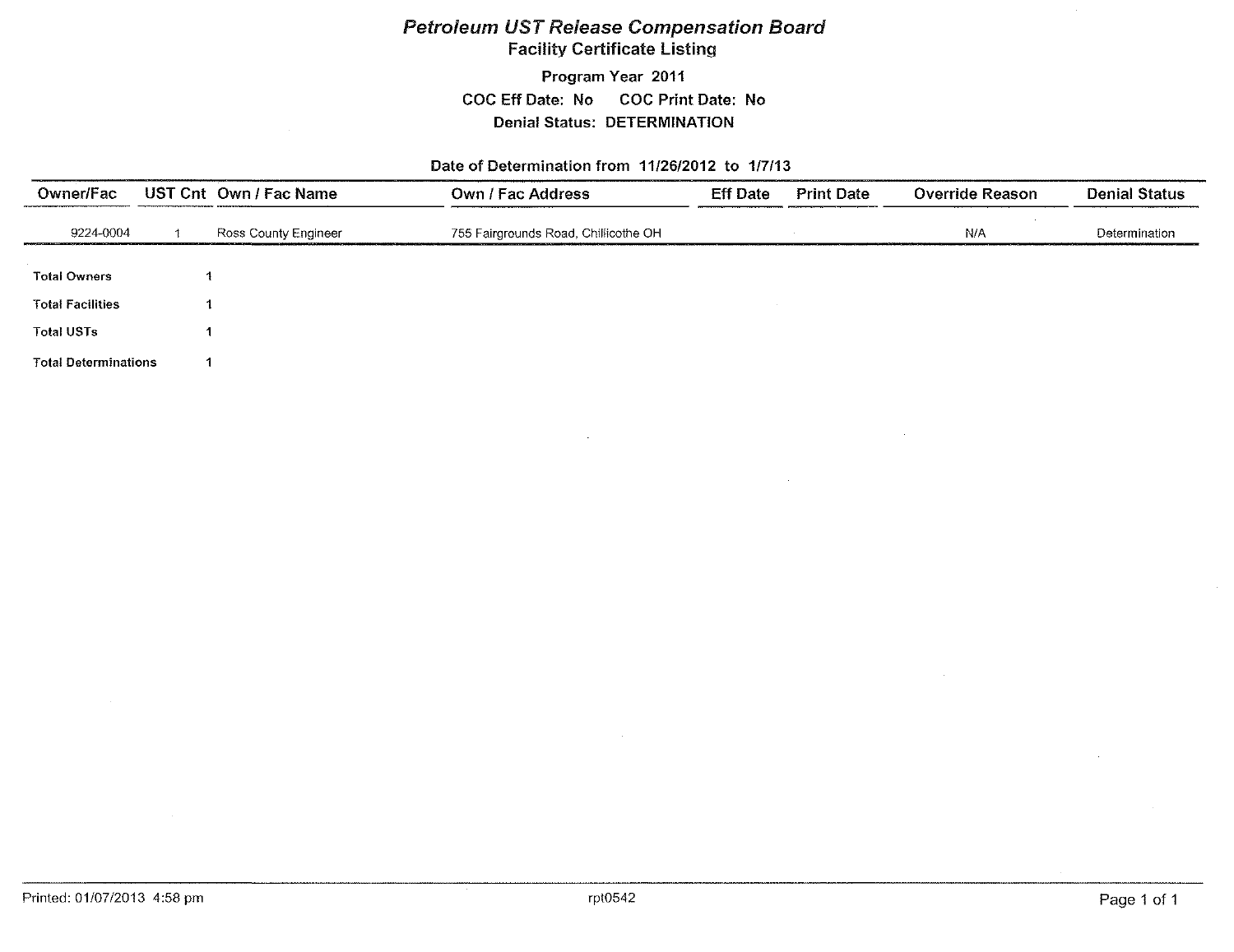# *Petroleum UST Release Compensation Board*

## Facility Certificate Listing

**Program Year 2011**

**COC Eff Date: No COC Print Date: No**

**Denial Status: DETERMINATION**

**Date of Determination from 11/26/2012 to 1/7/13**

| Owner/Fac | UST Cnt | Own / Fac Name | Own / Fac Address | Eff Date | Print Date | Override Reason | Denial Status |
|---|---|---|---|---|---|---|---|
| 9224-0004 | 1 | Ross County Engineer | 755 Fairgrounds Road, Chillicothe OH | | | N/A | Determination |

| | |
|---|---|
| **Total Owners** | 1 |
| **Total Facilities** | 1 |
| **Total USTs** | 1 |
| **Total Determinations** | 1 |

Printed: 01/07/2013 4:58 pm

rpt0542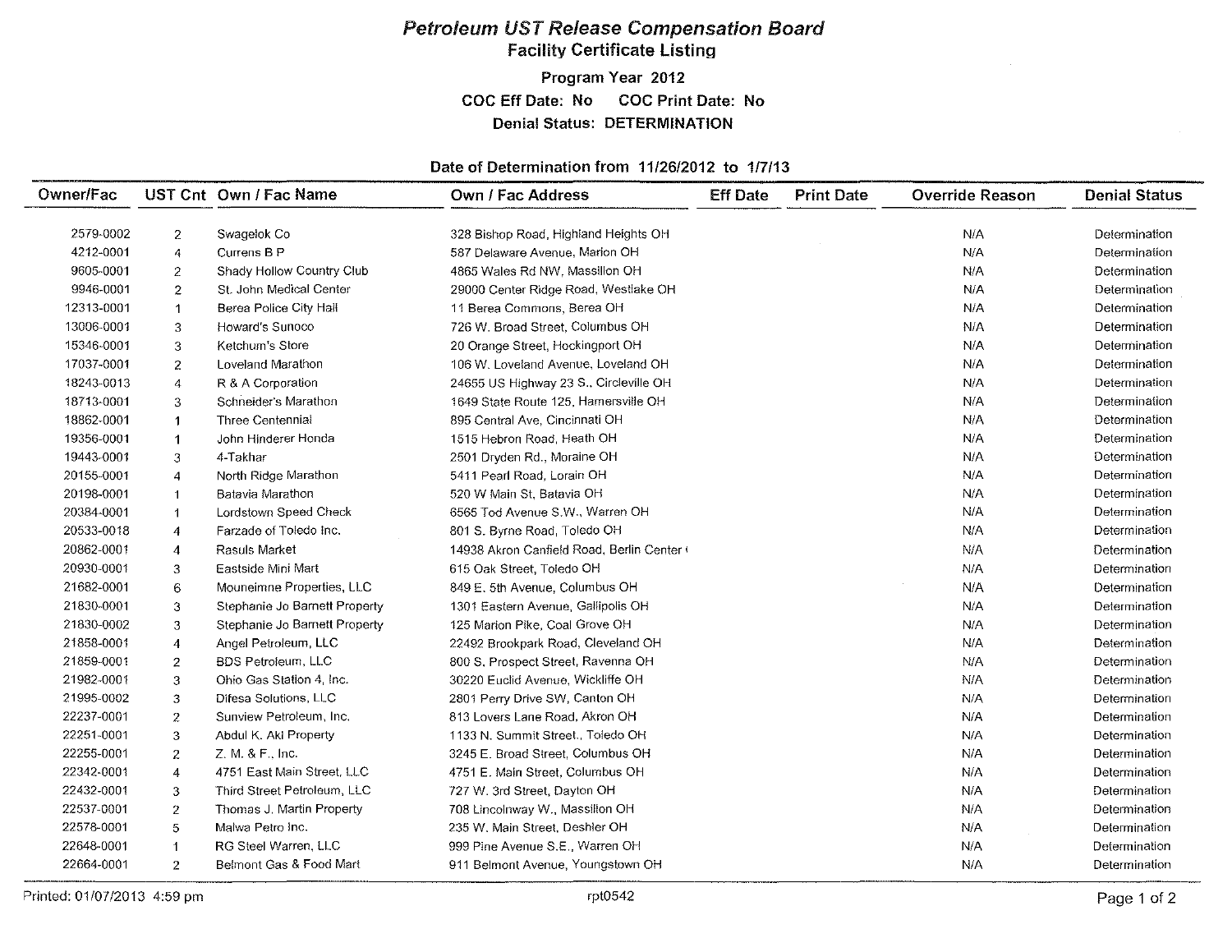# Petroleum UST Release Compensation Board

## Facility Certificate Listing

**Program Year 2012**

**COC Eff Date: No COC Print Date: No**

**Denial Status: DETERMINATION**

**Date of Determination from 11/26/2012 to 1/7/13**

| Owner/Fac | UST Cnt | Own / Fac Name | Own / Fac Address | Eff Date | Print Date | Override Reason | Denial Status |
|---|---|---|---|---|---|---|---|
| 2579-0002 | 2 | Swagelok Co | 328 Bishop Road, Highland Heights OH | | | N/A | Determination |
| 4212-0001 | 4 | Currens B P | 587 Delaware Avenue, Marion OH | | | N/A | Determination |
| 9605-0001 | 2 | Shady Hollow Country Club | 4865 Wales Rd NW, Massillon OH | | | N/A | Determination |
| 9946-0001 | 2 | St. John Medical Center | 29000 Center Ridge Road, Westlake OH | | | N/A | Determination |
| 12313-0001 | 1 | Berea Police City Hall | 11 Berea Commons, Berea OH | | | N/A | Determination |
| 13006-0001 | 3 | Howard's Sunoco | 726 W. Broad Street, Columbus OH | | | N/A | Determination |
| 15346-0001 | 3 | Ketchum's Store | 20 Orange Street, Hockingport OH | | | N/A | Determination |
| 17037-0001 | 2 | Loveland Marathon | 106 W. Loveland Avenue, Loveland OH | | | N/A | Determination |
| 18243-0013 | 4 | R & A Corporation | 24655 US Highway 23 S., Circleville OH | | | N/A | Determination |
| 18713-0001 | 3 | Schneider's Marathon | 1649 State Route 125, Hamersville OH | | | N/A | Determination |
| 18862-0001 | 1 | Three Centennial | 895 Central Ave, Cincinnati OH | | | N/A | Determination |
| 19356-0001 | 1 | John Hinderer Honda | 1515 Hebron Road, Heath OH | | | N/A | Determination |
| 19443-0001 | 3 | 4-Takhar | 2501 Dryden Rd., Moraine OH | | | N/A | Determination |
| 20155-0001 | 4 | North Ridge Marathon | 5411 Pearl Road, Lorain OH | | | N/A | Determination |
| 20198-0001 | 1 | Batavia Marathon | 520 W Main St, Batavia OH | | | N/A | Determination |
| 20384-0001 | 1 | Lordstown Speed Check | 6565 Tod Avenue S.W., Warren OH | | | N/A | Determination |
| 20533-0018 | 4 | Farzade of Toledo Inc. | 801 S. Byrne Road, Toledo OH | | | N/A | Determination |
| 20862-0001 | 4 | Rasuls Market | 14938 Akron Canfield Road, Berlin Center ( | | | N/A | Determination |
| 20930-0001 | 3 | Eastside Mini Mart | 615 Oak Street, Toledo OH | | | N/A | Determination |
| 21682-0001 | 6 | Mouneimne Properties, LLC | 849 E. 5th Avenue, Columbus OH | | | N/A | Determination |
| 21830-0001 | 3 | Stephanie Jo Barnett Property | 1301 Eastern Avenue, Gallipolis OH | | | N/A | Determination |
| 21830-0002 | 3 | Stephanie Jo Barnett Property | 125 Marion Pike, Coal Grove OH | | | N/A | Determination |
| 21858-0001 | 4 | Angel Petroleum, LLC | 22492 Brookpark Road, Cleveland OH | | | N/A | Determination |
| 21859-0001 | 2 | BDS Petroleum, LLC | 800 S. Prospect Street, Ravenna OH | | | N/A | Determination |
| 21982-0001 | 3 | Ohio Gas Station 4, Inc. | 30220 Euclid Avenue, Wickliffe OH | | | N/A | Determination |
| 21995-0002 | 3 | Difesa Solutions, LLC | 2801 Perry Drive SW, Canton OH | | | N/A | Determination |
| 22237-0001 | 2 | Sunview Petroleum, Inc. | 813 Lovers Lane Road, Akron OH | | | N/A | Determination |
| 22251-0001 | 3 | Abdul K. Aki Property | 1133 N. Summit Street., Toledo OH | | | N/A | Determination |
| 22255-0001 | 2 | Z. M. & F., Inc. | 3245 E. Broad Street, Columbus OH | | | N/A | Determination |
| 22342-0001 | 4 | 4751 East Main Street, LLC | 4751 E. Main Street, Columbus OH | | | N/A | Determination |
| 22432-0001 | 3 | Third Street Petroleum, LLC | 727 W. 3rd Street, Dayton OH | | | N/A | Determination |
| 22537-0001 | 2 | Thomas J. Martin Property | 708 Lincolnway W., Massillon OH | | | N/A | Determination |
| 22578-0001 | 5 | Malwa Petro Inc. | 235 W. Main Street, Deshler OH | | | N/A | Determination |
| 22648-0001 | 1 | RG Steel Warren, LLC | 999 Pine Avenue S.E., Warren OH | | | N/A | Determination |
| 22664-0001 | 2 | Belmont Gas & Food Mart | 911 Belmont Avenue, Youngstown OH | | | N/A | Determination |

Printed: 01/07/2013 4:59 pm rpt0542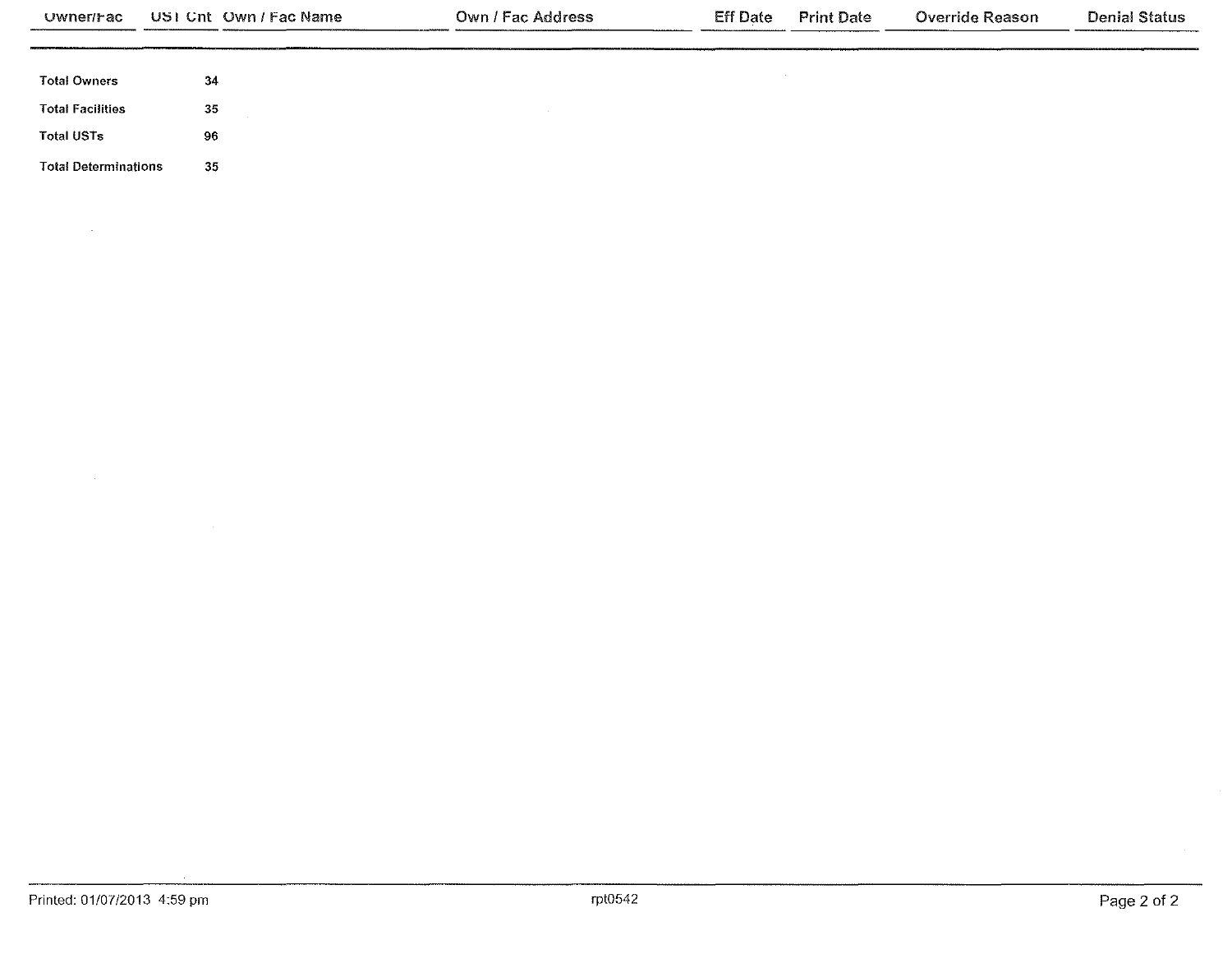| Owner/Fac | UST Cnt | Own / Fac Name | Own / Fac Address | Eff Date | Print Date | Override Reason | Denial Status |
|---|---|---|---|---|---|---|---|

| | |
|---|---|
| **Total Owners** | **34** |
| **Total Facilities** | **35** |
| **Total USTs** | **96** |
| **Total Determinations** | **35** |

Printed: 01/07/2013 4:59 pm

rpt0542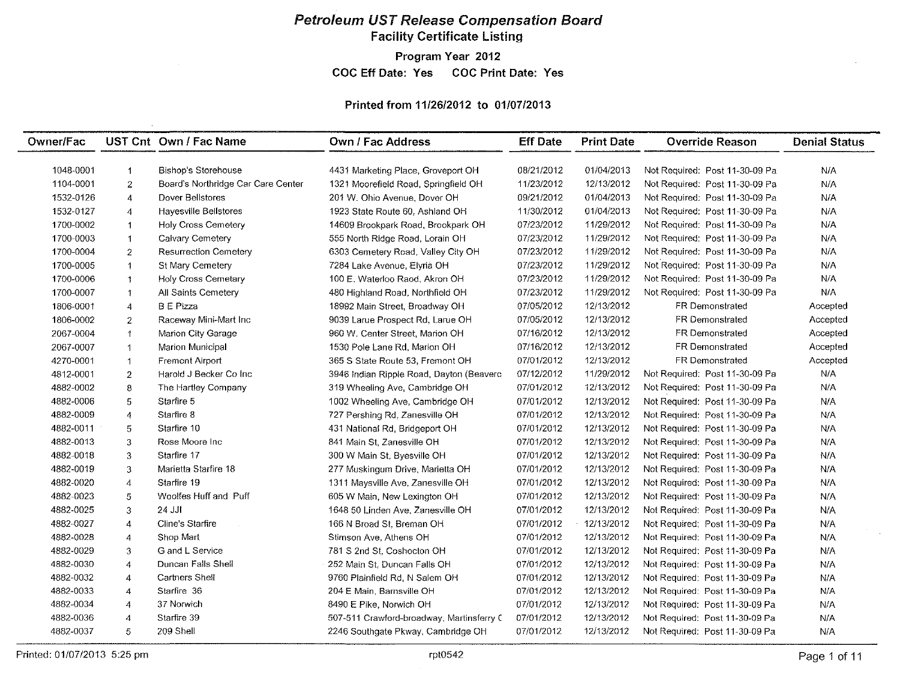# Petroleum UST Release Compensation Board

## Facility Certificate Listing

**Program Year 2012**

**COC Eff Date: Yes COC Print Date: Yes**

**Printed from 11/26/2012 to 01/07/2013**

| Owner/Fac | UST Cnt | Own / Fac Name | Own / Fac Address | Eff Date | Print Date | Override Reason | Denial Status |
|---|---|---|---|---|---|---|---|
| 1048-0001 | 1 | Bishop's Storehouse | 4431 Marketing Place, Groveport OH | 08/21/2012 | 01/04/2013 | Not Required: Post 11-30-09 Pa | N/A |
| 1104-0001 | 2 | Board's Northridge Car Care Center | 1321 Moorefield Road, Springfield OH | 11/23/2012 | 12/13/2012 | Not Required: Post 11-30-09 Pa | N/A |
| 1532-0126 | 4 | Dover Bellstores | 201 W. Ohio Avenue, Dover OH | 09/21/2012 | 01/04/2013 | Not Required: Post 11-30-09 Pa | N/A |
| 1532-0127 | 4 | Hayesville Bellstores | 1923 State Route 60, Ashland OH | 11/30/2012 | 01/04/2013 | Not Required: Post 11-30-09 Pa | N/A |
| 1700-0002 | 1 | Holy Cross Cemetery | 14609 Brookpark Road, Brookpark OH | 07/23/2012 | 11/29/2012 | Not Required: Post 11-30-09 Pa | N/A |
| 1700-0003 | 1 | Calvary Cemetery | 555 North Ridge Road, Lorain OH | 07/23/2012 | 11/29/2012 | Not Required: Post 11-30-09 Pa | N/A |
| 1700-0004 | 2 | Resurrection Cemetery | 6303 Cemetery Road, Valley City OH | 07/23/2012 | 11/29/2012 | Not Required: Post 11-30-09 Pa | N/A |
| 1700-0005 | 1 | St Mary Cemetery | 7284 Lake Avenue, Elyria OH | 07/23/2012 | 11/29/2012 | Not Required: Post 11-30-09 Pa | N/A |
| 1700-0006 | 1 | Holy Cross Cemetary | 100 E. Waterloo Raod, Akron OH | 07/23/2012 | 11/29/2012 | Not Required: Post 11-30-09 Pa | N/A |
| 1700-0007 | 1 | All Saints Cemetery | 480 Highland Road, Northfield OH | 07/23/2012 | 11/29/2012 | Not Required: Post 11-30-09 Pa | N/A |
| 1806-0001 | 4 | B E Pizza | 18992 Main Street, Broadway OH | 07/05/2012 | 12/13/2012 | FR Demonstrated | Accepted |
| 1806-0002 | 2 | Raceway Mini-Mart Inc | 9039 Larue Prospect Rd, Larue OH | 07/05/2012 | 12/13/2012 | FR Demonstrated | Accepted |
| 2067-0004 | 1 | Marion City Garage | 960 W. Center Street, Marion OH | 07/16/2012 | 12/13/2012 | FR Demonstrated | Accepted |
| 2067-0007 | 1 | Marion Municipal | 1530 Pole Lane Rd, Marion OH | 07/16/2012 | 12/13/2012 | FR Demonstrated | Accepted |
| 4270-0001 | 1 | Fremont Airport | 365 S State Route 53, Fremont OH | 07/01/2012 | 12/13/2012 | FR Demonstrated | Accepted |
| 4812-0001 | 2 | Harold J Becker Co Inc | 3946 Indian Ripple Road, Dayton (Beaverc | 07/12/2012 | 11/29/2012 | Not Required: Post 11-30-09 Pa | N/A |
| 4882-0002 | 8 | The Hartley Company | 319 Wheeling Ave, Cambridge OH | 07/01/2012 | 12/13/2012 | Not Required: Post 11-30-09 Pa | N/A |
| 4882-0006 | 5 | Starfire 5 | 1002 Wheeling Ave, Cambridge OH | 07/01/2012 | 12/13/2012 | Not Required: Post 11-30-09 Pa | N/A |
| 4882-0009 | 4 | Starfire 8 | 727 Pershing Rd, Zanesville OH | 07/01/2012 | 12/13/2012 | Not Required: Post 11-30-09 Pa | N/A |
| 4882-0011 | 5 | Starfire 10 | 431 National Rd, Bridgeport OH | 07/01/2012 | 12/13/2012 | Not Required: Post 11-30-09 Pa | N/A |
| 4882-0013 | 3 | Rose Moore Inc | 841 Main St, Zanesville OH | 07/01/2012 | 12/13/2012 | Not Required: Post 11-30-09 Pa | N/A |
| 4882-0018 | 3 | Starfire 17 | 300 W Main St, Byesville OH | 07/01/2012 | 12/13/2012 | Not Required: Post 11-30-09 Pa | N/A |
| 4882-0019 | 3 | Marietta Starfire 18 | 277 Muskingum Drive, Marietta OH | 07/01/2012 | 12/13/2012 | Not Required: Post 11-30-09 Pa | N/A |
| 4882-0020 | 4 | Starfire 19 | 1311 Maysville Ave, Zanesville OH | 07/01/2012 | 12/13/2012 | Not Required: Post 11-30-09 Pa | N/A |
| 4882-0023 | 5 | Woolfes Huff and Puff | 605 W Main, New Lexington OH | 07/01/2012 | 12/13/2012 | Not Required: Post 11-30-09 Pa | N/A |
| 4882-0025 | 3 | 24 JJI | 1648 50 Linden Ave, Zanesville OH | 07/01/2012 | 12/13/2012 | Not Required: Post 11-30-09 Pa | N/A |
| 4882-0027 | 4 | Cline's Starfire | 166 N Broad St, Breman OH | 07/01/2012 | 12/13/2012 | Not Required: Post 11-30-09 Pa | N/A |
| 4882-0028 | 4 | Shop Mart | Stimson Ave, Athens OH | 07/01/2012 | 12/13/2012 | Not Required: Post 11-30-09 Pa | N/A |
| 4882-0029 | 3 | G and L Service | 781 S 2nd St, Coshocton OH | 07/01/2012 | 12/13/2012 | Not Required: Post 11-30-09 Pa | N/A |
| 4882-0030 | 4 | Duncan Falls Shell | 252 Main St, Duncan Falls OH | 07/01/2012 | 12/13/2012 | Not Required: Post 11-30-09 Pa | N/A |
| 4882-0032 | 4 | Cartners Shell | 9760 Plainfield Rd, N Salem OH | 07/01/2012 | 12/13/2012 | Not Required: Post 11-30-09 Pa | N/A |
| 4882-0033 | 4 | Starfire 36 | 204 E Main, Barnsville OH | 07/01/2012 | 12/13/2012 | Not Required: Post 11-30-09 Pa | N/A |
| 4882-0034 | 4 | 37 Norwich | 8490 E Pike, Norwich OH | 07/01/2012 | 12/13/2012 | Not Required: Post 11-30-09 Pa | N/A |
| 4882-0036 | 4 | Starfire 39 | 507-511 Crawford-broadway, Martinsferry ( | 07/01/2012 | 12/13/2012 | Not Required: Post 11-30-09 Pa | N/A |
| 4882-0037 | 5 | 209 Shell | 2246 Southgate Pkway, Cambridge OH | 07/01/2012 | 12/13/2012 | Not Required: Post 11-30-09 Pa | N/A |

Printed: 01/07/2013 5:25 pm rpt0542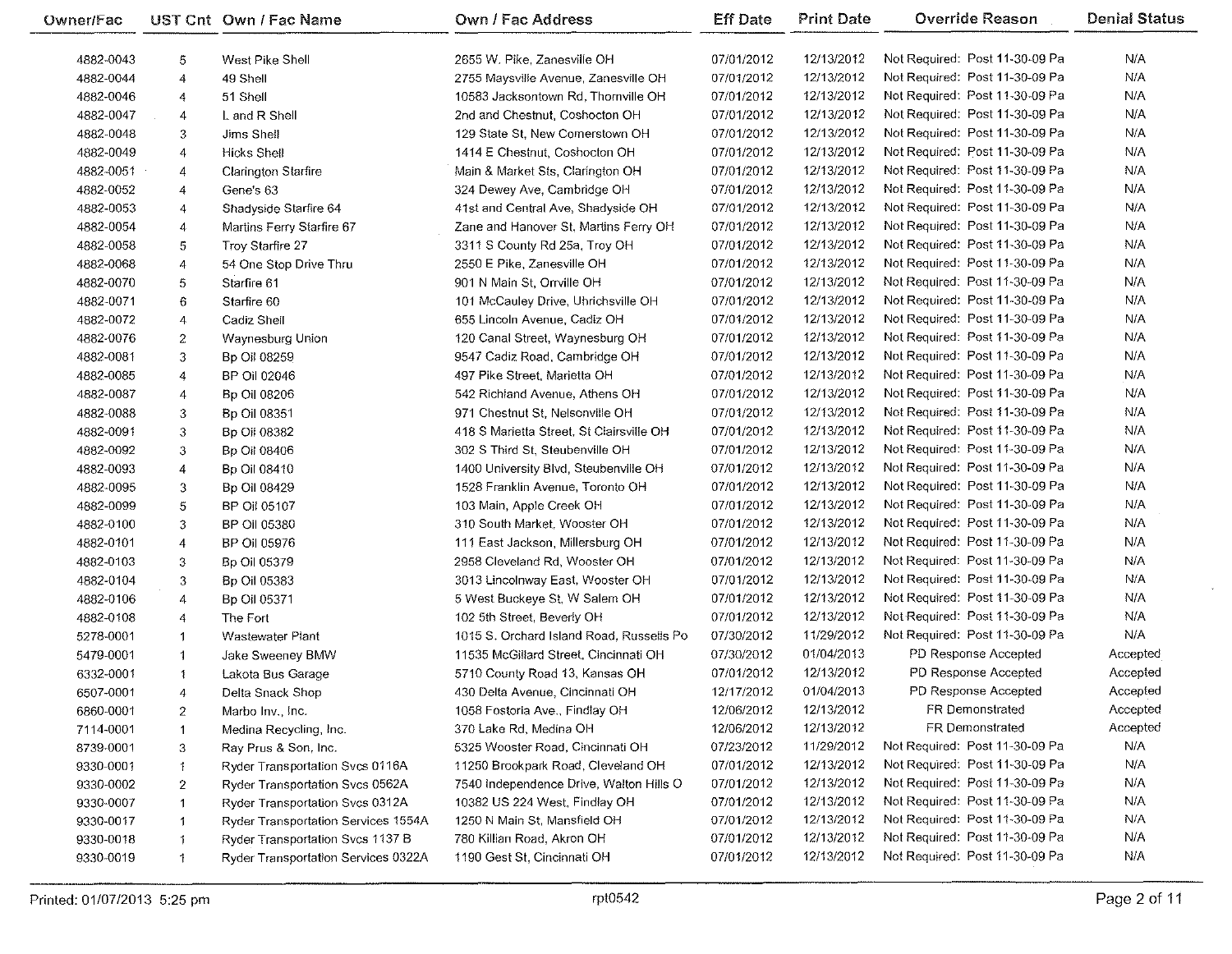| Owner/Fac | UST Cnt | Own / Fac Name | Own / Fac Address | Eff Date | Print Date | Override Reason | Denial Status |
|---|---|---|---|---|---|---|---|
| 4882-0043 | 5 | West Pike Shell | 2655 W. Pike, Zanesville OH | 07/01/2012 | 12/13/2012 | Not Required: Post 11-30-09 Pa | N/A |
| 4882-0044 | 4 | 49 Shell | 2755 Maysville Avenue, Zanesville OH | 07/01/2012 | 12/13/2012 | Not Required: Post 11-30-09 Pa | N/A |
| 4882-0046 | 4 | 51 Shell | 10583 Jacksontown Rd, Thornville OH | 07/01/2012 | 12/13/2012 | Not Required: Post 11-30-09 Pa | N/A |
| 4882-0047 | 4 | L and R Shell | 2nd and Chestnut, Coshocton OH | 07/01/2012 | 12/13/2012 | Not Required: Post 11-30-09 Pa | N/A |
| 4882-0048 | 3 | Jims Shell | 129 State St, New Comerstown OH | 07/01/2012 | 12/13/2012 | Not Required: Post 11-30-09 Pa | N/A |
| 4882-0049 | 4 | Hicks Shell | 1414 E Chestnut, Coshocton OH | 07/01/2012 | 12/13/2012 | Not Required: Post 11-30-09 Pa | N/A |
| 4882-0051 | 4 | Clarington Starfire | Main & Market Sts, Clarington OH | 07/01/2012 | 12/13/2012 | Not Required: Post 11-30-09 Pa | N/A |
| 4882-0052 | 4 | Gene's 63 | 324 Dewey Ave, Cambridge OH | 07/01/2012 | 12/13/2012 | Not Required: Post 11-30-09 Pa | N/A |
| 4882-0053 | 4 | Shadyside Starfire 64 | 41st and Central Ave, Shadyside OH | 07/01/2012 | 12/13/2012 | Not Required: Post 11-30-09 Pa | N/A |
| 4882-0054 | 4 | Martins Ferry Starfire 67 | Zane and Hanover St, Martins Ferry OH | 07/01/2012 | 12/13/2012 | Not Required: Post 11-30-09 Pa | N/A |
| 4882-0058 | 5 | Troy Starfire 27 | 3311 S County Rd 25a, Troy OH | 07/01/2012 | 12/13/2012 | Not Required: Post 11-30-09 Pa | N/A |
| 4882-0068 | 4 | 54 One Stop Drive Thru | 2550 E Pike, Zanesville OH | 07/01/2012 | 12/13/2012 | Not Required: Post 11-30-09 Pa | N/A |
| 4882-0070 | 5 | Starfire 61 | 901 N Main St, Orrville OH | 07/01/2012 | 12/13/2012 | Not Required: Post 11-30-09 Pa | N/A |
| 4882-0071 | 6 | Starfire 60 | 101 McCauley Drive, Uhrichsville OH | 07/01/2012 | 12/13/2012 | Not Required: Post 11-30-09 Pa | N/A |
| 4882-0072 | 4 | Cadiz Shell | 655 Lincoln Avenue, Cadiz OH | 07/01/2012 | 12/13/2012 | Not Required: Post 11-30-09 Pa | N/A |
| 4882-0076 | 2 | Waynesburg Union | 120 Canal Street, Waynesburg OH | 07/01/2012 | 12/13/2012 | Not Required: Post 11-30-09 Pa | N/A |
| 4882-0081 | 3 | Bp Oil 08259 | 9547 Cadiz Road, Cambridge OH | 07/01/2012 | 12/13/2012 | Not Required: Post 11-30-09 Pa | N/A |
| 4882-0085 | 4 | BP Oil 02046 | 497 Pike Street, Marietta OH | 07/01/2012 | 12/13/2012 | Not Required: Post 11-30-09 Pa | N/A |
| 4882-0087 | 4 | Bp Oil 08206 | 542 Richland Avenue, Athens OH | 07/01/2012 | 12/13/2012 | Not Required: Post 11-30-09 Pa | N/A |
| 4882-0088 | 3 | Bp Oil 08351 | 971 Chestnut St, Nelsonville OH | 07/01/2012 | 12/13/2012 | Not Required: Post 11-30-09 Pa | N/A |
| 4882-0091 | 3 | Bp Oil 08382 | 418 S Marietta Street, St Clairsville OH | 07/01/2012 | 12/13/2012 | Not Required: Post 11-30-09 Pa | N/A |
| 4882-0092 | 3 | Bp Oil 08406 | 302 S Third St, Steubenville OH | 07/01/2012 | 12/13/2012 | Not Required: Post 11-30-09 Pa | N/A |
| 4882-0093 | 4 | Bp Oil 08410 | 1400 University Blvd, Steubenville OH | 07/01/2012 | 12/13/2012 | Not Required: Post 11-30-09 Pa | N/A |
| 4882-0095 | 3 | Bp Oil 08429 | 1528 Franklin Avenue, Toronto OH | 07/01/2012 | 12/13/2012 | Not Required: Post 11-30-09 Pa | N/A |
| 4882-0099 | 5 | BP Oil 05107 | 103 Main, Apple Creek OH | 07/01/2012 | 12/13/2012 | Not Required: Post 11-30-09 Pa | N/A |
| 4882-0100 | 3 | BP Oil 05380 | 310 South Market, Wooster OH | 07/01/2012 | 12/13/2012 | Not Required: Post 11-30-09 Pa | N/A |
| 4882-0101 | 4 | BP Oil 05976 | 111 East Jackson, Millersburg OH | 07/01/2012 | 12/13/2012 | Not Required: Post 11-30-09 Pa | N/A |
| 4882-0103 | 3 | Bp Oil 05379 | 2958 Cleveland Rd, Wooster OH | 07/01/2012 | 12/13/2012 | Not Required: Post 11-30-09 Pa | N/A |
| 4882-0104 | 3 | Bp Oil 05383 | 3013 Lincolnway East, Wooster OH | 07/01/2012 | 12/13/2012 | Not Required: Post 11-30-09 Pa | N/A |
| 4882-0106 | 4 | Bp Oil 05371 | 5 West Buckeye St, W Salem OH | 07/01/2012 | 12/13/2012 | Not Required: Post 11-30-09 Pa | N/A |
| 4882-0108 | 4 | The Fort | 102 5th Street, Beverly OH | 07/01/2012 | 12/13/2012 | Not Required: Post 11-30-09 Pa | N/A |
| 5278-0001 | 1 | Wastewater Plant | 1015 S. Orchard Island Road, Russells Po | 07/30/2012 | 11/29/2012 | Not Required: Post 11-30-09 Pa | N/A |
| 5479-0001 | 1 | Jake Sweeney BMW | 11535 McGillard Street, Cincinnati OH | 07/30/2012 | 01/04/2013 | PD Response Accepted | Accepted |
| 6332-0001 | 1 | Lakota Bus Garage | 5710 County Road 13, Kansas OH | 07/01/2012 | 12/13/2012 | PD Response Accepted | Accepted |
| 6507-0001 | 4 | Delta Snack Shop | 430 Delta Avenue, Cincinnati OH | 12/17/2012 | 01/04/2013 | PD Response Accepted | Accepted |
| 6860-0001 | 2 | Marbo Inv., Inc. | 1058 Fostoria Ave., Findlay OH | 12/06/2012 | 12/13/2012 | FR Demonstrated | Accepted |
| 7114-0001 | 1 | Medina Recycling, Inc. | 370 Lake Rd, Medina OH | 12/06/2012 | 12/13/2012 | FR Demonstrated | Accepted |
| 8739-0001 | 3 | Ray Prus & Son, Inc. | 5325 Wooster Road, Cincinnati OH | 07/23/2012 | 11/29/2012 | Not Required: Post 11-30-09 Pa | N/A |
| 9330-0001 | 1 | Ryder Transportation Svcs 0116A | 11250 Brookpark Road, Cleveland OH | 07/01/2012 | 12/13/2012 | Not Required: Post 11-30-09 Pa | N/A |
| 9330-0002 | 2 | Ryder Transportation Svcs 0562A | 7540 Independence Drive, Walton Hills O | 07/01/2012 | 12/13/2012 | Not Required: Post 11-30-09 Pa | N/A |
| 9330-0007 | 1 | Ryder Transportation Svcs 0312A | 10382 US 224 West, Findlay OH | 07/01/2012 | 12/13/2012 | Not Required: Post 11-30-09 Pa | N/A |
| 9330-0017 | 1 | Ryder Transportation Services 1554A | 1250 N Main St, Mansfield OH | 07/01/2012 | 12/13/2012 | Not Required: Post 11-30-09 Pa | N/A |
| 9330-0018 | 1 | Ryder Transportation Svcs 1137 B | 780 Killian Road, Akron OH | 07/01/2012 | 12/13/2012 | Not Required: Post 11-30-09 Pa | N/A |
| 9330-0019 | 1 | Ryder Transportation Services 0322A | 1190 Gest St, Cincinnati OH | 07/01/2012 | 12/13/2012 | Not Required: Post 11-30-09 Pa | N/A |

Printed: 01/07/2013 5:25 pm rpt0542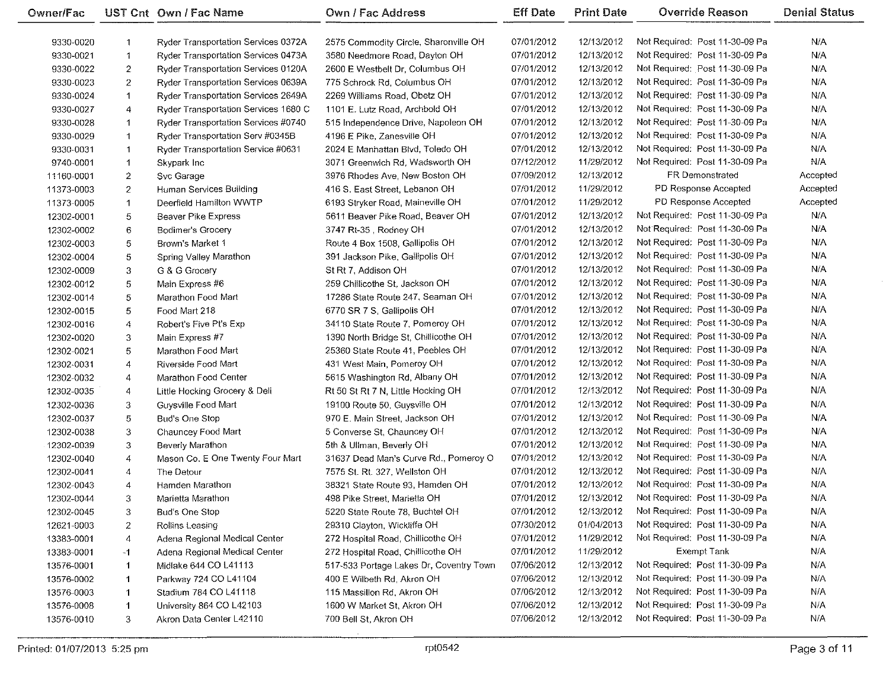| Owner/Fac | UST Cnt | Own / Fac Name | Own / Fac Address | Eff Date | Print Date | Override Reason | Denial Status |
|---|---|---|---|---|---|---|---|
| 9330-0020 | 1 | Ryder Transportation Services 0372A | 2575 Commodity Circle, Sharonville OH | 07/01/2012 | 12/13/2012 | Not Required: Post 11-30-09 Pa | N/A |
| 9330-0021 | 1 | Ryder Transportation Services 0473A | 3580 Needmore Road, Dayton OH | 07/01/2012 | 12/13/2012 | Not Required: Post 11-30-09 Pa | N/A |
| 9330-0022 | 2 | Ryder Transportation Services 0120A | 2600 E Westbelt Dr, Columbus OH | 07/01/2012 | 12/13/2012 | Not Required: Post 11-30-09 Pa | N/A |
| 9330-0023 | 2 | Ryder Transportation Services 0639A | 775 Schrock Rd, Columbus OH | 07/01/2012 | 12/13/2012 | Not Required: Post 11-30-09 Pa | N/A |
| 9330-0024 | 1 | Ryder Transportation Services 2649A | 2269 Williams Road, Obetz OH | 07/01/2012 | 12/13/2012 | Not Required: Post 11-30-09 Pa | N/A |
| 9330-0027 | 4 | Ryder Transportation Services 1680 C | 1101 E. Lutz Road, Archbold OH | 07/01/2012 | 12/13/2012 | Not Required: Post 11-30-09 Pa | N/A |
| 9330-0028 | 1 | Ryder Transportation Services #0740 | 515 Independence Drive, Napoleon OH | 07/01/2012 | 12/13/2012 | Not Required: Post 11-30-09 Pa | N/A |
| 9330-0029 | 1 | Ryder Transportation Serv #0345B | 4196 E Pike, Zanesville OH | 07/01/2012 | 12/13/2012 | Not Required: Post 11-30-09 Pa | N/A |
| 9330-0031 | 1 | Ryder Transportation Service #0631 | 2024 E Manhattan Blvd, Toledo OH | 07/01/2012 | 12/13/2012 | Not Required: Post 11-30-09 Pa | N/A |
| 9740-0001 | 1 | Skypark Inc | 3071 Greenwich Rd, Wadsworth OH | 07/12/2012 | 11/29/2012 | Not Required: Post 11-30-09 Pa | N/A |
| 11160-0001 | 2 | Svc Garage | 3976 Rhodes Ave, New Boston OH | 07/09/2012 | 12/13/2012 | FR Demonstrated | Accepted |
| 11373-0003 | 2 | Human Services Building | 416 S. East Street, Lebanon OH | 07/01/2012 | 11/29/2012 | PD Response Accepted | Accepted |
| 11373-0005 | 1 | Deerfield Hamilton WWTP | 6193 Stryker Road, Maineville OH | 07/01/2012 | 11/29/2012 | PD Response Accepted | Accepted |
| 12302-0001 | 5 | Beaver Pike Express | 5611 Beaver Pike Road, Beaver OH | 07/01/2012 | 12/13/2012 | Not Required: Post 11-30-09 Pa | N/A |
| 12302-0002 | 6 | Bodimer's Grocery | 3747 Rt-35 , Rodney OH | 07/01/2012 | 12/13/2012 | Not Required: Post 11-30-09 Pa | N/A |
| 12302-0003 | 5 | Brown's Market 1 | Route 4 Box 1508, Gallipolis OH | 07/01/2012 | 12/13/2012 | Not Required: Post 11-30-09 Pa | N/A |
| 12302-0004 | 5 | Spring Valley Marathon | 391 Jackson Pike, Gallipolis OH | 07/01/2012 | 12/13/2012 | Not Required: Post 11-30-09 Pa | N/A |
| 12302-0009 | 3 | G & G Grocery | St Rt 7, Addison OH | 07/01/2012 | 12/13/2012 | Not Required: Post 11-30-09 Pa | N/A |
| 12302-0012 | 5 | Main Express #6 | 259 Chillicothe St, Jackson OH | 07/01/2012 | 12/13/2012 | Not Required: Post 11-30-09 Pa | N/A |
| 12302-0014 | 5 | Marathon Food Mart | 17286 State Route 247, Seaman OH | 07/01/2012 | 12/13/2012 | Not Required: Post 11-30-09 Pa | N/A |
| 12302-0015 | 5 | Food Mart 218 | 6770 SR 7 S, Gallipolis OH | 07/01/2012 | 12/13/2012 | Not Required: Post 11-30-09 Pa | N/A |
| 12302-0016 | 4 | Robert's Five Pt's Exp | 34110 State Route 7, Pomeroy OH | 07/01/2012 | 12/13/2012 | Not Required: Post 11-30-09 Pa | N/A |
| 12302-0020 | 3 | Main Express #7 | 1390 North Bridge St, Chillicothe OH | 07/01/2012 | 12/13/2012 | Not Required: Post 11-30-09 Pa | N/A |
| 12302-0021 | 5 | Marathon Food Mart | 25360 State Route 41, Peebles OH | 07/01/2012 | 12/13/2012 | Not Required: Post 11-30-09 Pa | N/A |
| 12302-0031 | 4 | Riverside Food Mart | 431 West Main, Pomeroy OH | 07/01/2012 | 12/13/2012 | Not Required: Post 11-30-09 Pa | N/A |
| 12302-0032 | 4 | Marathon Food Center | 5615 Washington Rd, Albany OH | 07/01/2012 | 12/13/2012 | Not Required: Post 11-30-09 Pa | N/A |
| 12302-0035 | 4 | Little Hocking Grocery & Deli | Rt 50 St Rt 7 N, Little Hocking OH | 07/01/2012 | 12/13/2012 | Not Required: Post 11-30-09 Pa | N/A |
| 12302-0036 | 3 | Guysville Food Mart | 19100 Route 50, Guysville OH | 07/01/2012 | 12/13/2012 | Not Required: Post 11-30-09 Pa | N/A |
| 12302-0037 | 5 | Bud's One Stop | 970 E. Main Street, Jackson OH | 07/01/2012 | 12/13/2012 | Not Required: Post 11-30-09 Pa | N/A |
| 12302-0038 | 3 | Chauncey Food Mart | 5 Converse St, Chauncey OH | 07/01/2012 | 12/13/2012 | Not Required: Post 11-30-09 Pa | N/A |
| 12302-0039 | 3 | Beverly Marathon | 5th & Ullman, Beverly OH | 07/01/2012 | 12/13/2012 | Not Required: Post 11-30-09 Pa | N/A |
| 12302-0040 | 4 | Mason Co. E One Twenty Four Mart | 31637 Dead Man's Curve Rd., Pomeroy O | 07/01/2012 | 12/13/2012 | Not Required: Post 11-30-09 Pa | N/A |
| 12302-0041 | 4 | The Detour | 7575 St. Rt. 327, Wellston OH | 07/01/2012 | 12/13/2012 | Not Required: Post 11-30-09 Pa | N/A |
| 12302-0043 | 4 | Hamden Marathon | 38321 State Route 93, Hamden OH | 07/01/2012 | 12/13/2012 | Not Required: Post 11-30-09 Pa | N/A |
| 12302-0044 | 3 | Marietta Marathon | 498 Pike Street, Marietta OH | 07/01/2012 | 12/13/2012 | Not Required: Post 11-30-09 Pa | N/A |
| 12302-0045 | 3 | Bud's One Stop | 5220 State Route 78, Buchtel OH | 07/01/2012 | 12/13/2012 | Not Required: Post 11-30-09 Pa | N/A |
| 12621-0003 | 2 | Rollins Leasing | 29310 Clayton, Wickliffe OH | 07/30/2012 | 01/04/2013 | Not Required: Post 11-30-09 Pa | N/A |
| 13383-0001 | 4 | Adena Regional Medical Center | 272 Hospital Road, Chillicothe OH | 07/01/2012 | 11/29/2012 | Not Required: Post 11-30-09 Pa | N/A |
| 13383-0001 | -1 | Adena Regional Medical Center | 272 Hospital Road, Chillicothe OH | 07/01/2012 | 11/29/2012 | Exempt Tank | N/A |
| 13576-0001 | 1 | Midlake 644 CO L41113 | 517-533 Portage Lakes Dr, Coventry Town | 07/06/2012 | 12/13/2012 | Not Required: Post 11-30-09 Pa | N/A |
| 13576-0002 | 1 | Parkway 724 CO L41104 | 400 E Wilbeth Rd, Akron OH | 07/06/2012 | 12/13/2012 | Not Required: Post 11-30-09 Pa | N/A |
| 13576-0003 | 1 | Stadium 784 CO L41118 | 115 Massillon Rd, Akron OH | 07/06/2012 | 12/13/2012 | Not Required: Post 11-30-09 Pa | N/A |
| 13576-0008 | 1 | University 864 CO L42103 | 1600 W Market St, Akron OH | 07/06/2012 | 12/13/2012 | Not Required: Post 11-30-09 Pa | N/A |
| 13576-0010 | 3 | Akron Data Center L42110 | 700 Bell St, Akron OH | 07/06/2012 | 12/13/2012 | Not Required: Post 11-30-09 Pa | N/A |

Printed: 01/07/2013 5:25 pm rpt0542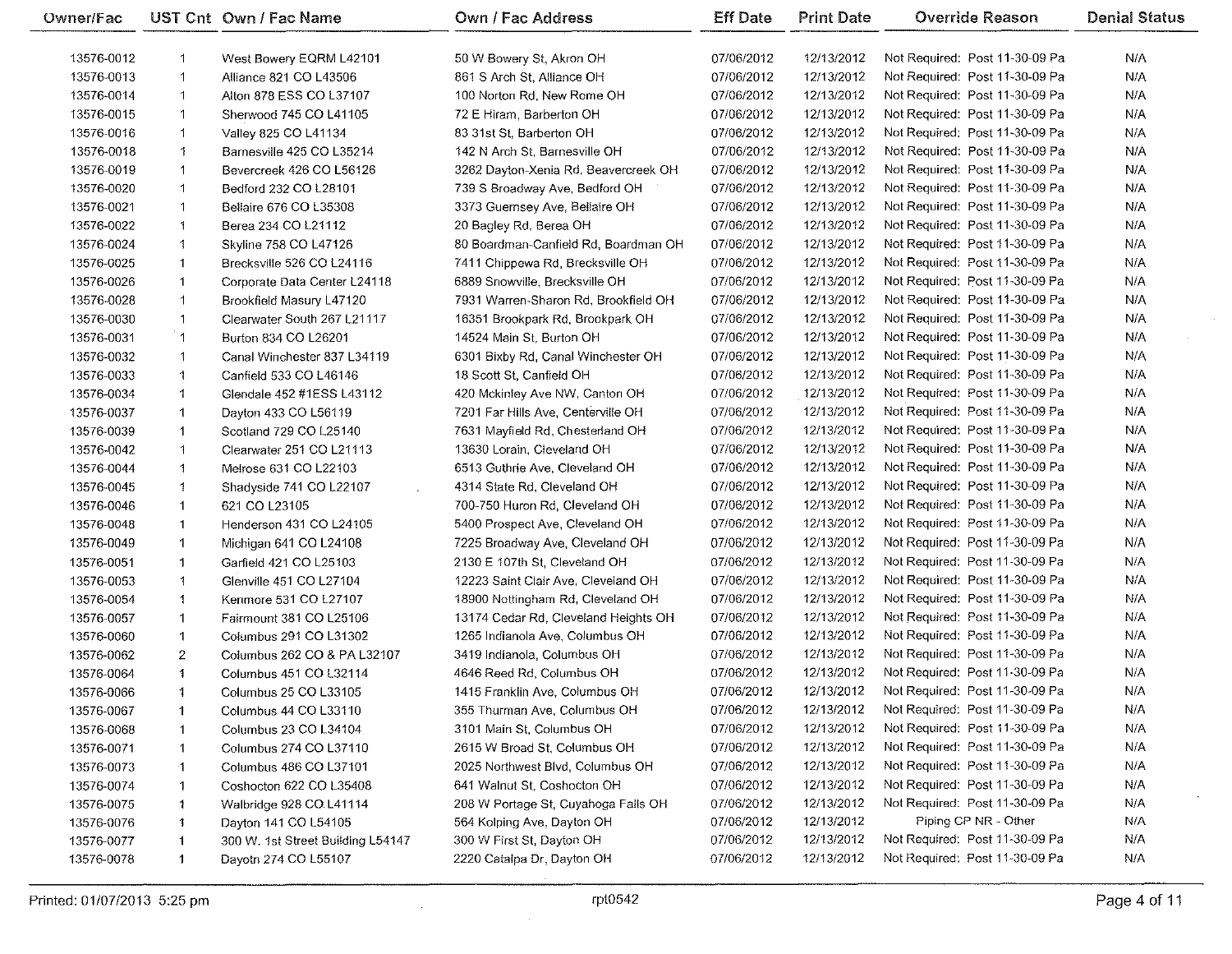| Owner/Fac | UST Cnt | Own / Fac Name | Own / Fac Address | Eff Date | Print Date | Override Reason | Denial Status |
|---|---|---|---|---|---|---|---|
| 13576-0012 | 1 | West Bowery EQRM L42101 | 50 W Bowery St, Akron OH | 07/06/2012 | 12/13/2012 | Not Required: Post 11-30-09 Pa | N/A |
| 13576-0013 | 1 | Alliance 821 CO L43506 | 861 S Arch St, Alliance OH | 07/06/2012 | 12/13/2012 | Not Required: Post 11-30-09 Pa | N/A |
| 13576-0014 | 1 | Alton 878 ESS CO L37107 | 100 Norton Rd, New Rome OH | 07/06/2012 | 12/13/2012 | Not Required: Post 11-30-09 Pa | N/A |
| 13576-0015 | 1 | Sherwood 745 CO L41105 | 72 E Hiram, Barberton OH | 07/06/2012 | 12/13/2012 | Not Required: Post 11-30-09 Pa | N/A |
| 13576-0016 | 1 | Valley 825 CO L41134 | 83 31st St, Barberton OH | 07/06/2012 | 12/13/2012 | Not Required: Post 11-30-09 Pa | N/A |
| 13576-0018 | 1 | Barnesville 425 CO L35214 | 142 N Arch St, Barnesville OH | 07/06/2012 | 12/13/2012 | Not Required: Post 11-30-09 Pa | N/A |
| 13576-0019 | 1 | Bevercreek 426 CO L56126 | 3262 Dayton-Xenia Rd, Beavercreek OH | 07/06/2012 | 12/13/2012 | Not Required: Post 11-30-09 Pa | N/A |
| 13576-0020 | 1 | Bedford 232 CO L28101 | 739 S Broadway Ave, Bedford OH | 07/06/2012 | 12/13/2012 | Not Required: Post 11-30-09 Pa | N/A |
| 13576-0021 | 1 | Bellaire 676 CO L35308 | 3373 Guernsey Ave, Bellaire OH | 07/06/2012 | 12/13/2012 | Not Required: Post 11-30-09 Pa | N/A |
| 13576-0022 | 1 | Berea 234 CO L21112 | 20 Bagley Rd, Berea OH | 07/06/2012 | 12/13/2012 | Not Required: Post 11-30-09 Pa | N/A |
| 13576-0024 | 1 | Skyline 758 CO L47126 | 80 Boardman-Canfield Rd, Boardman OH | 07/06/2012 | 12/13/2012 | Not Required: Post 11-30-09 Pa | N/A |
| 13576-0025 | 1 | Brecksville 526 CO L24116 | 7411 Chippewa Rd, Brecksville OH | 07/06/2012 | 12/13/2012 | Not Required: Post 11-30-09 Pa | N/A |
| 13576-0026 | 1 | Corporate Data Center L24118 | 6889 Snowville, Brecksville OH | 07/06/2012 | 12/13/2012 | Not Required: Post 11-30-09 Pa | N/A |
| 13576-0028 | 1 | Brookfield Masury L47120 | 7931 Warren-Sharon Rd, Brookfield OH | 07/06/2012 | 12/13/2012 | Not Required: Post 11-30-09 Pa | N/A |
| 13576-0030 | 1 | Clearwater South 267 L21117 | 16351 Brookpark Rd, Brookpark OH | 07/06/2012 | 12/13/2012 | Not Required: Post 11-30-09 Pa | N/A |
| 13576-0031 | 1 | Burton 834 CO L26201 | 14524 Main St, Burton OH | 07/06/2012 | 12/13/2012 | Not Required: Post 11-30-09 Pa | N/A |
| 13576-0032 | 1 | Canal Winchester 837 L34119 | 6301 Bixby Rd, Canal Winchester OH | 07/06/2012 | 12/13/2012 | Not Required: Post 11-30-09 Pa | N/A |
| 13576-0033 | 1 | Canfield 533 CO L46146 | 18 Scott St, Canfield OH | 07/06/2012 | 12/13/2012 | Not Required: Post 11-30-09 Pa | N/A |
| 13576-0034 | 1 | Glendale 452 #1ESS L43112 | 420 Mckinley Ave NW, Canton OH | 07/06/2012 | 12/13/2012 | Not Required: Post 11-30-09 Pa | N/A |
| 13576-0037 | 1 | Dayton 433 CO L56119 | 7201 Far Hills Ave, Centerville OH | 07/06/2012 | 12/13/2012 | Not Required: Post 11-30-09 Pa | N/A |
| 13576-0039 | 1 | Scotland 729 CO L25140 | 7631 Mayfield Rd, Chesterland OH | 07/06/2012 | 12/13/2012 | Not Required: Post 11-30-09 Pa | N/A |
| 13576-0042 | 1 | Clearwater 251 CO L21113 | 13630 Lorain, Cleveland OH | 07/06/2012 | 12/13/2012 | Not Required: Post 11-30-09 Pa | N/A |
| 13576-0044 | 1 | Melrose 631 CO L22103 | 6513 Guthrie Ave, Cleveland OH | 07/06/2012 | 12/13/2012 | Not Required: Post 11-30-09 Pa | N/A |
| 13576-0045 | 1 | Shadyside 741 CO L22107 | 4314 State Rd, Cleveland OH | 07/06/2012 | 12/13/2012 | Not Required: Post 11-30-09 Pa | N/A |
| 13576-0046 | 1 | 621 CO L23105 | 700-750 Huron Rd, Cleveland OH | 07/06/2012 | 12/13/2012 | Not Required: Post 11-30-09 Pa | N/A |
| 13576-0048 | 1 | Henderson 431 CO L24105 | 5400 Prospect Ave, Cleveland OH | 07/06/2012 | 12/13/2012 | Not Required: Post 11-30-09 Pa | N/A |
| 13576-0049 | 1 | Michigan 641 CO L24108 | 7225 Broadway Ave, Cleveland OH | 07/06/2012 | 12/13/2012 | Not Required: Post 11-30-09 Pa | N/A |
| 13576-0051 | 1 | Garfield 421 CO L25103 | 2130 E 107th St, Cleveland OH | 07/06/2012 | 12/13/2012 | Not Required: Post 11-30-09 Pa | N/A |
| 13576-0053 | 1 | Glenville 451 CO L27104 | 12223 Saint Clair Ave, Cleveland OH | 07/06/2012 | 12/13/2012 | Not Required: Post 11-30-09 Pa | N/A |
| 13576-0054 | 1 | Kenmore 531 CO L27107 | 18900 Nottingham Rd, Cleveland OH | 07/06/2012 | 12/13/2012 | Not Required: Post 11-30-09 Pa | N/A |
| 13576-0057 | 1 | Fairmount 381 CO L25106 | 13174 Cedar Rd, Cleveland Heights OH | 07/06/2012 | 12/13/2012 | Not Required: Post 11-30-09 Pa | N/A |
| 13576-0060 | 1 | Columbus 291 CO L31302 | 1265 Indianola Ave, Columbus OH | 07/06/2012 | 12/13/2012 | Not Required: Post 11-30-09 Pa | N/A |
| 13576-0062 | 2 | Columbus 262 CO & PA L32107 | 3419 Indianola, Columbus OH | 07/06/2012 | 12/13/2012 | Not Required: Post 11-30-09 Pa | N/A |
| 13576-0064 | 1 | Columbus 451 CO L32114 | 4646 Reed Rd, Columbus OH | 07/06/2012 | 12/13/2012 | Not Required: Post 11-30-09 Pa | N/A |
| 13576-0066 | 1 | Columbus 25 CO L33105 | 1415 Franklin Ave, Columbus OH | 07/06/2012 | 12/13/2012 | Not Required: Post 11-30-09 Pa | N/A |
| 13576-0067 | 1 | Columbus 44 CO L33110 | 355 Thurman Ave, Columbus OH | 07/06/2012 | 12/13/2012 | Not Required: Post 11-30-09 Pa | N/A |
| 13576-0068 | 1 | Columbus 23 CO L34104 | 3101 Main St, Columbus OH | 07/06/2012 | 12/13/2012 | Not Required: Post 11-30-09 Pa | N/A |
| 13576-0071 | 1 | Columbus 274 CO L37110 | 2615 W Broad St, Columbus OH | 07/06/2012 | 12/13/2012 | Not Required: Post 11-30-09 Pa | N/A |
| 13576-0073 | 1 | Columbus 486 CO L37101 | 2025 Northwest Blvd, Columbus OH | 07/06/2012 | 12/13/2012 | Not Required: Post 11-30-09 Pa | N/A |
| 13576-0074 | 1 | Coshocton 622 CO L35408 | 641 Walnut St, Coshocton OH | 07/06/2012 | 12/13/2012 | Not Required: Post 11-30-09 Pa | N/A |
| 13576-0075 | 1 | Walbridge 928 CO L41114 | 208 W Portage St, Cuyahoga Falls OH | 07/06/2012 | 12/13/2012 | Not Required: Post 11-30-09 Pa | N/A |
| 13576-0076 | 1 | Dayton 141 CO L54105 | 564 Kolping Ave, Dayton OH | 07/06/2012 | 12/13/2012 | Piping CP NR - Other | N/A |
| 13576-0077 | 1 | 300 W. 1st Street Building L54147 | 300 W First St, Dayton OH | 07/06/2012 | 12/13/2012 | Not Required: Post 11-30-09 Pa | N/A |
| 13576-0078 | 1 | Dayotn 274 CO L55107 | 2220 Catalpa Dr, Dayton OH | 07/06/2012 | 12/13/2012 | Not Required: Post 11-30-09 Pa | N/A |

Printed: 01/07/2013 5:25 pm rpt0542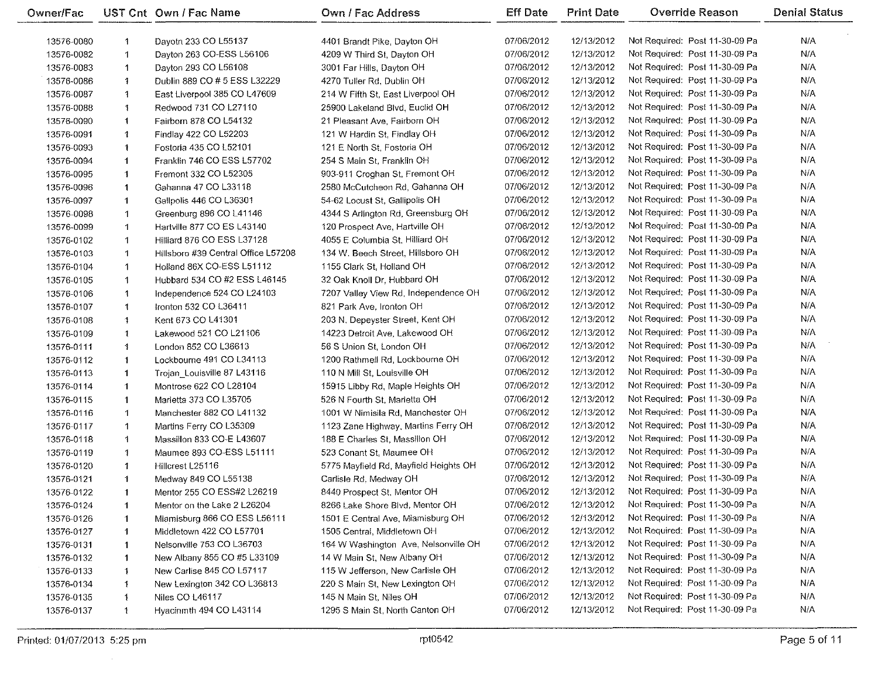| Owner/Fac | UST Cnt | Own / Fac Name | Own / Fac Address | Eff Date | Print Date | Override Reason | Denial Status |
|---|---|---|---|---|---|---|---|
| 13576-0080 | 1 | Dayotn 233 CO L55137 | 4401 Brandt Pike, Dayton OH | 07/06/2012 | 12/13/2012 | Not Required: Post 11-30-09 Pa | N/A |
| 13576-0082 | 1 | Dayton 263 CO-ESS L56106 | 4209 W Third St, Dayton OH | 07/06/2012 | 12/13/2012 | Not Required: Post 11-30-09 Pa | N/A |
| 13576-0083 | 1 | Dayton 293 CO L56108 | 3001 Far Hills, Dayton OH | 07/06/2012 | 12/13/2012 | Not Required: Post 11-30-09 Pa | N/A |
| 13576-0086 | 1 | Dublin 889 CO # 5 ESS L32229 | 4270 Tuller Rd, Dublin OH | 07/06/2012 | 12/13/2012 | Not Required: Post 11-30-09 Pa | N/A |
| 13576-0087 | 1 | East Liverpool 385 CO L47609 | 214 W Fifth St, East Liverpool OH | 07/06/2012 | 12/13/2012 | Not Required: Post 11-30-09 Pa | N/A |
| 13576-0088 | 1 | Redwood 731 CO L27110 | 25900 Lakeland Blvd, Euclid OH | 07/06/2012 | 12/13/2012 | Not Required: Post 11-30-09 Pa | N/A |
| 13576-0090 | 1 | Fairborn 878 CO L54132 | 21 Pleasant Ave, Fairborn OH | 07/06/2012 | 12/13/2012 | Not Required: Post 11-30-09 Pa | N/A |
| 13576-0091 | 1 | Findlay 422 CO L52203 | 121 W Hardin St, Findlay OH | 07/06/2012 | 12/13/2012 | Not Required: Post 11-30-09 Pa | N/A |
| 13576-0093 | 1 | Fostoria 435 CO L52101 | 121 E North St, Fostoria OH | 07/06/2012 | 12/13/2012 | Not Required: Post 11-30-09 Pa | N/A |
| 13576-0094 | 1 | Franklin 746 CO ESS L57702 | 254 S Main St, Franklin OH | 07/06/2012 | 12/13/2012 | Not Required: Post 11-30-09 Pa | N/A |
| 13576-0095 | 1 | Fremont 332 CO L52305 | 903-911 Croghan St, Fremont OH | 07/06/2012 | 12/13/2012 | Not Required: Post 11-30-09 Pa | N/A |
| 13576-0096 | 1 | Gahanna 47 CO L33118 | 2580 McCutcheon Rd, Gahanna OH | 07/06/2012 | 12/13/2012 | Not Required: Post 11-30-09 Pa | N/A |
| 13576-0097 | 1 | Gallpolis 446 CO L36301 | 54-62 Locust St, Gallipolis OH | 07/06/2012 | 12/13/2012 | Not Required: Post 11-30-09 Pa | N/A |
| 13576-0098 | 1 | Greenburg 896 CO L41146 | 4344 S Arlington Rd, Greensburg OH | 07/06/2012 | 12/13/2012 | Not Required: Post 11-30-09 Pa | N/A |
| 13576-0099 | 1 | Hartville 877 CO ES L43140 | 120 Prospect Ave, Hartville OH | 07/06/2012 | 12/13/2012 | Not Required: Post 11-30-09 Pa | N/A |
| 13576-0102 | 1 | Hilliard 876 CO ESS L37128 | 4055 E Columbia St, Hilliard OH | 07/06/2012 | 12/13/2012 | Not Required: Post 11-30-09 Pa | N/A |
| 13576-0103 | 1 | Hillsboro #39 Central Office L57208 | 134 W. Beech Street, Hillsboro OH | 07/06/2012 | 12/13/2012 | Not Required: Post 11-30-09 Pa | N/A |
| 13576-0104 | 1 | Holland 86X CO-ESS L51112 | 1155 Clark St, Holland OH | 07/06/2012 | 12/13/2012 | Not Required: Post 11-30-09 Pa | N/A |
| 13576-0105 | 1 | Hubbard 534 CO #2 ESS L46145 | 32 Oak Knoll Dr, Hubbard OH | 07/06/2012 | 12/13/2012 | Not Required: Post 11-30-09 Pa | N/A |
| 13576-0106 | 1 | Independence 524 CO L24103 | 7207 Valley View Rd, Independence OH | 07/06/2012 | 12/13/2012 | Not Required: Post 11-30-09 Pa | N/A |
| 13576-0107 | 1 | Ironton 532 CO L36411 | 821 Park Ave, Ironton OH | 07/06/2012 | 12/13/2012 | Not Required: Post 11-30-09 Pa | N/A |
| 13576-0108 | 1 | Kent 673 CO L41301 | 203 N. Depeyster Street, Kent OH | 07/06/2012 | 12/13/2012 | Not Required: Post 11-30-09 Pa | N/A |
| 13576-0109 | 1 | Lakewood 521 CO L21106 | 14223 Detroit Ave, Lakewood OH | 07/06/2012 | 12/13/2012 | Not Required: Post 11-30-09 Pa | N/A |
| 13576-0111 | 1 | London 852 CO L36613 | 56 S Union St, London OH | 07/06/2012 | 12/13/2012 | Not Required: Post 11-30-09 Pa | N/A |
| 13576-0112 | 1 | Lockbourne 491 CO L34113 | 1200 Rathmell Rd, Lockbourne OH | 07/06/2012 | 12/13/2012 | Not Required: Post 11-30-09 Pa | N/A |
| 13576-0113 | 1 | Trojan_Louisville 87 L43116 | 110 N Mill St, Louisville OH | 07/06/2012 | 12/13/2012 | Not Required: Post 11-30-09 Pa | N/A |
| 13576-0114 | 1 | Montrose 622 CO L28104 | 15915 Libby Rd, Maple Heights OH | 07/06/2012 | 12/13/2012 | Not Required: Post 11-30-09 Pa | N/A |
| 13576-0115 | 1 | Marietta 373 CO L35705 | 526 N Fourth St, Marietta OH | 07/06/2012 | 12/13/2012 | Not Required: Post 11-30-09 Pa | N/A |
| 13576-0116 | 1 | Manchester 882 CO L41132 | 1001 W Nimisila Rd, Manchester OH | 07/06/2012 | 12/13/2012 | Not Required: Post 11-30-09 Pa | N/A |
| 13576-0117 | 1 | Martins Ferry CO L35309 | 1123 Zane Highway, Martins Ferry OH | 07/06/2012 | 12/13/2012 | Not Required: Post 11-30-09 Pa | N/A |
| 13576-0118 | 1 | Massillon 833 CO-E L43607 | 188 E Charles St, Massillon OH | 07/06/2012 | 12/13/2012 | Not Required: Post 11-30-09 Pa | N/A |
| 13576-0119 | 1 | Maumee 893 CO-ESS L51111 | 523 Conant St, Maumee OH | 07/06/2012 | 12/13/2012 | Not Required: Post 11-30-09 Pa | N/A |
| 13576-0120 | 1 | Hillcrest L25116 | 5775 Mayfield Rd, Mayfield Heights OH | 07/06/2012 | 12/13/2012 | Not Required: Post 11-30-09 Pa | N/A |
| 13576-0121 | 1 | Medway 849 CO L55138 | Carlisle Rd, Medway OH | 07/06/2012 | 12/13/2012 | Not Required: Post 11-30-09 Pa | N/A |
| 13576-0122 | 1 | Mentor 255 CO ESS#2 L26219 | 8440 Prospect St, Mentor OH | 07/06/2012 | 12/13/2012 | Not Required: Post 11-30-09 Pa | N/A |
| 13576-0124 | 1 | Mentor on the Lake 2 L26204 | 8266 Lake Shore Blvd, Mentor OH | 07/06/2012 | 12/13/2012 | Not Required: Post 11-30-09 Pa | N/A |
| 13576-0126 | 1 | Miamisburg 866 CO ESS L56111 | 1501 E Central Ave, Miamisburg OH | 07/06/2012 | 12/13/2012 | Not Required: Post 11-30-09 Pa | N/A |
| 13576-0127 | 1 | Middletown 422 CO L57701 | 1505 Central, Middletown OH | 07/06/2012 | 12/13/2012 | Not Required: Post 11-30-09 Pa | N/A |
| 13576-0131 | 1 | Nelsonville 753 CO L36703 | 164 W Washington Ave, Nelsonville OH | 07/06/2012 | 12/13/2012 | Not Required: Post 11-30-09 Pa | N/A |
| 13576-0132 | 1 | New Albany 855 CO #5 L33109 | 14 W Main St, New Albany OH | 07/06/2012 | 12/13/2012 | Not Required: Post 11-30-09 Pa | N/A |
| 13576-0133 | 1 | New Carlise 845 CO L57117 | 115 W Jefferson, New Carlisle OH | 07/06/2012 | 12/13/2012 | Not Required: Post 11-30-09 Pa | N/A |
| 13576-0134 | 1 | New Lexington 342 CO L36813 | 220 S Main St, New Lexington OH | 07/06/2012 | 12/13/2012 | Not Required: Post 11-30-09 Pa | N/A |
| 13576-0135 | 1 | Niles CO L46117 | 145 N Main St, Niles OH | 07/06/2012 | 12/13/2012 | Not Required: Post 11-30-09 Pa | N/A |
| 13576-0137 | 1 | Hyacinmth 494 CO L43114 | 1295 S Main St, North Canton OH | 07/06/2012 | 12/13/2012 | Not Required: Post 11-30-09 Pa | N/A |

Printed: 01/07/2013 5:25 pm rpt0542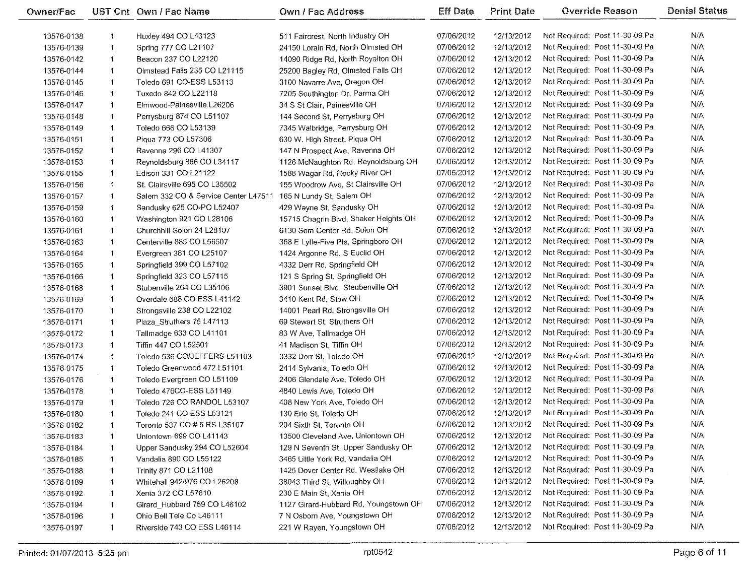| Owner/Fac | UST Cnt | Own / Fac Name | Own / Fac Address | Eff Date | Print Date | Override Reason | Denial Status |
|---|---|---|---|---|---|---|---|
| 13576-0138 | 1 | Huxley 494 CO L43123 | 511 Faircrest, North Industry OH | 07/06/2012 | 12/13/2012 | Not Required: Post 11-30-09 Pa | N/A |
| 13576-0139 | 1 | Spring 777 CO L21107 | 24150 Lorain Rd, North Olmsted OH | 07/06/2012 | 12/13/2012 | Not Required: Post 11-30-09 Pa | N/A |
| 13576-0142 | 1 | Beacon 237 CO L22120 | 14090 Ridge Rd, North Royalton OH | 07/06/2012 | 12/13/2012 | Not Required: Post 11-30-09 Pa | N/A |
| 13576-0144 | 1 | Olmstead Falls 235 CO L21115 | 25200 Bagley Rd, Olmsted Falls OH | 07/06/2012 | 12/13/2012 | Not Required: Post 11-30-09 Pa | N/A |
| 13576-0145 | 1 | Toledo 691 CO-ESS L53113 | 3100 Navarre Ave, Oregon OH | 07/06/2012 | 12/13/2012 | Not Required: Post 11-30-09 Pa | N/A |
| 13576-0146 | 1 | Tuxedo 842 CO L22118 | 7205 Southington Dr, Parma OH | 07/06/2012 | 12/13/2012 | Not Required: Post 11-30-09 Pa | N/A |
| 13576-0147 | 1 | Elmwood-Painesville L26206 | 34 S St Clair, Painesville OH | 07/06/2012 | 12/13/2012 | Not Required: Post 11-30-09 Pa | N/A |
| 13576-0148 | 1 | Perrysburg 874 CO L51107 | 144 Second St, Perrysburg OH | 07/06/2012 | 12/13/2012 | Not Required: Post 11-30-09 Pa | N/A |
| 13576-0149 | 1 | Toledo 666 CO L53139 | 7345 Walbridge, Perrysburg OH | 07/06/2012 | 12/13/2012 | Not Required: Post 11-30-09 Pa | N/A |
| 13576-0151 | 1 | Piqua 773 CO L57306 | 630 W. High Street, Piqua OH | 07/06/2012 | 12/13/2012 | Not Required: Post 11-30-09 Pa | N/A |
| 13576-0152 | 1 | Ravenna 296 CO L41307 | 147 N Prospect Ave, Ravenna OH | 07/06/2012 | 12/13/2012 | Not Required: Post 11-30-09 Pa | N/A |
| 13576-0153 | 1 | Reynoldsburg 866 CO L34117 | 1126 McNaughton Rd, Reynoldsburg OH | 07/06/2012 | 12/13/2012 | Not Required: Post 11-30-09 Pa | N/A |
| 13576-0155 | 1 | Edison 331 CO L21122 | 1588 Wagar Rd, Rocky River OH | 07/06/2012 | 12/13/2012 | Not Required: Post 11-30-09 Pa | N/A |
| 13576-0156 | 1 | St. Clairsville 695 CO L35502 | 155 Woodrow Ave, St Clairsville OH | 07/06/2012 | 12/13/2012 | Not Required: Post 11-30-09 Pa | N/A |
| 13576-0157 | 1 | Salem 332 CO & Service Center L47511 | 165 N Lundy St, Salem OH | 07/06/2012 | 12/13/2012 | Not Required: Post 11-30-09 Pa | N/A |
| 13576-0159 | 1 | Sandusky 625 CO-PO L52407 | 429 Wayne St, Sandusky OH | 07/06/2012 | 12/13/2012 | Not Required: Post 11-30-09 Pa | N/A |
| 13576-0160 | 1 | Washington 921 CO L28106 | 15715 Chagrin Blvd, Shaker Heights OH | 07/06/2012 | 12/13/2012 | Not Required: Post 11-30-09 Pa | N/A |
| 13576-0161 | 1 | Churchhill-Solon 24 L28107 | 6130 Som Center Rd, Solon OH | 07/06/2012 | 12/13/2012 | Not Required: Post 11-30-09 Pa | N/A |
| 13576-0163 | 1 | Centerville 885 CO L56507 | 368 E Lytle-Five Pts, Springboro OH | 07/06/2012 | 12/13/2012 | Not Required: Post 11-30-09 Pa | N/A |
| 13576-0164 | 1 | Evergreen 381 CO L25107 | 1424 Argonne Rd, S Euclid OH | 07/06/2012 | 12/13/2012 | Not Required: Post 11-30-09 Pa | N/A |
| 13576-0165 | 1 | Springfield 399 CO L57102 | 4332 Derr Rd, Springfield OH | 07/06/2012 | 12/13/2012 | Not Required: Post 11-30-09 Pa | N/A |
| 13576-0166 | 1 | Springfield 323 CO L57115 | 121 S Spring St, Springfield OH | 07/06/2012 | 12/13/2012 | Not Required: Post 11-30-09 Pa | N/A |
| 13576-0168 | 1 | Stubenville 264 CO L35106 | 3901 Sunset Blvd, Steubenville OH | 07/06/2012 | 12/13/2012 | Not Required: Post 11-30-09 Pa | N/A |
| 13576-0169 | 1 | Overdale 688 CO ESS L41142 | 3410 Kent Rd, Stow OH | 07/06/2012 | 12/13/2012 | Not Required: Post 11-30-09 Pa | N/A |
| 13576-0170 | 1 | Strongsville 238 CO L22102 | 14001 Pearl Rd, Strongsville OH | 07/06/2012 | 12/13/2012 | Not Required: Post 11-30-09 Pa | N/A |
| 13576-0171 | 1 | Plaza_Struthers 75 L47113 | 69 Stewart St, Struthers OH | 07/06/2012 | 12/13/2012 | Not Required: Post 11-30-09 Pa | N/A |
| 13576-0172 | 1 | Tallmadge 633 CO L41101 | 83 W Ave, Tallmadge OH | 07/06/2012 | 12/13/2012 | Not Required: Post 11-30-09 Pa | N/A |
| 13576-0173 | 1 | Tiffin 447 CO L52501 | 41 Madison St, Tiffin OH | 07/06/2012 | 12/13/2012 | Not Required: Post 11-30-09 Pa | N/A |
| 13576-0174 | 1 | Toledo 536 CO/JEFFERS L51103 | 3332 Dorr St, Toledo OH | 07/06/2012 | 12/13/2012 | Not Required: Post 11-30-09 Pa | N/A |
| 13576-0175 | 1 | Toledo Greenwood 472 L51101 | 2414 Sylvania, Toledo OH | 07/06/2012 | 12/13/2012 | Not Required: Post 11-30-09 Pa | N/A |
| 13576-0176 | 1 | Toledo Evergreen CO L51109 | 2406 Glendale Ave, Toledo OH | 07/06/2012 | 12/13/2012 | Not Required: Post 11-30-09 Pa | N/A |
| 13576-0178 | 1 | Toledo 476CO-ESS L51149 | 4840 Lewis Ave, Toledo OH | 07/06/2012 | 12/13/2012 | Not Required: Post 11-30-09 Pa | N/A |
| 13576-0179 | 1 | Toledo 726 CO RANDOL L53107 | 408 New York Ave, Toledo OH | 07/06/2012 | 12/13/2012 | Not Required: Post 11-30-09 Pa | N/A |
| 13576-0180 | 1 | Toledo 241 CO ESS L53121 | 130 Erie St, Toledo OH | 07/06/2012 | 12/13/2012 | Not Required: Post 11-30-09 Pa | N/A |
| 13576-0182 | 1 | Toronto 537 CO # 5 RS L35107 | 204 Sixth St, Toronto OH | 07/06/2012 | 12/13/2012 | Not Required: Post 11-30-09 Pa | N/A |
| 13576-0183 | 1 | Uniontown 699 CO L41143 | 13500 Cleveland Ave, Uniontown OH | 07/06/2012 | 12/13/2012 | Not Required: Post 11-30-09 Pa | N/A |
| 13576-0184 | 1 | Upper Sandusky 294 CO L52604 | 129 N Seventh St, Upper Sandusky OH | 07/06/2012 | 12/13/2012 | Not Required: Post 11-30-09 Pa | N/A |
| 13576-0185 | 1 | Vandalia 890 CO L55122 | 3465 Little York Rd, Vandalia OH | 07/06/2012 | 12/13/2012 | Not Required: Post 11-30-09 Pa | N/A |
| 13576-0188 | 1 | Trinity 871 CO L21108 | 1425 Dover Center Rd, Westlake OH | 07/06/2012 | 12/13/2012 | Not Required: Post 11-30-09 Pa | N/A |
| 13576-0189 | 1 | Whitehall 942/976 CO L26208 | 38043 Third St, Willoughby OH | 07/06/2012 | 12/13/2012 | Not Required: Post 11-30-09 Pa | N/A |
| 13576-0192 | 1 | Xenia 372 CO L57610 | 230 E Main St, Xenia OH | 07/06/2012 | 12/13/2012 | Not Required: Post 11-30-09 Pa | N/A |
| 13576-0194 | 1 | Girard_Hubbard 759 CO L46102 | 1127 Girard-Hubbard Rd, Youngstown OH | 07/06/2012 | 12/13/2012 | Not Required: Post 11-30-09 Pa | N/A |
| 13576-0196 | 1 | Ohio Bell Tele Co L46111 | 7 N Osborn Ave, Youngstown OH | 07/06/2012 | 12/13/2012 | Not Required: Post 11-30-09 Pa | N/A |
| 13576-0197 | 1 | Riverside 743 CO ESS L46114 | 221 W Rayen, Youngstown OH | 07/06/2012 | 12/13/2012 | Not Required: Post 11-30-09 Pa | N/A |

Printed: 01/07/2013 5:25 pm    rpt0542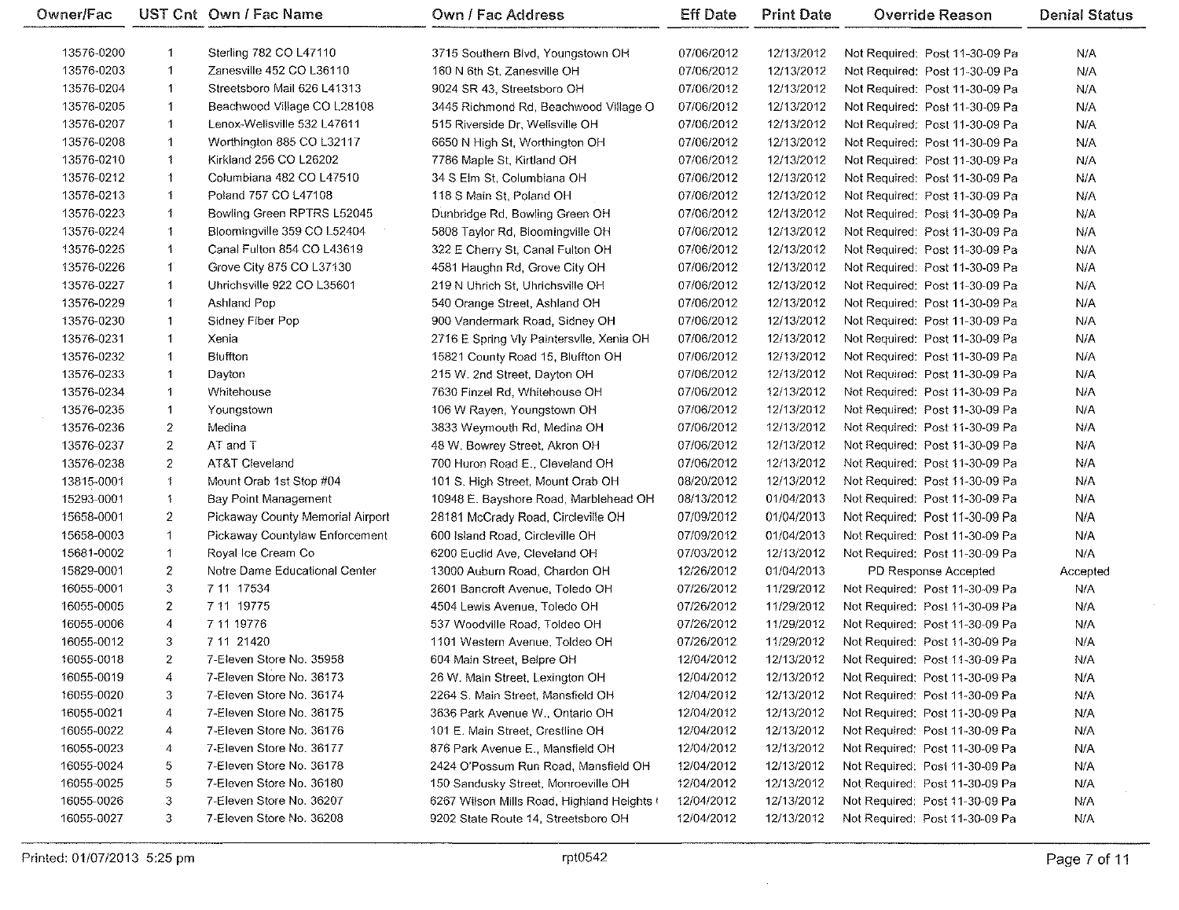| Owner/Fac | UST Cnt | Own / Fac Name | Own / Fac Address | Eff Date | Print Date | Override Reason | Denial Status |
|---|---|---|---|---|---|---|---|
| 13576-0200 | 1 | Sterling 782 CO L47110 | 3715 Southern Blvd, Youngstown OH | 07/06/2012 | 12/13/2012 | Not Required: Post 11-30-09 Pa | N/A |
| 13576-0203 | 1 | Zanesville 452 CO L36110 | 160 N 6th St, Zanesville OH | 07/06/2012 | 12/13/2012 | Not Required: Post 11-30-09 Pa | N/A |
| 13576-0204 | 1 | Streetsboro Mail 626 L41313 | 9024 SR 43, Streetsboro OH | 07/06/2012 | 12/13/2012 | Not Required: Post 11-30-09 Pa | N/A |
| 13576-0205 | 1 | Beachwood Village CO L28108 | 3445 Richmond Rd, Beachwood Village O | 07/06/2012 | 12/13/2012 | Not Required: Post 11-30-09 Pa | N/A |
| 13576-0207 | 1 | Lenox-Wellsville 532 L47611 | 515 Riverside Dr, Wellsville OH | 07/06/2012 | 12/13/2012 | Not Required: Post 11-30-09 Pa | N/A |
| 13576-0208 | 1 | Worthington 885 CO L32117 | 6650 N High St, Worthington OH | 07/06/2012 | 12/13/2012 | Not Required: Post 11-30-09 Pa | N/A |
| 13576-0210 | 1 | Kirkland 256 CO L26202 | 7786 Maple St, Kirtland OH | 07/06/2012 | 12/13/2012 | Not Required: Post 11-30-09 Pa | N/A |
| 13576-0212 | 1 | Columbiana 482 CO L47510 | 34 S Elm St, Columbiana OH | 07/06/2012 | 12/13/2012 | Not Required: Post 11-30-09 Pa | N/A |
| 13576-0213 | 1 | Poland 757 CO L47108 | 118 S Main St, Poland OH | 07/06/2012 | 12/13/2012 | Not Required: Post 11-30-09 Pa | N/A |
| 13576-0223 | 1 | Bowling Green RPTRS L52045 | Dunbridge Rd, Bowling Green OH | 07/06/2012 | 12/13/2012 | Not Required: Post 11-30-09 Pa | N/A |
| 13576-0224 | 1 | Bloomingville 359 CO L52404 | 5808 Taylor Rd, Bloomingville OH | 07/06/2012 | 12/13/2012 | Not Required: Post 11-30-09 Pa | N/A |
| 13576-0225 | 1 | Canal Fulton 854 CO L43619 | 322 E Cherry St, Canal Fulton OH | 07/06/2012 | 12/13/2012 | Not Required: Post 11-30-09 Pa | N/A |
| 13576-0226 | 1 | Grove City 875 CO L37130 | 4581 Haughn Rd, Grove City OH | 07/06/2012 | 12/13/2012 | Not Required: Post 11-30-09 Pa | N/A |
| 13576-0227 | 1 | Uhrichsville 922 CO L35601 | 219 N Uhrich St, Uhrichsville OH | 07/06/2012 | 12/13/2012 | Not Required: Post 11-30-09 Pa | N/A |
| 13576-0229 | 1 | Ashland Pop | 540 Orange Street, Ashland OH | 07/06/2012 | 12/13/2012 | Not Required: Post 11-30-09 Pa | N/A |
| 13576-0230 | 1 | Sidney Fiber Pop | 900 Vandermark Road, Sidney OH | 07/06/2012 | 12/13/2012 | Not Required: Post 11-30-09 Pa | N/A |
| 13576-0231 | 1 | Xenia | 2716 E Spring Vly Paintersvlle, Xenia OH | 07/06/2012 | 12/13/2012 | Not Required: Post 11-30-09 Pa | N/A |
| 13576-0232 | 1 | Bluffton | 15821 County Road 15, Bluffton OH | 07/06/2012 | 12/13/2012 | Not Required: Post 11-30-09 Pa | N/A |
| 13576-0233 | 1 | Dayton | 215 W. 2nd Street, Dayton OH | 07/06/2012 | 12/13/2012 | Not Required: Post 11-30-09 Pa | N/A |
| 13576-0234 | 1 | Whitehouse | 7630 Finzel Rd, Whitehouse OH | 07/06/2012 | 12/13/2012 | Not Required: Post 11-30-09 Pa | N/A |
| 13576-0235 | 1 | Youngstown | 106 W Rayen, Youngstown OH | 07/06/2012 | 12/13/2012 | Not Required: Post 11-30-09 Pa | N/A |
| 13576-0236 | 2 | Medina | 3833 Weymouth Rd, Medina OH | 07/06/2012 | 12/13/2012 | Not Required: Post 11-30-09 Pa | N/A |
| 13576-0237 | 2 | AT and T | 48 W. Bowrey Street, Akron OH | 07/06/2012 | 12/13/2012 | Not Required: Post 11-30-09 Pa | N/A |
| 13576-0238 | 2 | AT&T Cleveland | 700 Huron Road E., Cleveland OH | 07/06/2012 | 12/13/2012 | Not Required: Post 11-30-09 Pa | N/A |
| 13815-0001 | 1 | Mount Orab 1st Stop #04 | 101 S. High Street, Mount Orab OH | 08/20/2012 | 12/13/2012 | Not Required: Post 11-30-09 Pa | N/A |
| 15293-0001 | 1 | Bay Point Management | 10948 E. Bayshore Road, Marblehead OH | 08/13/2012 | 01/04/2013 | Not Required: Post 11-30-09 Pa | N/A |
| 15658-0001 | 2 | Pickaway County Memorial Airport | 28181 McCrady Road, Circleville OH | 07/09/2012 | 01/04/2013 | Not Required: Post 11-30-09 Pa | N/A |
| 15658-0003 | 1 | Pickaway Countylaw Enforcement | 600 Island Road, Circleville OH | 07/09/2012 | 01/04/2013 | Not Required: Post 11-30-09 Pa | N/A |
| 15681-0002 | 1 | Royal Ice Cream Co | 6200 Euclid Ave, Cleveland OH | 07/03/2012 | 12/13/2012 | Not Required: Post 11-30-09 Pa | N/A |
| 15829-0001 | 2 | Notre Dame Educational Center | 13000 Auburn Road, Chardon OH | 12/26/2012 | 01/04/2013 | PD Response Accepted | Accepted |
| 16055-0001 | 3 | 7 11 17534 | 2601 Bancroft Avenue, Toledo OH | 07/26/2012 | 11/29/2012 | Not Required: Post 11-30-09 Pa | N/A |
| 16055-0005 | 2 | 7 11 19775 | 4504 Lewis Avenue, Toledo OH | 07/26/2012 | 11/29/2012 | Not Required: Post 11-30-09 Pa | N/A |
| 16055-0006 | 4 | 7 11 19776 | 537 Woodville Road, Toldeo OH | 07/26/2012 | 11/29/2012 | Not Required: Post 11-30-09 Pa | N/A |
| 16055-0012 | 3 | 7 11 21420 | 1101 Western Avenue, Toldeo OH | 07/26/2012 | 11/29/2012 | Not Required: Post 11-30-09 Pa | N/A |
| 16055-0018 | 2 | 7-Eleven Store No. 35958 | 604 Main Street, Belpre OH | 12/04/2012 | 12/13/2012 | Not Required: Post 11-30-09 Pa | N/A |
| 16055-0019 | 4 | 7-Eleven Store No. 36173 | 26 W. Main Street, Lexington OH | 12/04/2012 | 12/13/2012 | Not Required: Post 11-30-09 Pa | N/A |
| 16055-0020 | 3 | 7-Eleven Store No. 36174 | 2264 S. Main Street, Mansfield OH | 12/04/2012 | 12/13/2012 | Not Required: Post 11-30-09 Pa | N/A |
| 16055-0021 | 4 | 7-Eleven Store No. 36175 | 3636 Park Avenue W., Ontario OH | 12/04/2012 | 12/13/2012 | Not Required: Post 11-30-09 Pa | N/A |
| 16055-0022 | 4 | 7-Eleven Store No. 36176 | 101 E. Main Street, Crestline OH | 12/04/2012 | 12/13/2012 | Not Required: Post 11-30-09 Pa | N/A |
| 16055-0023 | 4 | 7-Eleven Store No. 36177 | 876 Park Avenue E., Mansfield OH | 12/04/2012 | 12/13/2012 | Not Required: Post 11-30-09 Pa | N/A |
| 16055-0024 | 5 | 7-Eleven Store No. 36178 | 2424 O'Possum Run Road, Mansfield OH | 12/04/2012 | 12/13/2012 | Not Required: Post 11-30-09 Pa | N/A |
| 16055-0025 | 5 | 7-Eleven Store No. 36180 | 150 Sandusky Street, Monroeville OH | 12/04/2012 | 12/13/2012 | Not Required: Post 11-30-09 Pa | N/A |
| 16055-0026 | 3 | 7-Eleven Store No. 36207 | 6267 Wilson Mills Road, Highland Heights ( | 12/04/2012 | 12/13/2012 | Not Required: Post 11-30-09 Pa | N/A |
| 16055-0027 | 3 | 7-Eleven Store No. 36208 | 9202 State Route 14, Streetsboro OH | 12/04/2012 | 12/13/2012 | Not Required: Post 11-30-09 Pa | N/A |

Printed: 01/07/2013 5:25 pm rpt0542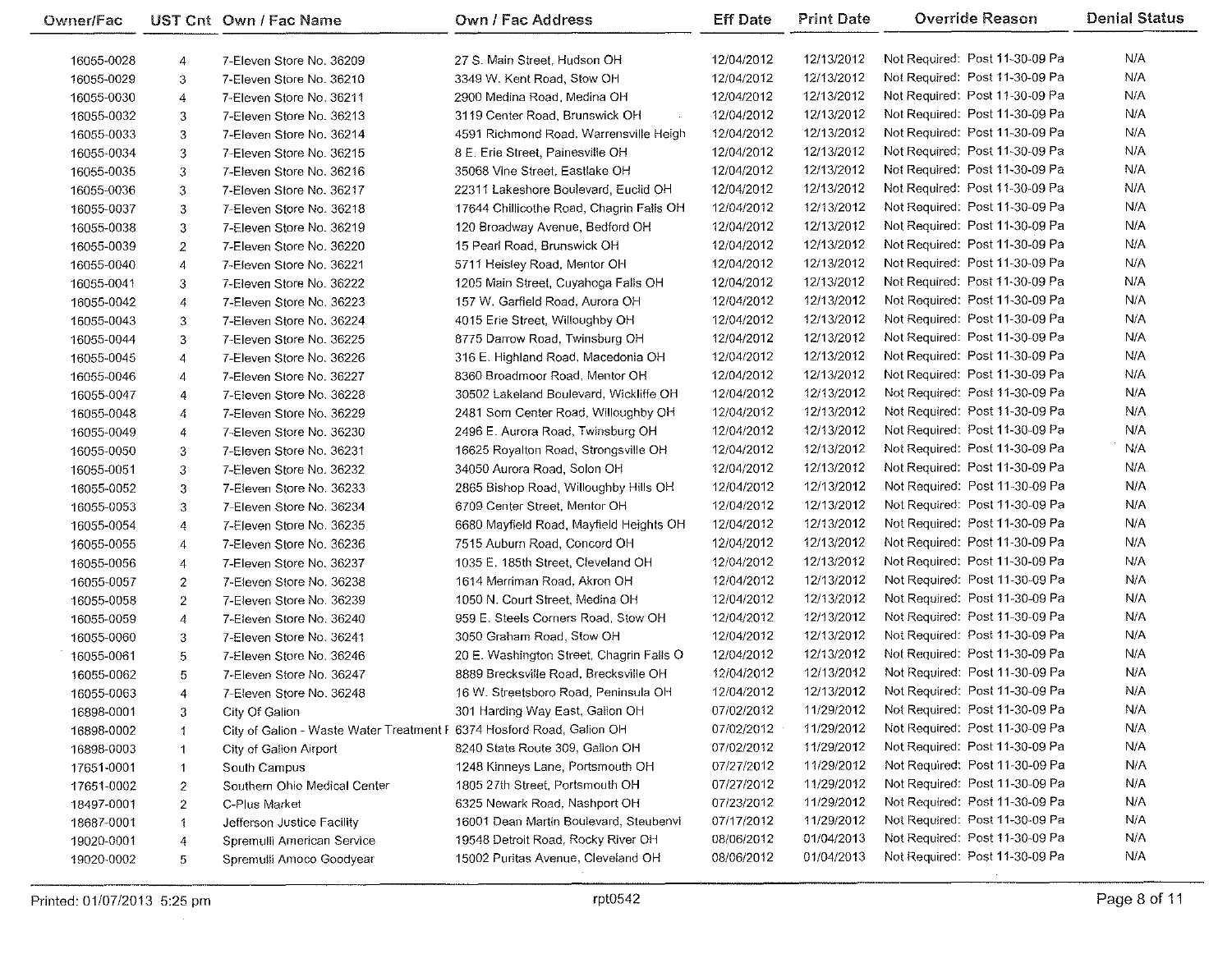| Owner/Fac | UST Cnt | Own / Fac Name | Own / Fac Address | Eff Date | Print Date | Override Reason | Denial Status |
|---|---|---|---|---|---|---|---|
| 16055-0028 | 4 | 7-Eleven Store No. 36209 | 27 S. Main Street, Hudson OH | 12/04/2012 | 12/13/2012 | Not Required: Post 11-30-09 Pa | N/A |
| 16055-0029 | 3 | 7-Eleven Store No. 36210 | 3349 W. Kent Road, Stow OH | 12/04/2012 | 12/13/2012 | Not Required: Post 11-30-09 Pa | N/A |
| 16055-0030 | 4 | 7-Eleven Store No. 36211 | 2900 Medina Road, Medina OH | 12/04/2012 | 12/13/2012 | Not Required: Post 11-30-09 Pa | N/A |
| 16055-0032 | 3 | 7-Eleven Store No. 36213 | 3119 Center Road, Brunswick OH | 12/04/2012 | 12/13/2012 | Not Required: Post 11-30-09 Pa | N/A |
| 16055-0033 | 3 | 7-Eleven Store No. 36214 | 4591 Richmond Road, Warrensville Heigh | 12/04/2012 | 12/13/2012 | Not Required: Post 11-30-09 Pa | N/A |
| 16055-0034 | 3 | 7-Eleven Store No. 36215 | 8 E. Erie Street, Painesville OH | 12/04/2012 | 12/13/2012 | Not Required: Post 11-30-09 Pa | N/A |
| 16055-0035 | 3 | 7-Eleven Store No. 36216 | 35068 Vine Street, Eastlake OH | 12/04/2012 | 12/13/2012 | Not Required: Post 11-30-09 Pa | N/A |
| 16055-0036 | 3 | 7-Eleven Store No. 36217 | 22311 Lakeshore Boulevard, Euclid OH | 12/04/2012 | 12/13/2012 | Not Required: Post 11-30-09 Pa | N/A |
| 16055-0037 | 3 | 7-Eleven Store No. 36218 | 17644 Chillicothe Road, Chagrin Falls OH | 12/04/2012 | 12/13/2012 | Not Required: Post 11-30-09 Pa | N/A |
| 16055-0038 | 3 | 7-Eleven Store No. 36219 | 120 Broadway Avenue, Bedford OH | 12/04/2012 | 12/13/2012 | Not Required: Post 11-30-09 Pa | N/A |
| 16055-0039 | 2 | 7-Eleven Store No. 36220 | 15 Pearl Road, Brunswick OH | 12/04/2012 | 12/13/2012 | Not Required: Post 11-30-09 Pa | N/A |
| 16055-0040 | 4 | 7-Eleven Store No. 36221 | 5711 Heisley Road, Mentor OH | 12/04/2012 | 12/13/2012 | Not Required: Post 11-30-09 Pa | N/A |
| 16055-0041 | 3 | 7-Eleven Store No. 36222 | 1205 Main Street, Cuyahoga Falls OH | 12/04/2012 | 12/13/2012 | Not Required: Post 11-30-09 Pa | N/A |
| 16055-0042 | 4 | 7-Eleven Store No. 36223 | 157 W. Garfield Road, Aurora OH | 12/04/2012 | 12/13/2012 | Not Required: Post 11-30-09 Pa | N/A |
| 16055-0043 | 3 | 7-Eleven Store No. 36224 | 4015 Erie Street, Willoughby OH | 12/04/2012 | 12/13/2012 | Not Required: Post 11-30-09 Pa | N/A |
| 16055-0044 | 3 | 7-Eleven Store No. 36225 | 8775 Darrow Road, Twinsburg OH | 12/04/2012 | 12/13/2012 | Not Required: Post 11-30-09 Pa | N/A |
| 16055-0045 | 4 | 7-Eleven Store No. 36226 | 316 E. Highland Road, Macedonia OH | 12/04/2012 | 12/13/2012 | Not Required: Post 11-30-09 Pa | N/A |
| 16055-0046 | 4 | 7-Eleven Store No. 36227 | 8360 Broadmoor Road, Mentor OH | 12/04/2012 | 12/13/2012 | Not Required: Post 11-30-09 Pa | N/A |
| 16055-0047 | 4 | 7-Eleven Store No. 36228 | 30502 Lakeland Boulevard, Wickliffe OH | 12/04/2012 | 12/13/2012 | Not Required: Post 11-30-09 Pa | N/A |
| 16055-0048 | 4 | 7-Eleven Store No. 36229 | 2481 Som Center Road, Willoughby OH | 12/04/2012 | 12/13/2012 | Not Required: Post 11-30-09 Pa | N/A |
| 16055-0049 | 4 | 7-Eleven Store No. 36230 | 2496 E. Aurora Road, Twinsburg OH | 12/04/2012 | 12/13/2012 | Not Required: Post 11-30-09 Pa | N/A |
| 16055-0050 | 3 | 7-Eleven Store No. 36231 | 16625 Royalton Road, Strongsville OH | 12/04/2012 | 12/13/2012 | Not Required: Post 11-30-09 Pa | N/A |
| 16055-0051 | 3 | 7-Eleven Store No. 36232 | 34050 Aurora Road, Solon OH | 12/04/2012 | 12/13/2012 | Not Required: Post 11-30-09 Pa | N/A |
| 16055-0052 | 3 | 7-Eleven Store No. 36233 | 2865 Bishop Road, Willoughby Hills OH | 12/04/2012 | 12/13/2012 | Not Required: Post 11-30-09 Pa | N/A |
| 16055-0053 | 3 | 7-Eleven Store No. 36234 | 6709 Center Street, Mentor OH | 12/04/2012 | 12/13/2012 | Not Required: Post 11-30-09 Pa | N/A |
| 16055-0054 | 4 | 7-Eleven Store No. 36235 | 6680 Mayfield Road, Mayfield Heights OH | 12/04/2012 | 12/13/2012 | Not Required: Post 11-30-09 Pa | N/A |
| 16055-0055 | 4 | 7-Eleven Store No. 36236 | 7515 Auburn Road, Concord OH | 12/04/2012 | 12/13/2012 | Not Required: Post 11-30-09 Pa | N/A |
| 16055-0056 | 4 | 7-Eleven Store No. 36237 | 1035 E. 185th Street, Cleveland OH | 12/04/2012 | 12/13/2012 | Not Required: Post 11-30-09 Pa | N/A |
| 16055-0057 | 2 | 7-Eleven Store No. 36238 | 1614 Merriman Road, Akron OH | 12/04/2012 | 12/13/2012 | Not Required: Post 11-30-09 Pa | N/A |
| 16055-0058 | 2 | 7-Eleven Store No. 36239 | 1050 N. Court Street, Medina OH | 12/04/2012 | 12/13/2012 | Not Required: Post 11-30-09 Pa | N/A |
| 16055-0059 | 4 | 7-Eleven Store No. 36240 | 959 E. Steels Corners Road, Stow OH | 12/04/2012 | 12/13/2012 | Not Required: Post 11-30-09 Pa | N/A |
| 16055-0060 | 3 | 7-Eleven Store No. 36241 | 3050 Graham Road, Stow OH | 12/04/2012 | 12/13/2012 | Not Required: Post 11-30-09 Pa | N/A |
| 16055-0061 | 5 | 7-Eleven Store No. 36246 | 20 E. Washington Street, Chagrin Falls O | 12/04/2012 | 12/13/2012 | Not Required: Post 11-30-09 Pa | N/A |
| 16055-0062 | 5 | 7-Eleven Store No. 36247 | 8889 Brecksville Road, Brecksville OH | 12/04/2012 | 12/13/2012 | Not Required: Post 11-30-09 Pa | N/A |
| 16055-0063 | 4 | 7-Eleven Store No. 36248 | 16 W. Streetsboro Road, Peninsula OH | 12/04/2012 | 12/13/2012 | Not Required: Post 11-30-09 Pa | N/A |
| 16898-0001 | 3 | City Of Galion | 301 Harding Way East, Galion OH | 07/02/2012 | 11/29/2012 | Not Required: Post 11-30-09 Pa | N/A |
| 16898-0002 | 1 | City of Galion - Waste Water Treatment F | 6374 Hosford Road, Galion OH | 07/02/2012 | 11/29/2012 | Not Required: Post 11-30-09 Pa | N/A |
| 16898-0003 | 1 | City of Galion Airport | 8240 State Route 309, Galion OH | 07/02/2012 | 11/29/2012 | Not Required: Post 11-30-09 Pa | N/A |
| 17651-0001 | 1 | South Campus | 1248 Kinneys Lane, Portsmouth OH | 07/27/2012 | 11/29/2012 | Not Required: Post 11-30-09 Pa | N/A |
| 17651-0002 | 2 | Southern Ohio Medical Center | 1805 27th Street, Portsmouth OH | 07/27/2012 | 11/29/2012 | Not Required: Post 11-30-09 Pa | N/A |
| 18497-0001 | 2 | C-Plus Market | 6325 Newark Road, Nashport OH | 07/23/2012 | 11/29/2012 | Not Required: Post 11-30-09 Pa | N/A |
| 18687-0001 | 1 | Jefferson Justice Facility | 16001 Dean Martin Boulevard, Steubenvi | 07/17/2012 | 11/29/2012 | Not Required: Post 11-30-09 Pa | N/A |
| 19020-0001 | 4 | Spremulli American Service | 19548 Detroit Road, Rocky River OH | 08/06/2012 | 01/04/2013 | Not Required: Post 11-30-09 Pa | N/A |
| 19020-0002 | 5 | Spremulli Amoco Goodyear | 15002 Puritas Avenue, Cleveland OH | 08/06/2012 | 01/04/2013 | Not Required: Post 11-30-09 Pa | N/A |

Printed: 01/07/2013 5:25 pm rpt0542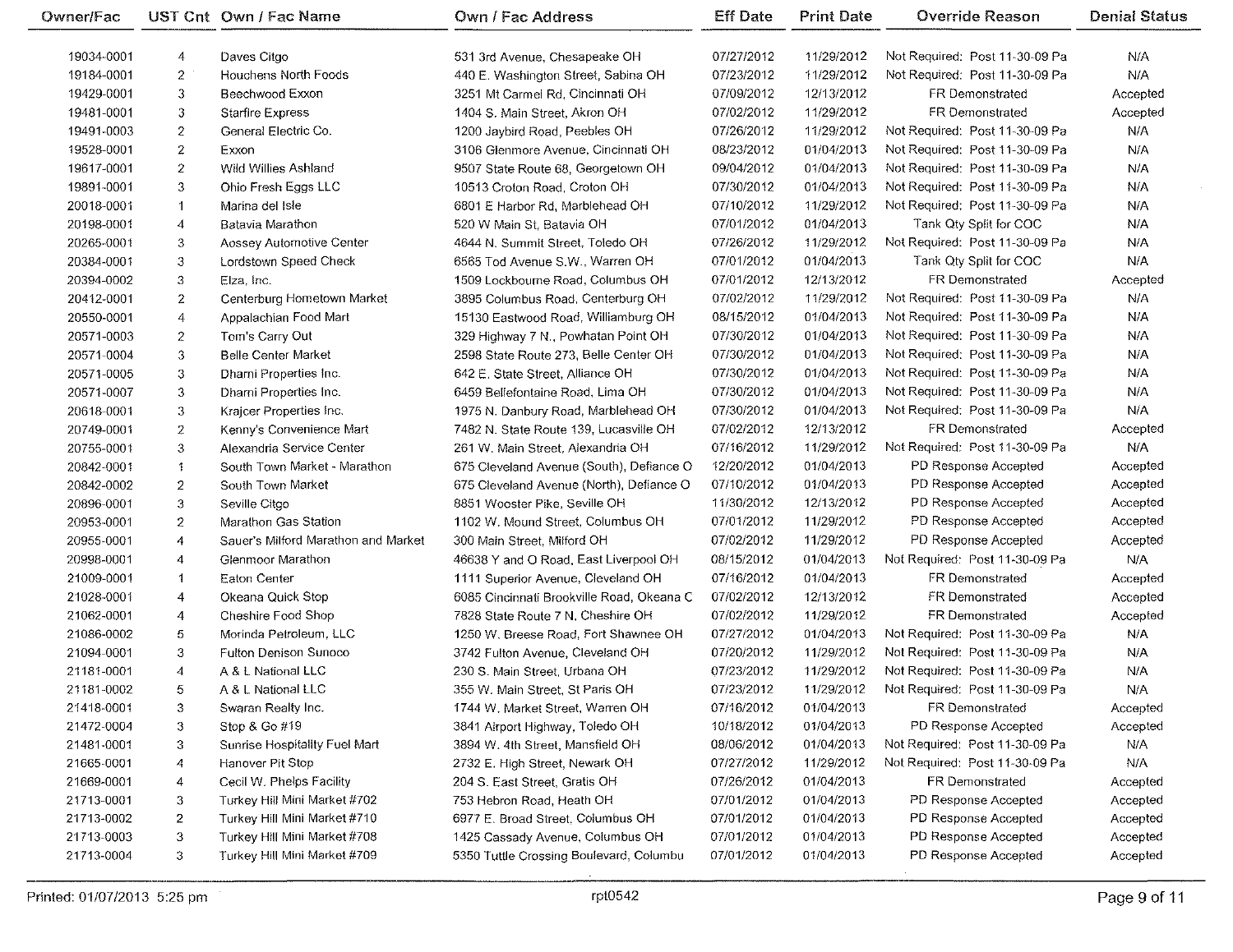| Owner/Fac | UST Cnt | Own / Fac Name | Own / Fac Address | Eff Date | Print Date | Override Reason | Denial Status |
|---|---|---|---|---|---|---|---|
| 19034-0001 | 4 | Daves Citgo | 531 3rd Avenue, Chesapeake OH | 07/27/2012 | 11/29/2012 | Not Required: Post 11-30-09 Pa | N/A |
| 19184-0001 | 2 | Houchens North Foods | 440 E. Washington Street, Sabina OH | 07/23/2012 | 11/29/2012 | Not Required: Post 11-30-09 Pa | N/A |
| 19429-0001 | 3 | Beechwood Exxon | 3251 Mt Carmel Rd, Cincinnati OH | 07/09/2012 | 12/13/2012 | FR Demonstrated | Accepted |
| 19481-0001 | 3 | Starfire Express | 1404 S. Main Street, Akron OH | 07/02/2012 | 11/29/2012 | FR Demonstrated | Accepted |
| 19491-0003 | 2 | General Electric Co. | 1200 Jaybird Road, Peebles OH | 07/26/2012 | 11/29/2012 | Not Required: Post 11-30-09 Pa | N/A |
| 19528-0001 | 2 | Exxon | 3106 Glenmore Avenue, Cincinnati OH | 08/23/2012 | 01/04/2013 | Not Required: Post 11-30-09 Pa | N/A |
| 19617-0001 | 2 | Wild Willies Ashland | 9507 State Route 68, Georgetown OH | 09/04/2012 | 01/04/2013 | Not Required: Post 11-30-09 Pa | N/A |
| 19891-0001 | 3 | Ohio Fresh Eggs LLC | 10513 Croton Road, Croton OH | 07/30/2012 | 01/04/2013 | Not Required: Post 11-30-09 Pa | N/A |
| 20018-0001 | 1 | Marina del Isle | 6801 E Harbor Rd, Marblehead OH | 07/10/2012 | 11/29/2012 | Not Required: Post 11-30-09 Pa | N/A |
| 20198-0001 | 4 | Batavia Marathon | 520 W Main St, Batavia OH | 07/01/2012 | 01/04/2013 | Tank Qty Split for COC | N/A |
| 20265-0001 | 3 | Aossey Automotive Center | 4644 N. Summit Street, Toledo OH | 07/26/2012 | 11/29/2012 | Not Required: Post 11-30-09 Pa | N/A |
| 20384-0001 | 3 | Lordstown Speed Check | 6565 Tod Avenue S.W., Warren OH | 07/01/2012 | 01/04/2013 | Tank Qty Split for COC | N/A |
| 20394-0002 | 3 | Elza, Inc. | 1509 Lockbourne Road, Columbus OH | 07/01/2012 | 12/13/2012 | FR Demonstrated | Accepted |
| 20412-0001 | 2 | Centerburg Hometown Market | 3895 Columbus Road, Centerburg OH | 07/02/2012 | 11/29/2012 | Not Required: Post 11-30-09 Pa | N/A |
| 20550-0001 | 4 | Appalachian Food Mart | 15130 Eastwood Road, Williamburg OH | 08/15/2012 | 01/04/2013 | Not Required: Post 11-30-09 Pa | N/A |
| 20571-0003 | 2 | Tom's Carry Out | 329 Highway 7 N., Powhatan Point OH | 07/30/2012 | 01/04/2013 | Not Required: Post 11-30-09 Pa | N/A |
| 20571-0004 | 3 | Belle Center Market | 2598 State Route 273, Belle Center OH | 07/30/2012 | 01/04/2013 | Not Required: Post 11-30-09 Pa | N/A |
| 20571-0005 | 3 | Dharni Properties Inc. | 642 E. State Street, Alliance OH | 07/30/2012 | 01/04/2013 | Not Required: Post 11-30-09 Pa | N/A |
| 20571-0007 | 3 | Dharni Properties Inc. | 6459 Bellefontaine Road, Lima OH | 07/30/2012 | 01/04/2013 | Not Required: Post 11-30-09 Pa | N/A |
| 20618-0001 | 3 | Krajcer Properties Inc. | 1975 N. Danbury Road, Marblehead OH | 07/30/2012 | 01/04/2013 | Not Required: Post 11-30-09 Pa | N/A |
| 20749-0001 | 2 | Kenny's Convenience Mart | 7482 N. State Route 139, Lucasville OH | 07/02/2012 | 12/13/2012 | FR Demonstrated | Accepted |
| 20755-0001 | 3 | Alexandria Service Center | 261 W. Main Street, Alexandria OH | 07/16/2012 | 11/29/2012 | Not Required: Post 11-30-09 Pa | N/A |
| 20842-0001 | 1 | South Town Market - Marathon | 675 Cleveland Avenue (South), Defiance O | 12/20/2012 | 01/04/2013 | PD Response Accepted | Accepted |
| 20842-0002 | 2 | South Town Market | 675 Cleveland Avenue (North), Defiance O | 07/10/2012 | 01/04/2013 | PD Response Accepted | Accepted |
| 20896-0001 | 3 | Seville Citgo | 8851 Wooster Pike, Seville OH | 11/30/2012 | 12/13/2012 | PD Response Accepted | Accepted |
| 20953-0001 | 2 | Marathon Gas Station | 1102 W. Mound Street, Columbus OH | 07/01/2012 | 11/29/2012 | PD Response Accepted | Accepted |
| 20955-0001 | 4 | Sauer's Milford Marathon and Market | 300 Main Street, Milford OH | 07/02/2012 | 11/29/2012 | PD Response Accepted | Accepted |
| 20998-0001 | 4 | Glenmoor Marathon | 46638 Y and O Road, East Liverpool OH | 08/15/2012 | 01/04/2013 | Not Required: Post 11-30-09 Pa | N/A |
| 21009-0001 | 1 | Eaton Center | 1111 Superior Avenue, Cleveland OH | 07/16/2012 | 01/04/2013 | FR Demonstrated | Accepted |
| 21028-0001 | 4 | Okeana Quick Stop | 6085 Cincinnati Brookville Road, Okeana C | 07/02/2012 | 12/13/2012 | FR Demonstrated | Accepted |
| 21062-0001 | 4 | Cheshire Food Shop | 7828 State Route 7 N, Cheshire OH | 07/02/2012 | 11/29/2012 | FR Demonstrated | Accepted |
| 21086-0002 | 5 | Morinda Petroleum, LLC | 1250 W. Breese Road, Fort Shawnee OH | 07/27/2012 | 01/04/2013 | Not Required: Post 11-30-09 Pa | N/A |
| 21094-0001 | 3 | Fulton Denison Sunoco | 3742 Fulton Avenue, Cleveland OH | 07/20/2012 | 11/29/2012 | Not Required: Post 11-30-09 Pa | N/A |
| 21181-0001 | 4 | A & L National LLC | 230 S. Main Street, Urbana OH | 07/23/2012 | 11/29/2012 | Not Required: Post 11-30-09 Pa | N/A |
| 21181-0002 | 5 | A & L National LLC | 355 W. Main Street, St Paris OH | 07/23/2012 | 11/29/2012 | Not Required: Post 11-30-09 Pa | N/A |
| 21418-0001 | 3 | Swaran Realty Inc. | 1744 W. Market Street, Warren OH | 07/16/2012 | 01/04/2013 | FR Demonstrated | Accepted |
| 21472-0004 | 3 | Stop & Go #19 | 3841 Airport Highway, Toledo OH | 10/18/2012 | 01/04/2013 | PD Response Accepted | Accepted |
| 21481-0001 | 3 | Sunrise Hospitality Fuel Mart | 3894 W. 4th Street, Mansfield OH | 08/06/2012 | 01/04/2013 | Not Required: Post 11-30-09 Pa | N/A |
| 21665-0001 | 4 | Hanover Pit Stop | 2732 E. High Street, Newark OH | 07/27/2012 | 11/29/2012 | Not Required: Post 11-30-09 Pa | N/A |
| 21669-0001 | 4 | Cecil W. Phelps Facility | 204 S. East Street, Gratis OH | 07/26/2012 | 01/04/2013 | FR Demonstrated | Accepted |
| 21713-0001 | 3 | Turkey Hill Mini Market #702 | 753 Hebron Road, Heath OH | 07/01/2012 | 01/04/2013 | PD Response Accepted | Accepted |
| 21713-0002 | 2 | Turkey Hill Mini Market #710 | 6977 E. Broad Street, Columbus OH | 07/01/2012 | 01/04/2013 | PD Response Accepted | Accepted |
| 21713-0003 | 3 | Turkey Hill Mini Market #708 | 1425 Cassady Avenue, Columbus OH | 07/01/2012 | 01/04/2013 | PD Response Accepted | Accepted |
| 21713-0004 | 3 | Turkey Hill Mini Market #709 | 5350 Tuttle Crossing Boulevard, Columbu | 07/01/2012 | 01/04/2013 | PD Response Accepted | Accepted |

Printed: 01/07/2013 5:25 pm rpt0542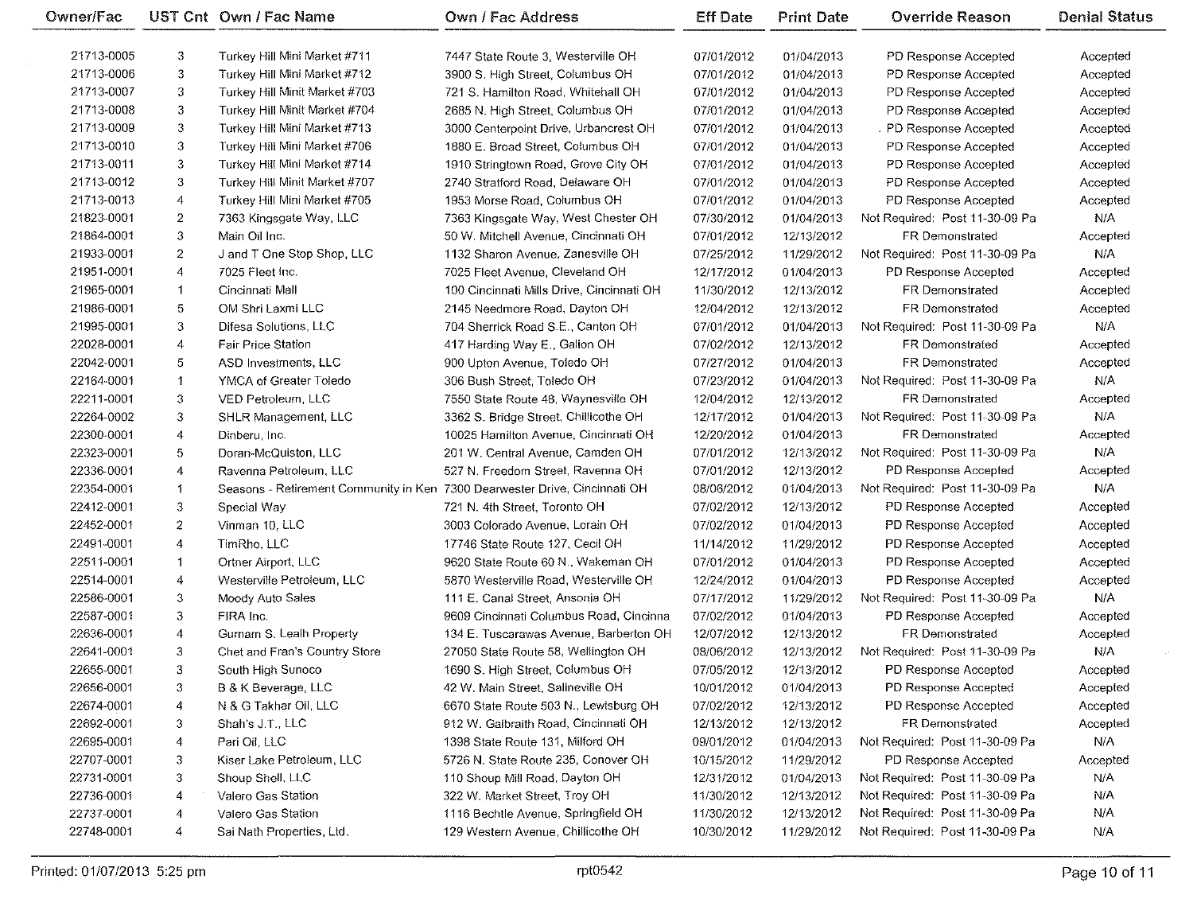| Owner/Fac | UST Cnt | Own / Fac Name | Own / Fac Address | Eff Date | Print Date | Override Reason | Denial Status |
|---|---|---|---|---|---|---|---|
| 21713-0005 | 3 | Turkey Hill Mini Market #711 | 7447 State Route 3, Westerville OH | 07/01/2012 | 01/04/2013 | PD Response Accepted | Accepted |
| 21713-0006 | 3 | Turkey Hill Mini Market #712 | 3900 S. High Street, Columbus OH | 07/01/2012 | 01/04/2013 | PD Response Accepted | Accepted |
| 21713-0007 | 3 | Turkey Hill Minit Market #703 | 721 S. Hamilton Road, Whitehall OH | 07/01/2012 | 01/04/2013 | PD Response Accepted | Accepted |
| 21713-0008 | 3 | Turkey Hill Minit Market #704 | 2685 N. High Street, Columbus OH | 07/01/2012 | 01/04/2013 | PD Response Accepted | Accepted |
| 21713-0009 | 3 | Turkey Hill Mini Market #713 | 3000 Centerpoint Drive, Urbancrest OH | 07/01/2012 | 01/04/2013 | PD Response Accepted | Accepted |
| 21713-0010 | 3 | Turkey Hill Mini Market #706 | 1880 E. Broad Street, Columbus OH | 07/01/2012 | 01/04/2013 | PD Response Accepted | Accepted |
| 21713-0011 | 3 | Turkey Hill Mini Market #714 | 1910 Stringtown Road, Grove City OH | 07/01/2012 | 01/04/2013 | PD Response Accepted | Accepted |
| 21713-0012 | 3 | Turkey Hill Minit Market #707 | 2740 Stratford Road, Delaware OH | 07/01/2012 | 01/04/2013 | PD Response Accepted | Accepted |
| 21713-0013 | 4 | Turkey Hill Mini Market #705 | 1953 Morse Road, Columbus OH | 07/01/2012 | 01/04/2013 | PD Response Accepted | Accepted |
| 21823-0001 | 2 | 7363 Kingsgate Way, LLC | 7363 Kingsgate Way, West Chester OH | 07/30/2012 | 01/04/2013 | Not Required: Post 11-30-09 Pa | N/A |
| 21864-0001 | 3 | Main Oil Inc. | 50 W. Mitchell Avenue, Cincinnati OH | 07/01/2012 | 12/13/2012 | FR Demonstrated | Accepted |
| 21933-0001 | 2 | J and T One Stop Shop, LLC | 1132 Sharon Avenue, Zanesville OH | 07/25/2012 | 11/29/2012 | Not Required: Post 11-30-09 Pa | N/A |
| 21951-0001 | 4 | 7025 Fleet Inc. | 7025 Fleet Avenue, Cleveland OH | 12/17/2012 | 01/04/2013 | PD Response Accepted | Accepted |
| 21965-0001 | 1 | Cincinnati Mall | 100 Cincinnati Mills Drive, Cincinnati OH | 11/30/2012 | 12/13/2012 | FR Demonstrated | Accepted |
| 21986-0001 | 5 | OM Shri Laxmi LLC | 2145 Needmore Road, Dayton OH | 12/04/2012 | 12/13/2012 | FR Demonstrated | Accepted |
| 21995-0001 | 3 | Difesa Solutions, LLC | 704 Sherrick Road S.E., Canton OH | 07/01/2012 | 01/04/2013 | Not Required: Post 11-30-09 Pa | N/A |
| 22028-0001 | 4 | Fair Price Station | 417 Harding Way E., Galion OH | 07/02/2012 | 12/13/2012 | FR Demonstrated | Accepted |
| 22042-0001 | 5 | ASD Investments, LLC | 900 Upton Avenue, Toledo OH | 07/27/2012 | 01/04/2013 | FR Demonstrated | Accepted |
| 22164-0001 | 1 | YMCA of Greater Toledo | 306 Bush Street, Toledo OH | 07/23/2012 | 01/04/2013 | Not Required: Post 11-30-09 Pa | N/A |
| 22211-0001 | 3 | VED Petroleum, LLC | 7550 State Route 48, Waynesville OH | 12/04/2012 | 12/13/2012 | FR Demonstrated | Accepted |
| 22264-0002 | 3 | SHLR Management, LLC | 3362 S. Bridge Street, Chillicothe OH | 12/17/2012 | 01/04/2013 | Not Required: Post 11-30-09 Pa | N/A |
| 22300-0001 | 4 | Dinberu, Inc. | 10025 Hamilton Avenue, Cincinnati OH | 12/20/2012 | 01/04/2013 | FR Demonstrated | Accepted |
| 22323-0001 | 5 | Doran-McQuiston, LLC | 201 W. Central Avenue, Camden OH | 07/01/2012 | 12/13/2012 | Not Required: Post 11-30-09 Pa | N/A |
| 22336-0001 | 4 | Ravenna Petroleum, LLC | 527 N. Freedom Street, Ravenna OH | 07/01/2012 | 12/13/2012 | PD Response Accepted | Accepted |
| 22354-0001 | 1 | Seasons - Retirement Community in Ken | 7300 Dearwester Drive, Cincinnati OH | 08/06/2012 | 01/04/2013 | Not Required: Post 11-30-09 Pa | N/A |
| 22412-0001 | 3 | Special Way | 721 N. 4th Street, Toronto OH | 07/02/2012 | 12/13/2012 | PD Response Accepted | Accepted |
| 22452-0001 | 2 | Vinman 10, LLC | 3003 Colorado Avenue, Lorain OH | 07/02/2012 | 01/04/2013 | PD Response Accepted | Accepted |
| 22491-0001 | 4 | TimRho, LLC | 17746 State Route 127, Cecil OH | 11/14/2012 | 11/29/2012 | PD Response Accepted | Accepted |
| 22511-0001 | 1 | Ortner Airport, LLC | 9620 State Route 60 N., Wakeman OH | 07/01/2012 | 01/04/2013 | PD Response Accepted | Accepted |
| 22514-0001 | 4 | Westerville Petroleum, LLC | 5870 Westerville Road, Westerville OH | 12/24/2012 | 01/04/2013 | PD Response Accepted | Accepted |
| 22586-0001 | 3 | Moody Auto Sales | 111 E. Canal Street, Ansonia OH | 07/17/2012 | 11/29/2012 | Not Required: Post 11-30-09 Pa | N/A |
| 22587-0001 | 3 | FIRA Inc. | 9609 Cincinnati Columbus Road, Cincinna | 07/02/2012 | 01/04/2013 | PD Response Accepted | Accepted |
| 22636-0001 | 4 | Gurnam S. Lealh Property | 134 E. Tuscarawas Avenue, Barberton OH | 12/07/2012 | 12/13/2012 | FR Demonstrated | Accepted |
| 22641-0001 | 3 | Chet and Fran's Country Store | 27050 State Route 58, Wellington OH | 08/06/2012 | 12/13/2012 | Not Required: Post 11-30-09 Pa | N/A |
| 22655-0001 | 3 | South High Sunoco | 1690 S. High Street, Columbus OH | 07/05/2012 | 12/13/2012 | PD Response Accepted | Accepted |
| 22656-0001 | 3 | B & K Beverage, LLC | 42 W. Main Street, Salineville OH | 10/01/2012 | 01/04/2013 | PD Response Accepted | Accepted |
| 22674-0001 | 4 | N & G Takhar Oil, LLC | 6670 State Route 503 N., Lewisburg OH | 07/02/2012 | 12/13/2012 | PD Response Accepted | Accepted |
| 22692-0001 | 3 | Shah's J.T., LLC | 912 W. Galbraith Road, Cincinnati OH | 12/13/2012 | 12/13/2012 | FR Demonstrated | Accepted |
| 22695-0001 | 4 | Pari Oil, LLC | 1398 State Route 131, Milford OH | 09/01/2012 | 01/04/2013 | Not Required: Post 11-30-09 Pa | N/A |
| 22707-0001 | 3 | Kiser Lake Petroleum, LLC | 5726 N. State Route 235, Conover OH | 10/15/2012 | 11/29/2012 | PD Response Accepted | Accepted |
| 22731-0001 | 3 | Shoup Shell, LLC | 110 Shoup Mill Road, Dayton OH | 12/31/2012 | 01/04/2013 | Not Required: Post 11-30-09 Pa | N/A |
| 22736-0001 | 4 | Valero Gas Station | 322 W. Market Street, Troy OH | 11/30/2012 | 12/13/2012 | Not Required: Post 11-30-09 Pa | N/A |
| 22737-0001 | 4 | Valero Gas Station | 1116 Bechtle Avenue, Springfield OH | 11/30/2012 | 12/13/2012 | Not Required: Post 11-30-09 Pa | N/A |
| 22748-0001 | 4 | Sai Nath Properties, Ltd. | 129 Western Avenue, Chillicothe OH | 10/30/2012 | 11/29/2012 | Not Required: Post 11-30-09 Pa | N/A |

Printed: 01/07/2013 5:25 pm    rpt0542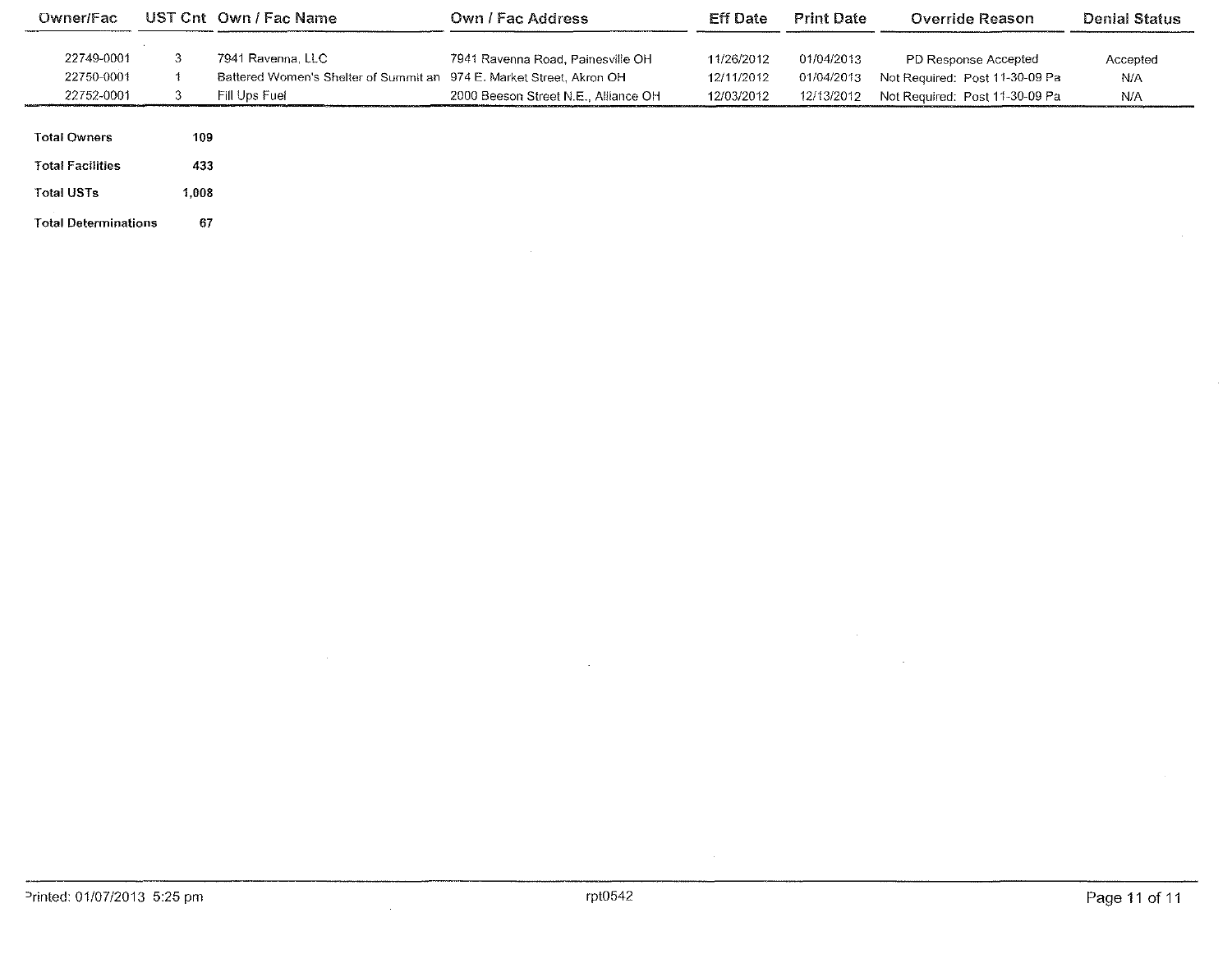| Owner/Fac | UST Cnt | Own / Fac Name | Own / Fac Address | Eff Date | Print Date | Override Reason | Denial Status |
|---|---|---|---|---|---|---|---|
| 22749-0001 | 3 | 7941 Ravenna, LLC | 7941 Ravenna Road, Painesville OH | 11/26/2012 | 01/04/2013 | PD Response Accepted | Accepted |
| 22750-0001 | 1 | Battered Women's Shelter of Summit an | 974 E. Market Street, Akron OH | 12/11/2012 | 01/04/2013 | Not Required: Post 11-30-09 Pa | N/A |
| 22752-0001 | 3 | Fill Ups Fuel | 2000 Beeson Street N.E., Alliance OH | 12/03/2012 | 12/13/2012 | Not Required: Post 11-30-09 Pa | N/A |

| | |
|---|---|
| **Total Owners** | **109** |
| **Total Facilities** | **433** |
| **Total USTs** | **1,008** |
| **Total Determinations** | **67** |

Printed: 01/07/2013 5:25 pm rpt0542